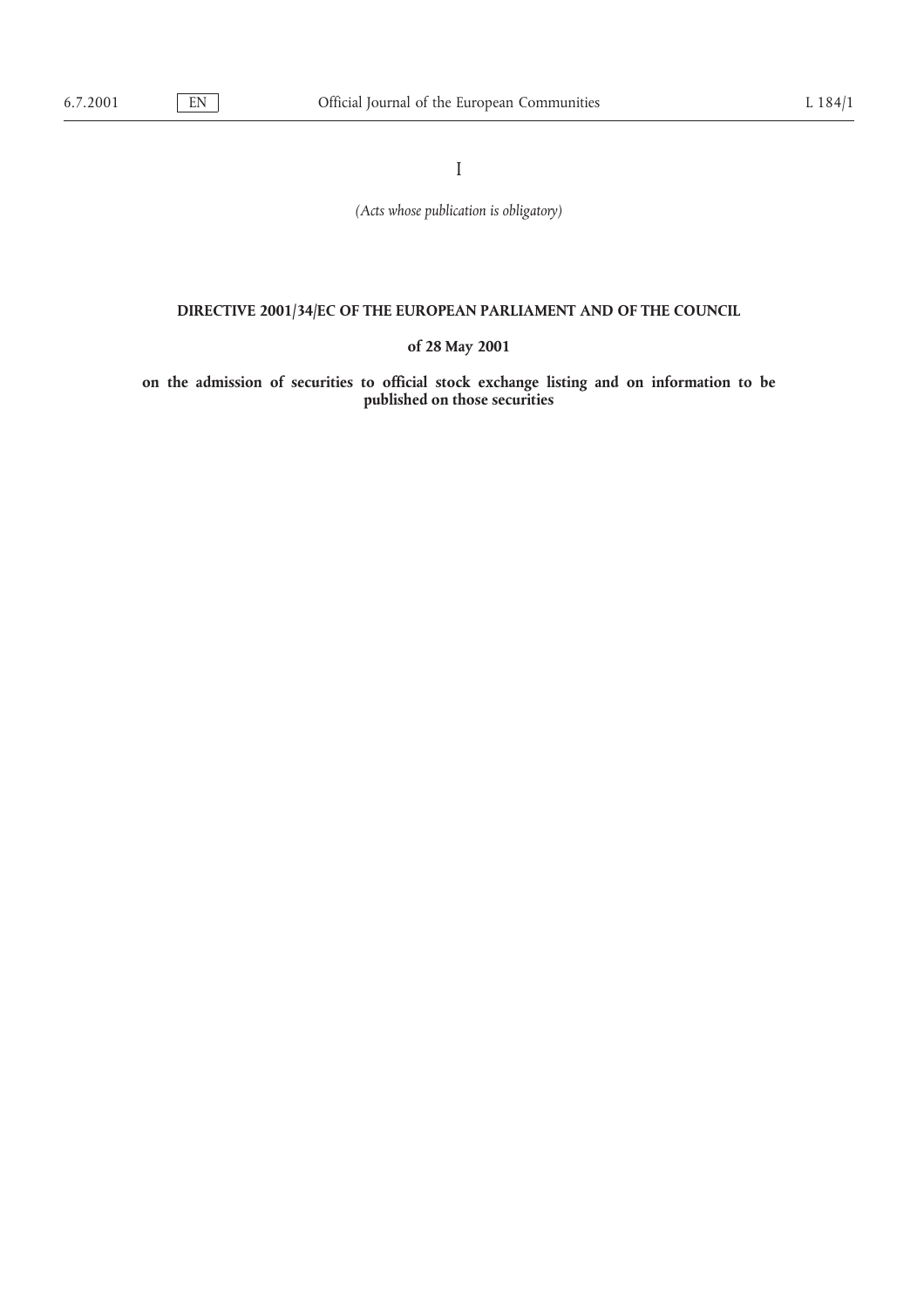I

*(Acts whose publication is obligatory)*

**DIRECTIVE 2001/34/EC OF THE EUROPEAN PARLIAMENT AND OF THE COUNCIL**

**of 28 May 2001**

**on the admission of securities to official stock exchange listing and on information to be published on those securities**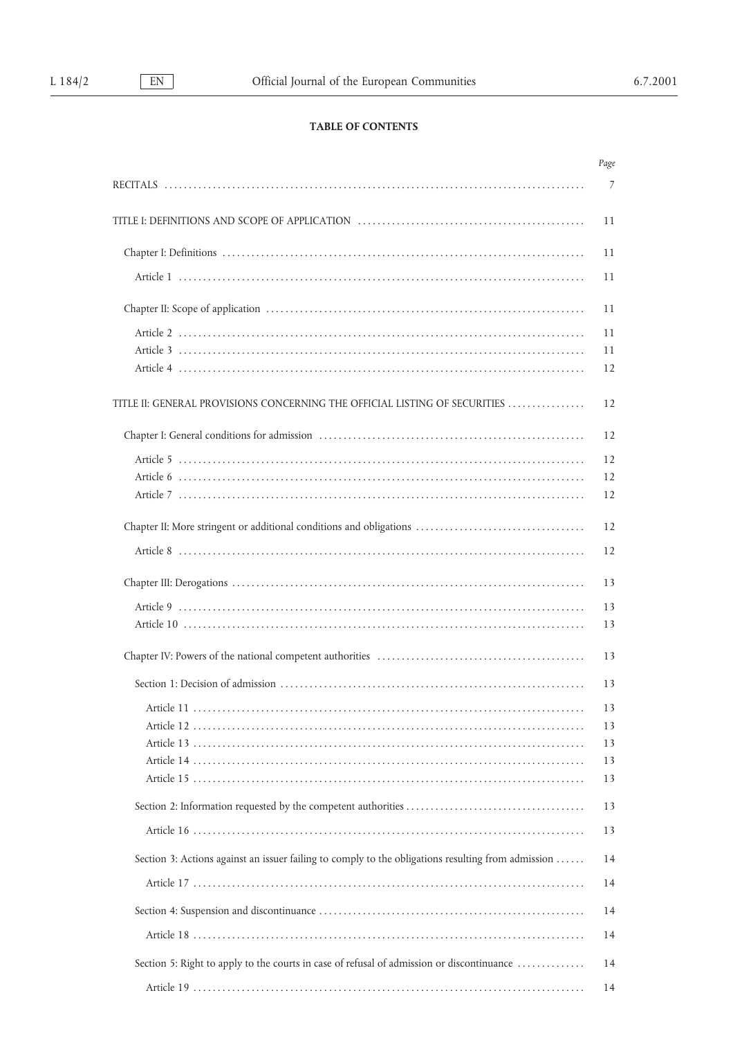**TABLE OF CONTENTS**

| | Page |
|---|---|
| RECITALS | 7 |
| TITLE I: DEFINITIONS AND SCOPE OF APPLICATION | 11 |
| Chapter I: Definitions | 11 |
| Article 1 | 11 |
| Chapter II: Scope of application | 11 |
| Article 2 | 11 |
| Article 3 | 11 |
| Article 4 | 12 |
| TITLE II: GENERAL PROVISIONS CONCERNING THE OFFICIAL LISTING OF SECURITIES | 12 |
| Chapter I: General conditions for admission | 12 |
| Article 5 | 12 |
| Article 6 | 12 |
| Article 7 | 12 |
| Chapter II: More stringent or additional conditions and obligations | 12 |
| Article 8 | 12 |
| Chapter III: Derogations | 13 |
| Article 9 | 13 |
| Article 10 | 13 |
| Chapter IV: Powers of the national competent authorities | 13 |
| Section 1: Decision of admission | 13 |
| Article 11 | 13 |
| Article 12 | 13 |
| Article 13 | 13 |
| Article 14 | 13 |
| Article 15 | 13 |
| Section 2: Information requested by the competent authorities | 13 |
| Article 16 | 13 |
| Section 3: Actions against an issuer failing to comply to the obligations resulting from admission | 14 |
| Article 17 | 14 |
| Section 4: Suspension and discontinuance | 14 |
| Article 18 | 14 |
| Section 5: Right to apply to the courts in case of refusal of admission or discontinuance | 14 |
| Article 19 | 14 |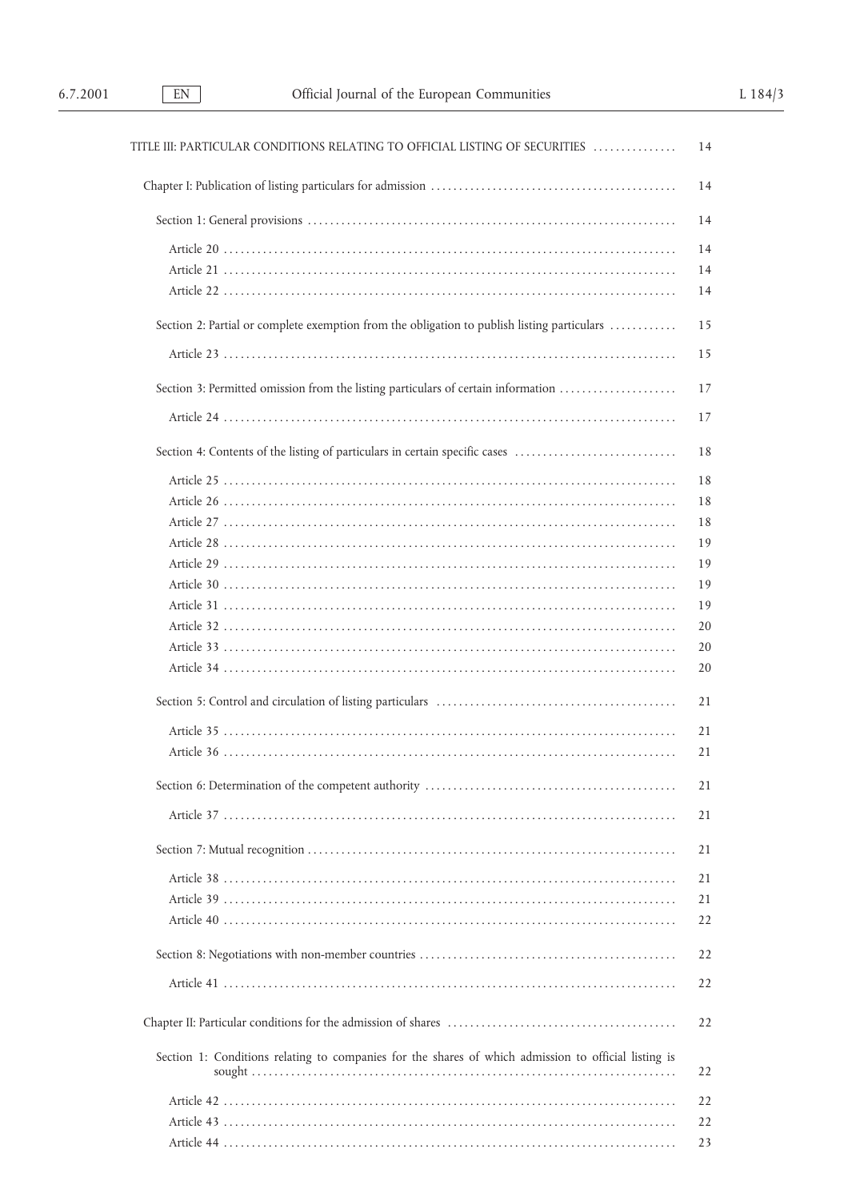| | |
|---|---|
| TITLE III: PARTICULAR CONDITIONS RELATING TO OFFICIAL LISTING OF SECURITIES | 14 |
| Chapter I: Publication of listing particulars for admission | 14 |
| Section 1: General provisions | 14 |
| Article 20 | 14 |
| Article 21 | 14 |
| Article 22 | 14 |
| Section 2: Partial or complete exemption from the obligation to publish listing particulars | 15 |
| Article 23 | 15 |
| Section 3: Permitted omission from the listing particulars of certain information | 17 |
| Article 24 | 17 |
| Section 4: Contents of the listing of particulars in certain specific cases | 18 |
| Article 25 | 18 |
| Article 26 | 18 |
| Article 27 | 18 |
| Article 28 | 19 |
| Article 29 | 19 |
| Article 30 | 19 |
| Article 31 | 19 |
| Article 32 | 20 |
| Article 33 | 20 |
| Article 34 | 20 |
| Section 5: Control and circulation of listing particulars | 21 |
| Article 35 | 21 |
| Article 36 | 21 |
| Section 6: Determination of the competent authority | 21 |
| Article 37 | 21 |
| Section 7: Mutual recognition | 21 |
| Article 38 | 21 |
| Article 39 | 21 |
| Article 40 | 22 |
| Section 8: Negotiations with non-member countries | 22 |
| Article 41 | 22 |
| Chapter II: Particular conditions for the admission of shares | 22 |
| Section 1: Conditions relating to companies for the shares of which admission to official listing is sought | 22 |
| Article 42 | 22 |
| Article 43 | 22 |
| Article 44 | 23 |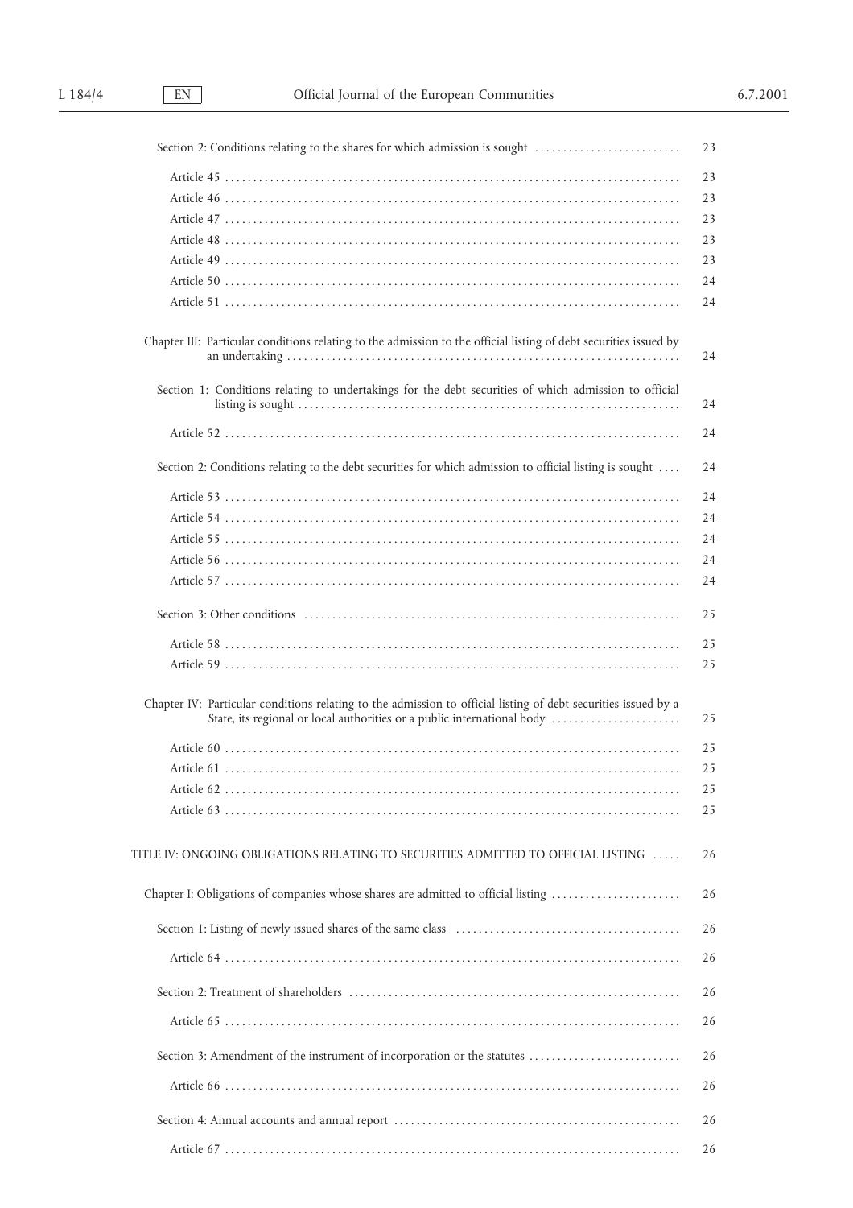| | |
|---|---|
| Section 2: Conditions relating to the shares for which admission is sought | 23 |
| Article 45 | 23 |
| Article 46 | 23 |
| Article 47 | 23 |
| Article 48 | 23 |
| Article 49 | 23 |
| Article 50 | 24 |
| Article 51 | 24 |
| Chapter III: Particular conditions relating to the admission to the official listing of debt securities issued by an undertaking | 24 |
| Section 1: Conditions relating to undertakings for the debt securities of which admission to official listing is sought | 24 |
| Article 52 | 24 |
| Section 2: Conditions relating to the debt securities for which admission to official listing is sought | 24 |
| Article 53 | 24 |
| Article 54 | 24 |
| Article 55 | 24 |
| Article 56 | 24 |
| Article 57 | 24 |
| Section 3: Other conditions | 25 |
| Article 58 | 25 |
| Article 59 | 25 |
| Chapter IV: Particular conditions relating to the admission to official listing of debt securities issued by a State, its regional or local authorities or a public international body | 25 |
| Article 60 | 25 |
| Article 61 | 25 |
| Article 62 | 25 |
| Article 63 | 25 |
| TITLE IV: ONGOING OBLIGATIONS RELATING TO SECURITIES ADMITTED TO OFFICIAL LISTING | 26 |
| Chapter I: Obligations of companies whose shares are admitted to official listing | 26 |
| Section 1: Listing of newly issued shares of the same class | 26 |
| Article 64 | 26 |
| Section 2: Treatment of shareholders | 26 |
| Article 65 | 26 |
| Section 3: Amendment of the instrument of incorporation or the statutes | 26 |
| Article 66 | 26 |
| Section 4: Annual accounts and annual report | 26 |
| Article 67 | 26 |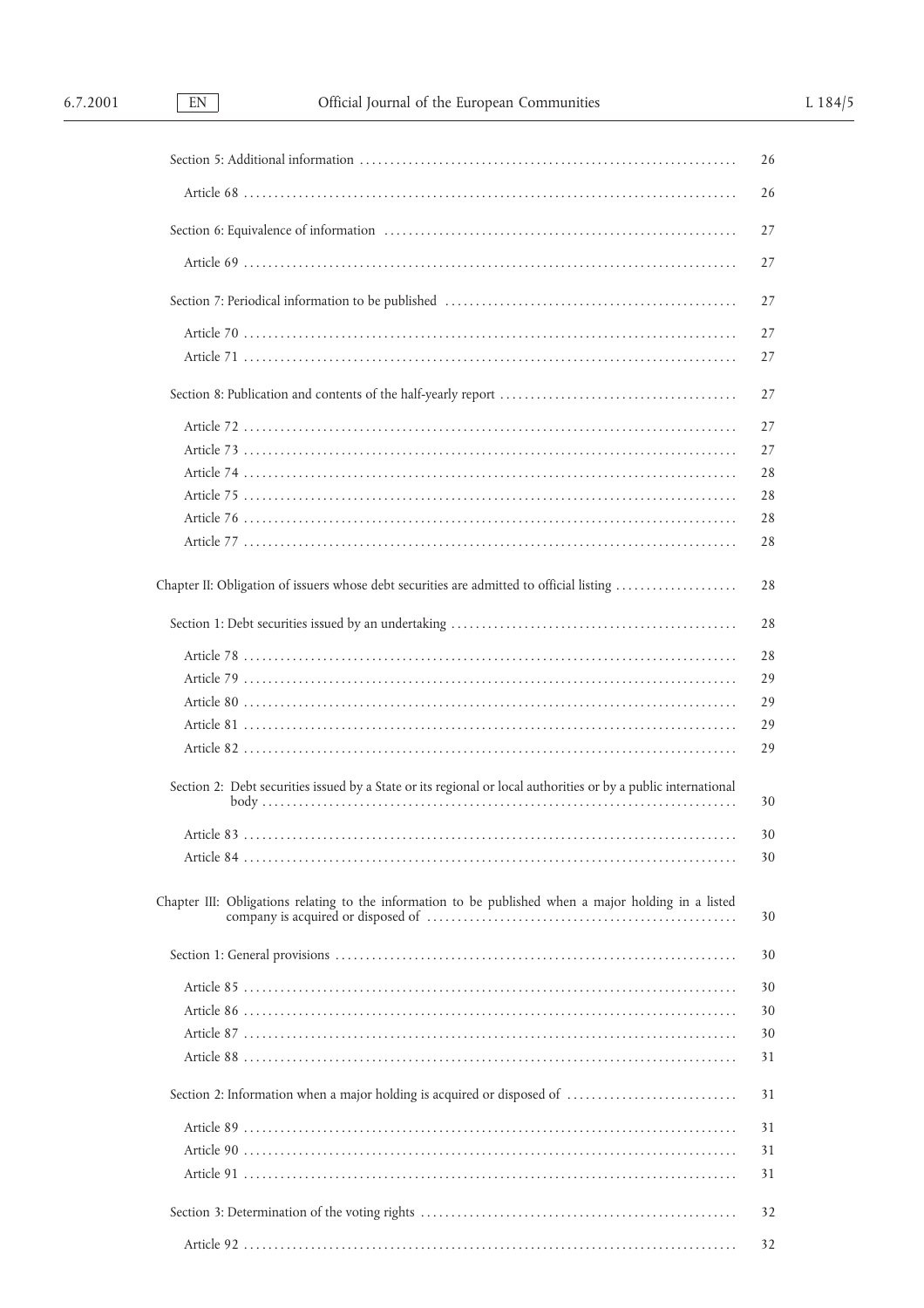| | |
|---|---|
| Section 5: Additional information | 26 |
| Article 68 | 26 |
| Section 6: Equivalence of information | 27 |
| Article 69 | 27 |
| Section 7: Periodical information to be published | 27 |
| Article 70 | 27 |
| Article 71 | 27 |
| Section 8: Publication and contents of the half-yearly report | 27 |
| Article 72 | 27 |
| Article 73 | 27 |
| Article 74 | 28 |
| Article 75 | 28 |
| Article 76 | 28 |
| Article 77 | 28 |
| Chapter II: Obligation of issuers whose debt securities are admitted to official listing | 28 |
| Section 1: Debt securities issued by an undertaking | 28 |
| Article 78 | 28 |
| Article 79 | 29 |
| Article 80 | 29 |
| Article 81 | 29 |
| Article 82 | 29 |
| Section 2: Debt securities issued by a State or its regional or local authorities or by a public international body | 30 |
| Article 83 | 30 |
| Article 84 | 30 |
| Chapter III: Obligations relating to the information to be published when a major holding in a listed company is acquired or disposed of | 30 |
| Section 1: General provisions | 30 |
| Article 85 | 30 |
| Article 86 | 30 |
| Article 87 | 30 |
| Article 88 | 31 |
| Section 2: Information when a major holding is acquired or disposed of | 31 |
| Article 89 | 31 |
| Article 90 | 31 |
| Article 91 | 31 |
| Section 3: Determination of the voting rights | 32 |
| Article 92 | 32 |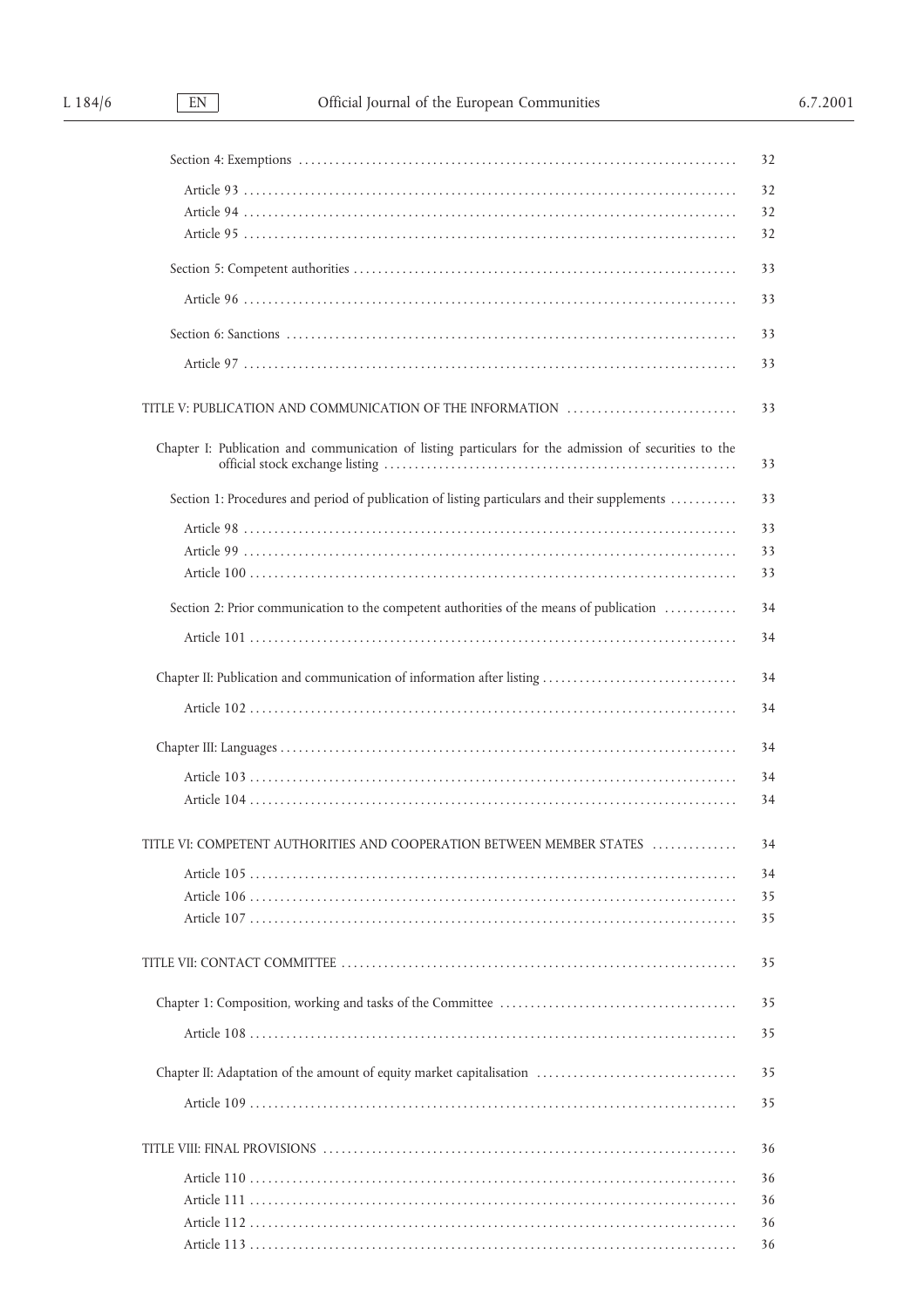| | |
|---|---|
| Section 4: Exemptions | 32 |
| Article 93 | 32 |
| Article 94 | 32 |
| Article 95 | 32 |
| Section 5: Competent authorities | 33 |
| Article 96 | 33 |
| Section 6: Sanctions | 33 |
| Article 97 | 33 |
| TITLE V: PUBLICATION AND COMMUNICATION OF THE INFORMATION | 33 |
| Chapter I: Publication and communication of listing particulars for the admission of securities to the official stock exchange listing | 33 |
| Section 1: Procedures and period of publication of listing particulars and their supplements | 33 |
| Article 98 | 33 |
| Article 99 | 33 |
| Article 100 | 33 |
| Section 2: Prior communication to the competent authorities of the means of publication | 34 |
| Article 101 | 34 |
| Chapter II: Publication and communication of information after listing | 34 |
| Article 102 | 34 |
| Chapter III: Languages | 34 |
| Article 103 | 34 |
| Article 104 | 34 |
| TITLE VI: COMPETENT AUTHORITIES AND COOPERATION BETWEEN MEMBER STATES | 34 |
| Article 105 | 34 |
| Article 106 | 35 |
| Article 107 | 35 |
| TITLE VII: CONTACT COMMITTEE | 35 |
| Chapter 1: Composition, working and tasks of the Committee | 35 |
| Article 108 | 35 |
| Chapter II: Adaptation of the amount of equity market capitalisation | 35 |
| Article 109 | 35 |
| TITLE VIII: FINAL PROVISIONS | 36 |
| Article 110 | 36 |
| Article 111 | 36 |
| Article 112 | 36 |
| Article 113 | 36 |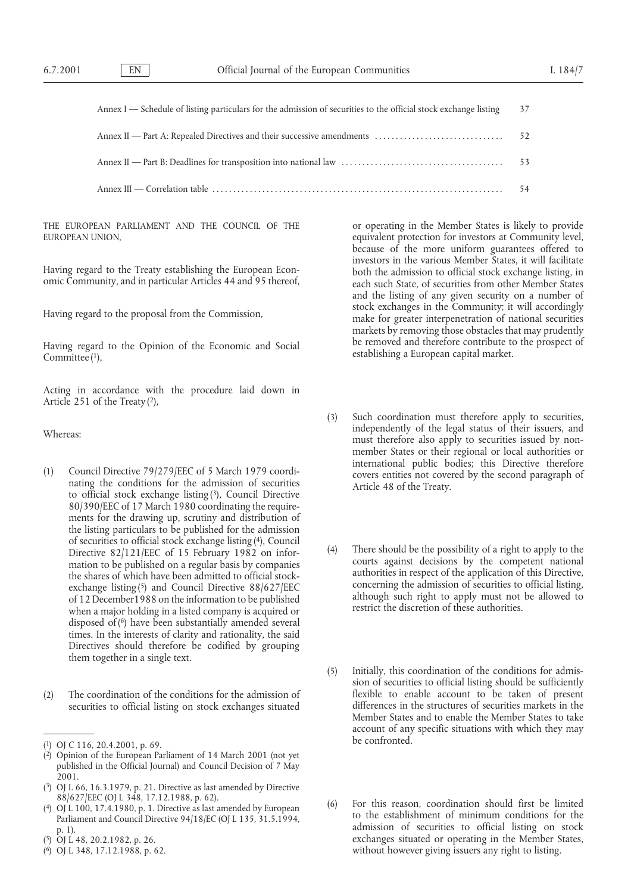| | |
|---|---|
| Annex I — Schedule of listing particulars for the admission of securities to the official stock exchange listing | 37 |
| Annex II — Part A: Repealed Directives and their successive amendments | 52 |
| Annex II — Part B: Deadlines for transposition into national law | 53 |
| Annex III — Correlation table | 54 |

THE EUROPEAN PARLIAMENT AND THE COUNCIL OF THE EUROPEAN UNION,

Having regard to the Treaty establishing the European Economic Community, and in particular Articles 44 and 95 thereof,

Having regard to the proposal from the Commission,

Having regard to the Opinion of the Economic and Social Committee [1],

Acting in accordance with the procedure laid down in Article 251 of the Treaty [2],

Whereas:

(1) Council Directive 79/279/EEC of 5 March 1979 coordinating the conditions for the admission of securities to official stock exchange listing [3], Council Directive 80/390/EEC of 17 March 1980 coordinating the requirements for the drawing up, scrutiny and distribution of the listing particulars to be published for the admission of securities to official stock exchange listing [4], Council Directive 82/121/EEC of 15 February 1982 on information to be published on a regular basis by companies the shares of which have been admitted to official stock-exchange listing [5] and Council Directive 88/627/EEC of 12 December1988 on the information to be published when a major holding in a listed company is acquired or disposed of [6] have been substantially amended several times. In the interests of clarity and rationality, the said Directives should therefore be codified by grouping them together in a single text.

(2) The coordination of the conditions for the admission of securities to official listing on stock exchanges situated or operating in the Member States is likely to provide equivalent protection for investors at Community level, because of the more uniform guarantees offered to investors in the various Member States, it will facilitate both the admission to official stock exchange listing, in each such State, of securities from other Member States and the listing of any given security on a number of stock exchanges in the Community; it will accordingly make for greater interpenetration of national securities markets by removing those obstacles that may prudently be removed and therefore contribute to the prospect of establishing a European capital market.

(3) Such coordination must therefore apply to securities, independently of the legal status of their issuers, and must therefore also apply to securities issued by non-member States or their regional or local authorities or international public bodies; this Directive therefore covers entities not covered by the second paragraph of Article 48 of the Treaty.

(4) There should be the possibility of a right to apply to the courts against decisions by the competent national authorities in respect of the application of this Directive, concerning the admission of securities to official listing, although such right to apply must not be allowed to restrict the discretion of these authorities.

(5) Initially, this coordination of the conditions for admission of securities to official listing should be sufficiently flexible to enable account to be taken of present differences in the structures of securities markets in the Member States and to enable the Member States to take account of any specific situations with which they may be confronted.

(6) For this reason, coordination should first be limited to the establishment of minimum conditions for the admission of securities to official listing on stock exchanges situated or operating in the Member States, without however giving issuers any right to listing.

---

[1] OJ C 116, 20.4.2001, p. 69.

[2] Opinion of the European Parliament of 14 March 2001 (not yet published in the Official Journal) and Council Decision of 7 May 2001.

[3] OJ L 66, 16.3.1979, p. 21. Directive as last amended by Directive 88/627/EEC (OJ L 348, 17.12.1988, p. 62).

[4] OJ L 100, 17.4.1980, p. 1. Directive as last amended by European Parliament and Council Directive 94/18/EC (OJ L 135, 31.5.1994, p. 1).

[5] OJ L 48, 20.2.1982, p. 26.

[6] OJ L 348, 17.12.1988, p. 62.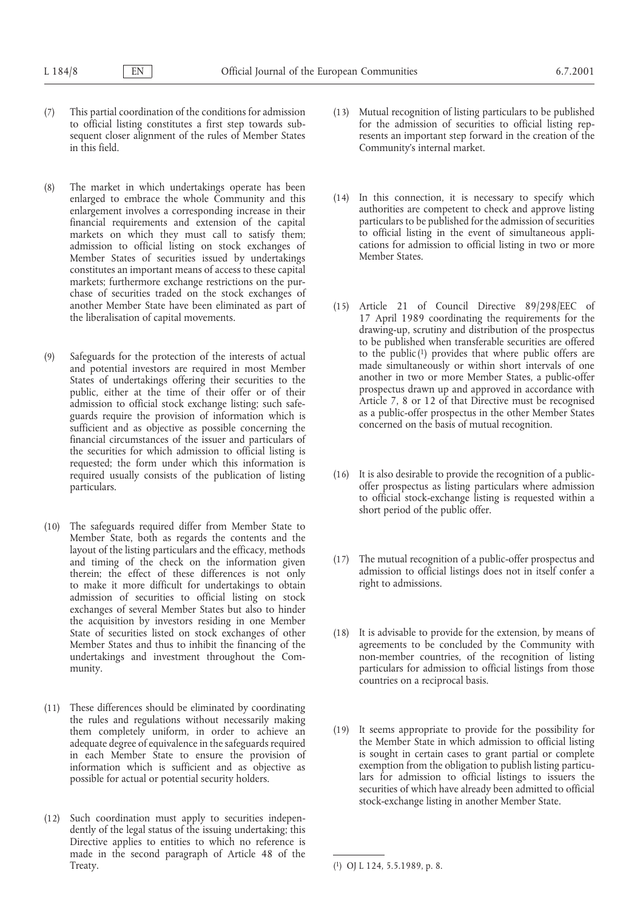(7) This partial coordination of the conditions for admission to official listing constitutes a first step towards subsequent closer alignment of the rules of Member States in this field.

(8) The market in which undertakings operate has been enlarged to embrace the whole Community and this enlargement involves a corresponding increase in their financial requirements and extension of the capital markets on which they must call to satisfy them; admission to official listing on stock exchanges of Member States of securities issued by undertakings constitutes an important means of access to these capital markets; furthermore exchange restrictions on the purchase of securities traded on the stock exchanges of another Member State have been eliminated as part of the liberalisation of capital movements.

(9) Safeguards for the protection of the interests of actual and potential investors are required in most Member States of undertakings offering their securities to the public, either at the time of their offer or of their admission to official stock exchange listing; such safeguards require the provision of information which is sufficient and as objective as possible concerning the financial circumstances of the issuer and particulars of the securities for which admission to official listing is requested; the form under which this information is required usually consists of the publication of listing particulars.

(10) The safeguards required differ from Member State to Member State, both as regards the contents and the layout of the listing particulars and the efficacy, methods and timing of the check on the information given therein; the effect of these differences is not only to make it more difficult for undertakings to obtain admission of securities to official listing on stock exchanges of several Member States but also to hinder the acquisition by investors residing in one Member State of securities listed on stock exchanges of other Member States and thus to inhibit the financing of the undertakings and investment throughout the Community.

(11) These differences should be eliminated by coordinating the rules and regulations without necessarily making them completely uniform, in order to achieve an adequate degree of equivalence in the safeguards required in each Member State to ensure the provision of information which is sufficient and as objective as possible for actual or potential security holders.

(12) Such coordination must apply to securities independently of the legal status of the issuing undertaking; this Directive applies to entities to which no reference is made in the second paragraph of Article 48 of the Treaty.

(13) Mutual recognition of listing particulars to be published for the admission of securities to official listing represents an important step forward in the creation of the Community's internal market.

(14) In this connection, it is necessary to specify which authorities are competent to check and approve listing particulars to be published for the admission of securities to official listing in the event of simultaneous applications for admission to official listing in two or more Member States.

(15) Article 21 of Council Directive 89/298/EEC of 17 April 1989 coordinating the requirements for the drawing-up, scrutiny and distribution of the prospectus to be published when transferable securities are offered to the public [1] provides that where public offers are made simultaneously or within short intervals of one another in two or more Member States, a public-offer prospectus drawn up and approved in accordance with Article 7, 8 or 12 of that Directive must be recognised as a public-offer prospectus in the other Member States concerned on the basis of mutual recognition.

(16) It is also desirable to provide the recognition of a public-offer prospectus as listing particulars where admission to official stock-exchange listing is requested within a short period of the public offer.

(17) The mutual recognition of a public-offer prospectus and admission to official listings does not in itself confer a right to admissions.

(18) It is advisable to provide for the extension, by means of agreements to be concluded by the Community with non-member countries, of the recognition of listing particulars for admission to official listings from those countries on a reciprocal basis.

(19) It seems appropriate to provide for the possibility for the Member State in which admission to official listing is sought in certain cases to grant partial or complete exemption from the obligation to publish listing particulars for admission to official listings to issuers the securities of which have already been admitted to official stock-exchange listing in another Member State.

[1] OJ L 124, 5.5.1989, p. 8.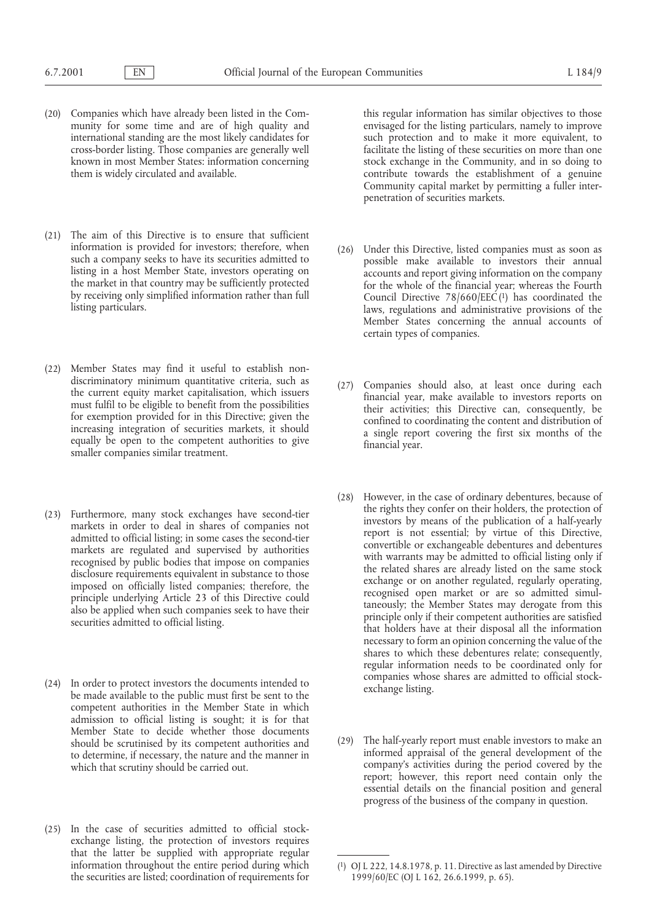(20) Companies which have already been listed in the Community for some time and are of high quality and international standing are the most likely candidates for cross-border listing. Those companies are generally well known in most Member States: information concerning them is widely circulated and available.

(21) The aim of this Directive is to ensure that sufficient information is provided for investors; therefore, when such a company seeks to have its securities admitted to listing in a host Member State, investors operating on the market in that country may be sufficiently protected by receiving only simplified information rather than full listing particulars.

(22) Member States may find it useful to establish non-discriminatory minimum quantitative criteria, such as the current equity market capitalisation, which issuers must fulfil to be eligible to benefit from the possibilities for exemption provided for in this Directive; given the increasing integration of securities markets, it should equally be open to the competent authorities to give smaller companies similar treatment.

(23) Furthermore, many stock exchanges have second-tier markets in order to deal in shares of companies not admitted to official listing; in some cases the second-tier markets are regulated and supervised by authorities recognised by public bodies that impose on companies disclosure requirements equivalent in substance to those imposed on officially listed companies; therefore, the principle underlying Article 23 of this Directive could also be applied when such companies seek to have their securities admitted to official listing.

(24) In order to protect investors the documents intended to be made available to the public must first be sent to the competent authorities in the Member State in which admission to official listing is sought; it is for that Member State to decide whether those documents should be scrutinised by its competent authorities and to determine, if necessary, the nature and the manner in which that scrutiny should be carried out.

(25) In the case of securities admitted to official stock-exchange listing, the protection of investors requires that the latter be supplied with appropriate regular information throughout the entire period during which the securities are listed; coordination of requirements for this regular information has similar objectives to those envisaged for the listing particulars, namely to improve such protection and to make it more equivalent, to facilitate the listing of these securities on more than one stock exchange in the Community, and in so doing to contribute towards the establishment of a genuine Community capital market by permitting a fuller interpenetration of securities markets.

(26) Under this Directive, listed companies must as soon as possible make available to investors their annual accounts and report giving information on the company for the whole of the financial year; whereas the Fourth Council Directive 78/660/EEC [1] has coordinated the laws, regulations and administrative provisions of the Member States concerning the annual accounts of certain types of companies.

(27) Companies should also, at least once during each financial year, make available to investors reports on their activities; this Directive can, consequently, be confined to coordinating the content and distribution of a single report covering the first six months of the financial year.

(28) However, in the case of ordinary debentures, because of the rights they confer on their holders, the protection of investors by means of the publication of a half-yearly report is not essential; by virtue of this Directive, convertible or exchangeable debentures and debentures with warrants may be admitted to official listing only if the related shares are already listed on the same stock exchange or on another regulated, regularly operating, recognised open market or are so admitted simultaneously; the Member States may derogate from this principle only if their competent authorities are satisfied that holders have at their disposal all the information necessary to form an opinion concerning the value of the shares to which these debentures relate; consequently, regular information needs to be coordinated only for companies whose shares are admitted to official stock-exchange listing.

(29) The half-yearly report must enable investors to make an informed appraisal of the general development of the company's activities during the period covered by the report; however, this report need contain only the essential details on the financial position and general progress of the business of the company in question.

---

[1] OJ L 222, 14.8.1978, p. 11. Directive as last amended by Directive 1999/60/EC (OJ L 162, 26.6.1999, p. 65).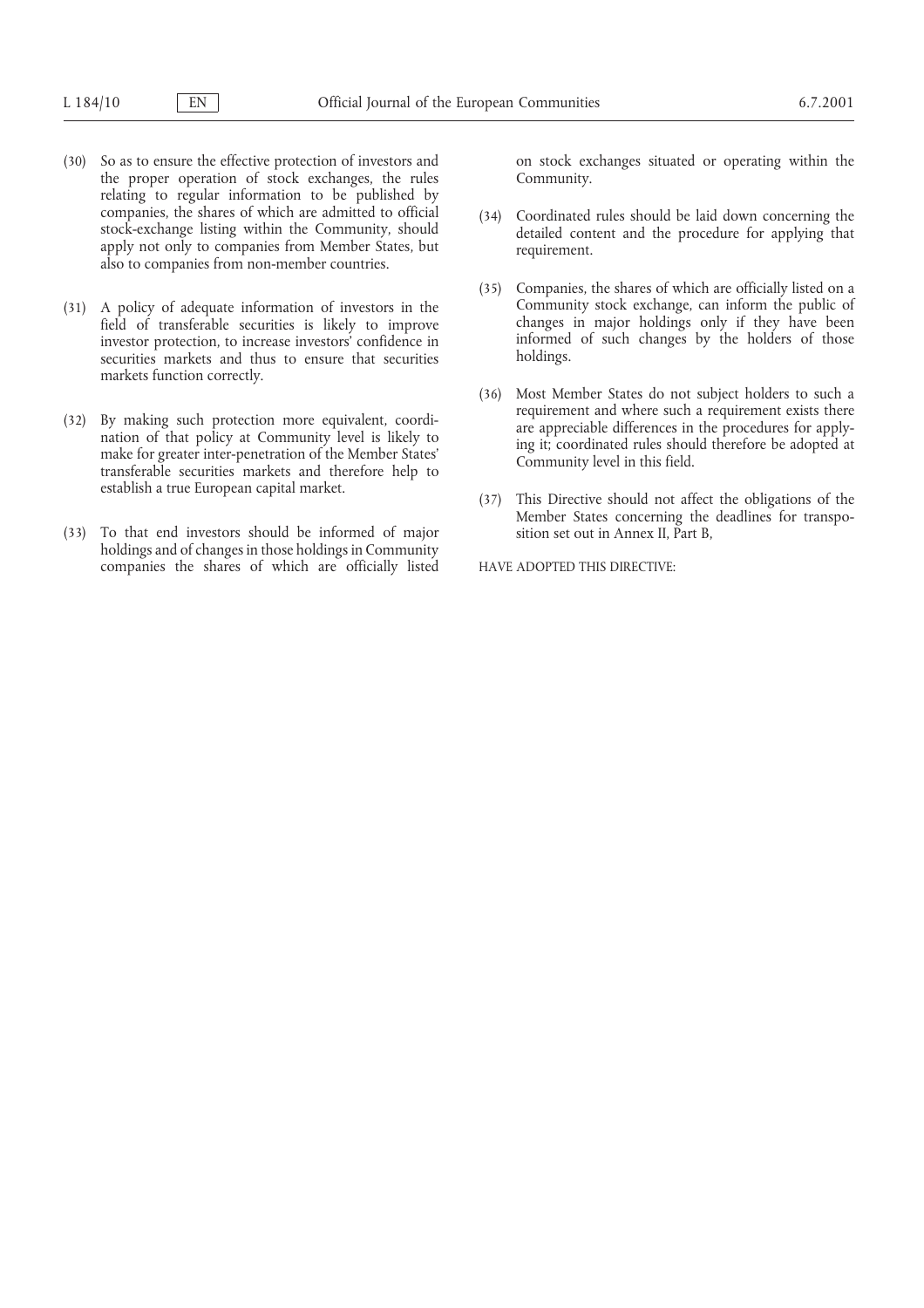(30) So as to ensure the effective protection of investors and the proper operation of stock exchanges, the rules relating to regular information to be published by companies, the shares of which are admitted to official stock-exchange listing within the Community, should apply not only to companies from Member States, but also to companies from non-member countries.

(31) A policy of adequate information of investors in the field of transferable securities is likely to improve investor protection, to increase investors' confidence in securities markets and thus to ensure that securities markets function correctly.

(32) By making such protection more equivalent, coordination of that policy at Community level is likely to make for greater inter-penetration of the Member States' transferable securities markets and therefore help to establish a true European capital market.

(33) To that end investors should be informed of major holdings and of changes in those holdings in Community companies the shares of which are officially listed on stock exchanges situated or operating within the Community.

(34) Coordinated rules should be laid down concerning the detailed content and the procedure for applying that requirement.

(35) Companies, the shares of which are officially listed on a Community stock exchange, can inform the public of changes in major holdings only if they have been informed of such changes by the holders of those holdings.

(36) Most Member States do not subject holders to such a requirement and where such a requirement exists there are appreciable differences in the procedures for applying it; coordinated rules should therefore be adopted at Community level in this field.

(37) This Directive should not affect the obligations of the Member States concerning the deadlines for transposition set out in Annex II, Part B,

HAVE ADOPTED THIS DIRECTIVE: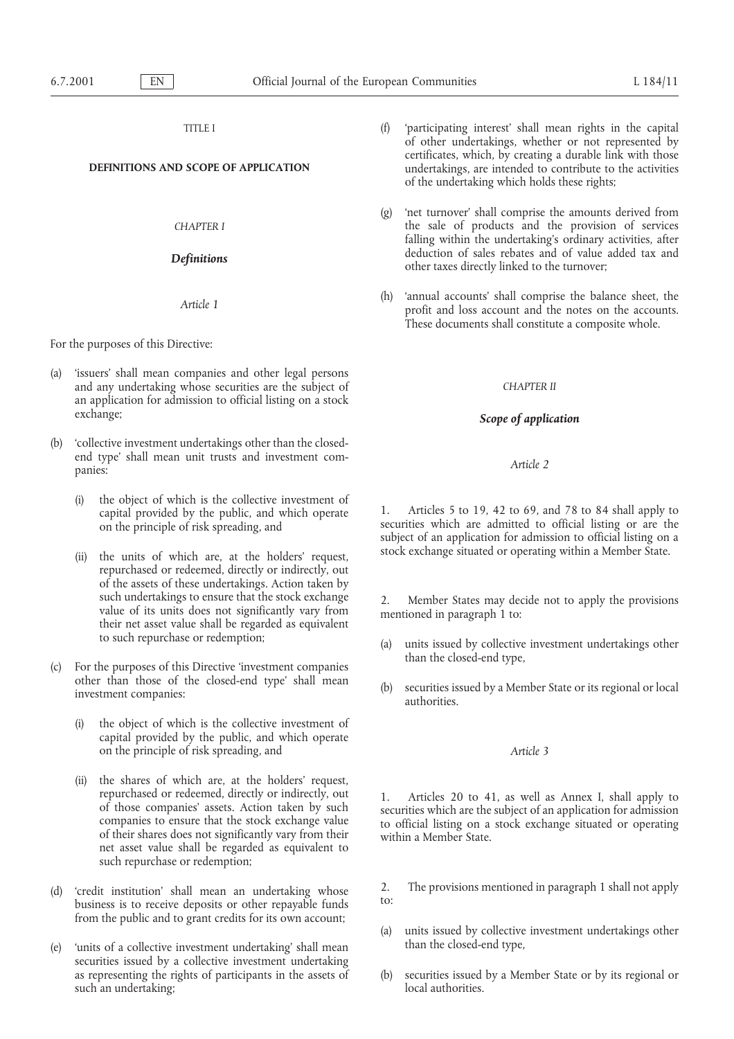TITLE I

**DEFINITIONS AND SCOPE OF APPLICATION**

*CHAPTER I*

***Definitions***

*Article 1*

For the purposes of this Directive:

(a) 'issuers' shall mean companies and other legal persons and any undertaking whose securities are the subject of an application for admission to official listing on a stock exchange;

(b) 'collective investment undertakings other than the closed-end type' shall mean unit trusts and investment companies:

   (i) the object of which is the collective investment of capital provided by the public, and which operate on the principle of risk spreading, and

   (ii) the units of which are, at the holders' request, repurchased or redeemed, directly or indirectly, out of the assets of these undertakings. Action taken by such undertakings to ensure that the stock exchange value of its units does not significantly vary from their net asset value shall be regarded as equivalent to such repurchase or redemption;

(c) For the purposes of this Directive 'investment companies other than those of the closed-end type' shall mean investment companies:

   (i) the object of which is the collective investment of capital provided by the public, and which operate on the principle of risk spreading, and

   (ii) the shares of which are, at the holders' request, repurchased or redeemed, directly or indirectly, out of those companies' assets. Action taken by such companies to ensure that the stock exchange value of their shares does not significantly vary from their net asset value shall be regarded as equivalent to such repurchase or redemption;

(d) 'credit institution' shall mean an undertaking whose business is to receive deposits or other repayable funds from the public and to grant credits for its own account;

(e) 'units of a collective investment undertaking' shall mean securities issued by a collective investment undertaking as representing the rights of participants in the assets of such an undertaking;

(f) 'participating interest' shall mean rights in the capital of other undertakings, whether or not represented by certificates, which, by creating a durable link with those undertakings, are intended to contribute to the activities of the undertaking which holds these rights;

(g) 'net turnover' shall comprise the amounts derived from the sale of products and the provision of services falling within the undertaking's ordinary activities, after deduction of sales rebates and of value added tax and other taxes directly linked to the turnover;

(h) 'annual accounts' shall comprise the balance sheet, the profit and loss account and the notes on the accounts. These documents shall constitute a composite whole.

*CHAPTER II*

***Scope of application***

*Article 2*

1. Articles 5 to 19, 42 to 69, and 78 to 84 shall apply to securities which are admitted to official listing or are the subject of an application for admission to official listing on a stock exchange situated or operating within a Member State.

2. Member States may decide not to apply the provisions mentioned in paragraph 1 to:

(a) units issued by collective investment undertakings other than the closed-end type,

(b) securities issued by a Member State or its regional or local authorities.

*Article 3*

1. Articles 20 to 41, as well as Annex I, shall apply to securities which are the subject of an application for admission to official listing on a stock exchange situated or operating within a Member State.

2. The provisions mentioned in paragraph 1 shall not apply to:

(a) units issued by collective investment undertakings other than the closed-end type,

(b) securities issued by a Member State or by its regional or local authorities.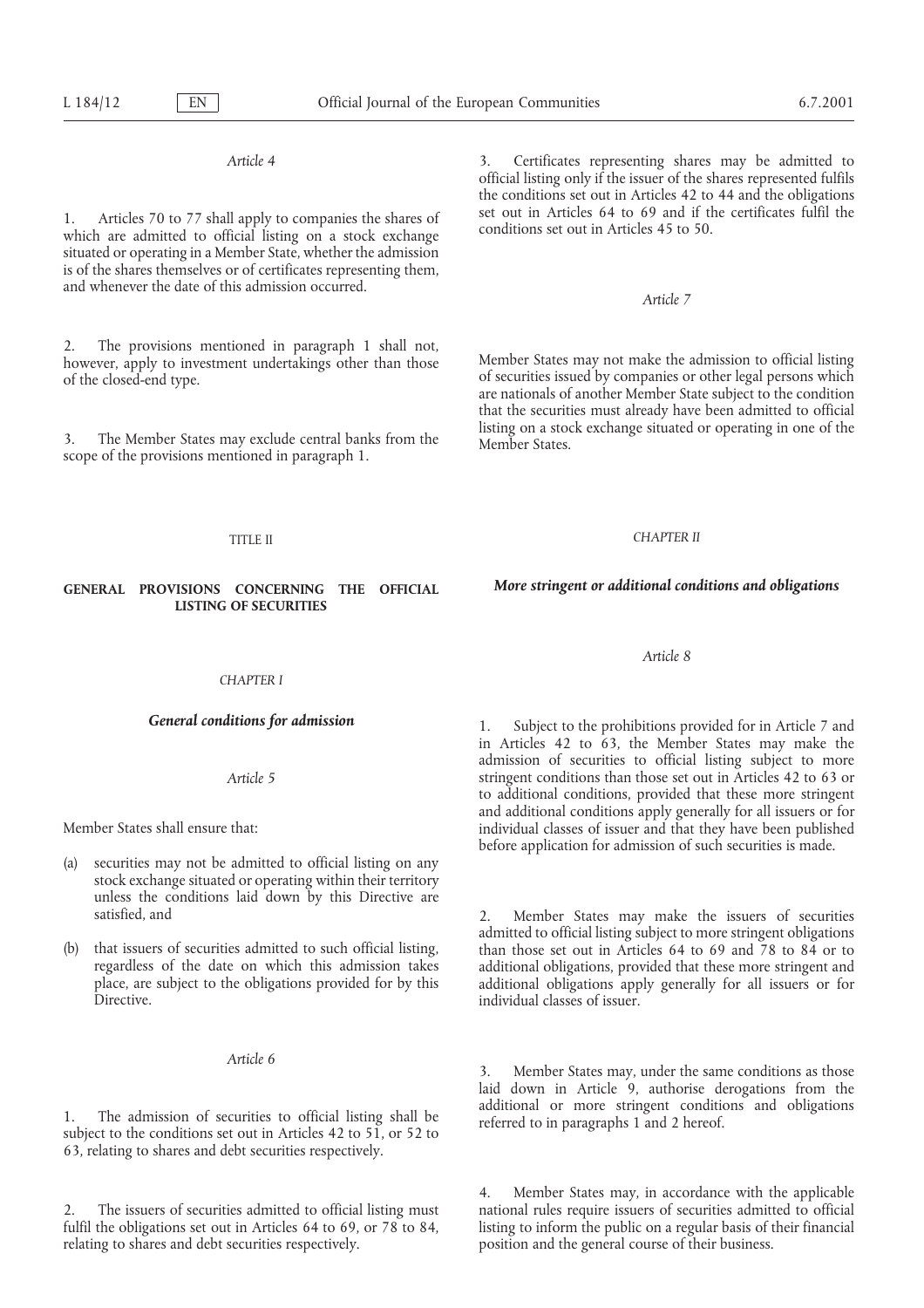*Article 4*

1. Articles 70 to 77 shall apply to companies the shares of which are admitted to official listing on a stock exchange situated or operating in a Member State, whether the admission is of the shares themselves or of certificates representing them, and whenever the date of this admission occurred.

2. The provisions mentioned in paragraph 1 shall not, however, apply to investment undertakings other than those of the closed-end type.

3. The Member States may exclude central banks from the scope of the provisions mentioned in paragraph 1.

## TITLE II

## GENERAL PROVISIONS CONCERNING THE OFFICIAL LISTING OF SECURITIES

### CHAPTER I

### *General conditions for admission*

*Article 5*

Member States shall ensure that:

(a) securities may not be admitted to official listing on any stock exchange situated or operating within their territory unless the conditions laid down by this Directive are satisfied, and

(b) that issuers of securities admitted to such official listing, regardless of the date on which this admission takes place, are subject to the obligations provided for by this Directive.

*Article 6*

1. The admission of securities to official listing shall be subject to the conditions set out in Articles 42 to 51, or 52 to 63, relating to shares and debt securities respectively.

2. The issuers of securities admitted to official listing must fulfil the obligations set out in Articles 64 to 69, or 78 to 84, relating to shares and debt securities respectively.

3. Certificates representing shares may be admitted to official listing only if the issuer of the shares represented fulfils the conditions set out in Articles 42 to 44 and the obligations set out in Articles 64 to 69 and if the certificates fulfil the conditions set out in Articles 45 to 50.

*Article 7*

Member States may not make the admission to official listing of securities issued by companies or other legal persons which are nationals of another Member State subject to the condition that the securities must already have been admitted to official listing on a stock exchange situated or operating in one of the Member States.

### CHAPTER II

### *More stringent or additional conditions and obligations*

*Article 8*

1. Subject to the prohibitions provided for in Article 7 and in Articles 42 to 63, the Member States may make the admission of securities to official listing subject to more stringent conditions than those set out in Articles 42 to 63 or to additional conditions, provided that these more stringent and additional conditions apply generally for all issuers or for individual classes of issuer and that they have been published before application for admission of such securities is made.

2. Member States may make the issuers of securities admitted to official listing subject to more stringent obligations than those set out in Articles 64 to 69 and 78 to 84 or to additional obligations, provided that these more stringent and additional obligations apply generally for all issuers or for individual classes of issuer.

3. Member States may, under the same conditions as those laid down in Article 9, authorise derogations from the additional or more stringent conditions and obligations referred to in paragraphs 1 and 2 hereof.

4. Member States may, in accordance with the applicable national rules require issuers of securities admitted to official listing to inform the public on a regular basis of their financial position and the general course of their business.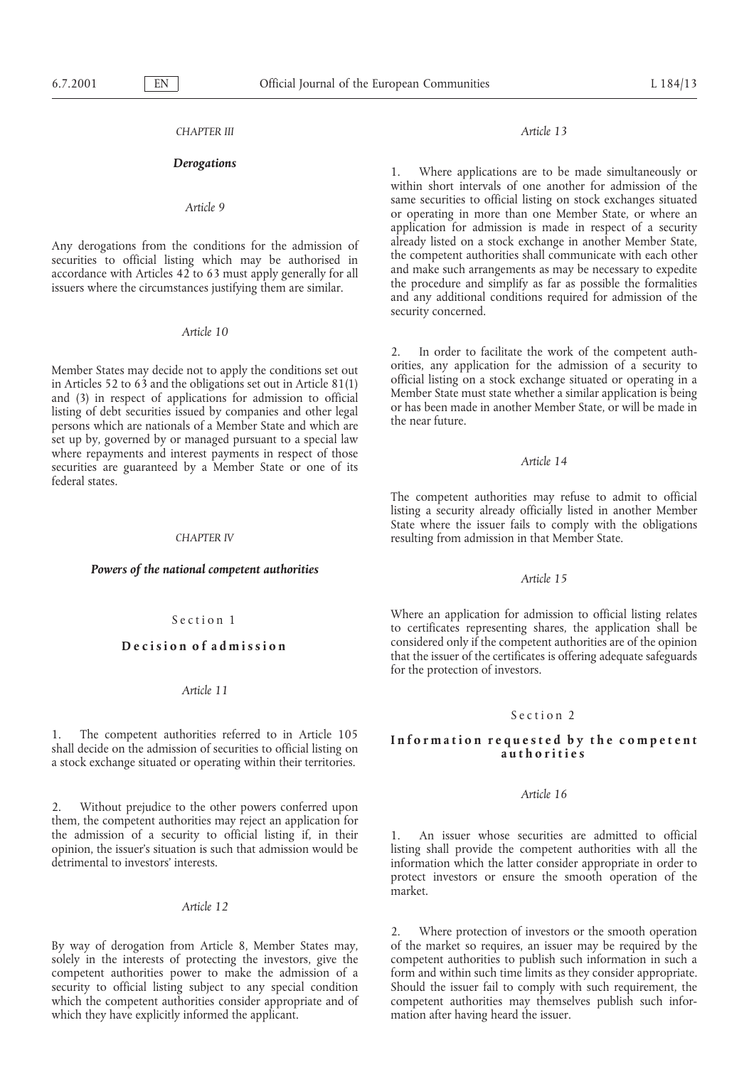*CHAPTER III*

***Derogations***

*Article 9*

Any derogations from the conditions for the admission of securities to official listing which may be authorised in accordance with Articles 42 to 63 must apply generally for all issuers where the circumstances justifying them are similar.

*Article 10*

Member States may decide not to apply the conditions set out in Articles 52 to 63 and the obligations set out in Article 81(1) and (3) in respect of applications for admission to official listing of debt securities issued by companies and other legal persons which are nationals of a Member State and which are set up by, governed by or managed pursuant to a special law where repayments and interest payments in respect of those securities are guaranteed by a Member State or one of its federal states.

*CHAPTER IV*

***Powers of the national competent authorities***

Section 1

**Decision of admission**

*Article 11*

1. The competent authorities referred to in Article 105 shall decide on the admission of securities to official listing on a stock exchange situated or operating within their territories.

2. Without prejudice to the other powers conferred upon them, the competent authorities may reject an application for the admission of a security to official listing if, in their opinion, the issuer's situation is such that admission would be detrimental to investors' interests.

*Article 12*

By way of derogation from Article 8, Member States may, solely in the interests of protecting the investors, give the competent authorities power to make the admission of a security to official listing subject to any special condition which the competent authorities consider appropriate and of which they have explicitly informed the applicant.

*Article 13*

1. Where applications are to be made simultaneously or within short intervals of one another for admission of the same securities to official listing on stock exchanges situated or operating in more than one Member State, or where an application for admission is made in respect of a security already listed on a stock exchange in another Member State, the competent authorities shall communicate with each other and make such arrangements as may be necessary to expedite the procedure and simplify as far as possible the formalities and any additional conditions required for admission of the security concerned.

2. In order to facilitate the work of the competent authorities, any application for the admission of a security to official listing on a stock exchange situated or operating in a Member State must state whether a similar application is being or has been made in another Member State, or will be made in the near future.

*Article 14*

The competent authorities may refuse to admit to official listing a security already officially listed in another Member State where the issuer fails to comply with the obligations resulting from admission in that Member State.

*Article 15*

Where an application for admission to official listing relates to certificates representing shares, the application shall be considered only if the competent authorities are of the opinion that the issuer of the certificates is offering adequate safeguards for the protection of investors.

Section 2

**Information requested by the competent authorities**

*Article 16*

1. An issuer whose securities are admitted to official listing shall provide the competent authorities with all the information which the latter consider appropriate in order to protect investors or ensure the smooth operation of the market.

2. Where protection of investors or the smooth operation of the market so requires, an issuer may be required by the competent authorities to publish such information in such a form and within such time limits as they consider appropriate. Should the issuer fail to comply with such requirement, the competent authorities may themselves publish such information after having heard the issuer.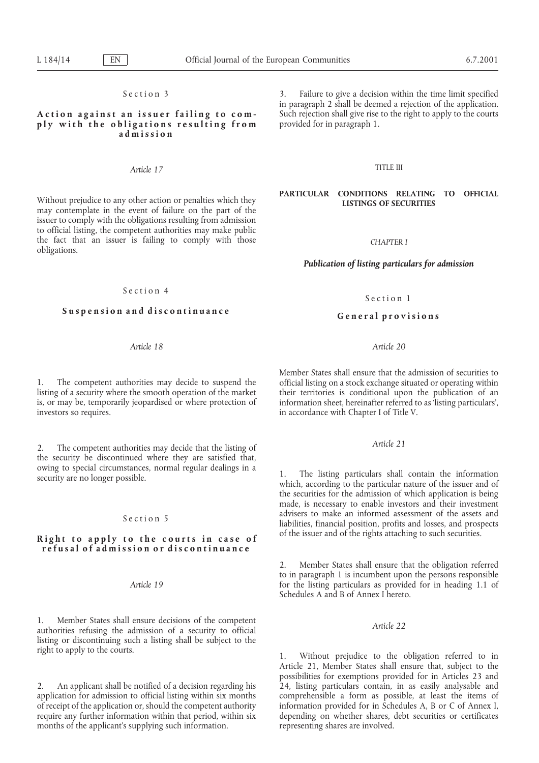Section 3

**Action against an issuer failing to comply with the obligations resulting from admission**

*Article 17*

Without prejudice to any other action or penalties which they may contemplate in the event of failure on the part of the issuer to comply with the obligations resulting from admission to official listing, the competent authorities may make public the fact that an issuer is failing to comply with those obligations.

Section 4

**Suspension and discontinuance**

*Article 18*

1. The competent authorities may decide to suspend the listing of a security where the smooth operation of the market is, or may be, temporarily jeopardised or where protection of investors so requires.

2. The competent authorities may decide that the listing of the security be discontinued where they are satisfied that, owing to special circumstances, normal regular dealings in a security are no longer possible.

Section 5

**Right to apply to the courts in case of refusal of admission or discontinuance**

*Article 19*

1. Member States shall ensure decisions of the competent authorities refusing the admission of a security to official listing or discontinuing such a listing shall be subject to the right to apply to the courts.

2. An applicant shall be notified of a decision regarding his application for admission to official listing within six months of receipt of the application or, should the competent authority require any further information within that period, within six months of the applicant's supplying such information.

3. Failure to give a decision within the time limit specified in paragraph 2 shall be deemed a rejection of the application. Such rejection shall give rise to the right to apply to the courts provided for in paragraph 1.

# TITLE III

# PARTICULAR CONDITIONS RELATING TO OFFICIAL LISTINGS OF SECURITIES

## *CHAPTER I*

## ***Publication of listing particulars for admission***

Section 1

**General provisions**

*Article 20*

Member States shall ensure that the admission of securities to official listing on a stock exchange situated or operating within their territories is conditional upon the publication of an information sheet, hereinafter referred to as 'listing particulars', in accordance with Chapter I of Title V.

*Article 21*

1. The listing particulars shall contain the information which, according to the particular nature of the issuer and of the securities for the admission of which application is being made, is necessary to enable investors and their investment advisers to make an informed assessment of the assets and liabilities, financial position, profits and losses, and prospects of the issuer and of the rights attaching to such securities.

2. Member States shall ensure that the obligation referred to in paragraph 1 is incumbent upon the persons responsible for the listing particulars as provided for in heading 1.1 of Schedules A and B of Annex I hereto.

*Article 22*

1. Without prejudice to the obligation referred to in Article 21, Member States shall ensure that, subject to the possibilities for exemptions provided for in Articles 23 and 24, listing particulars contain, in as easily analysable and comprehensible a form as possible, at least the items of information provided for in Schedules A, B or C of Annex I, depending on whether shares, debt securities or certificates representing shares are involved.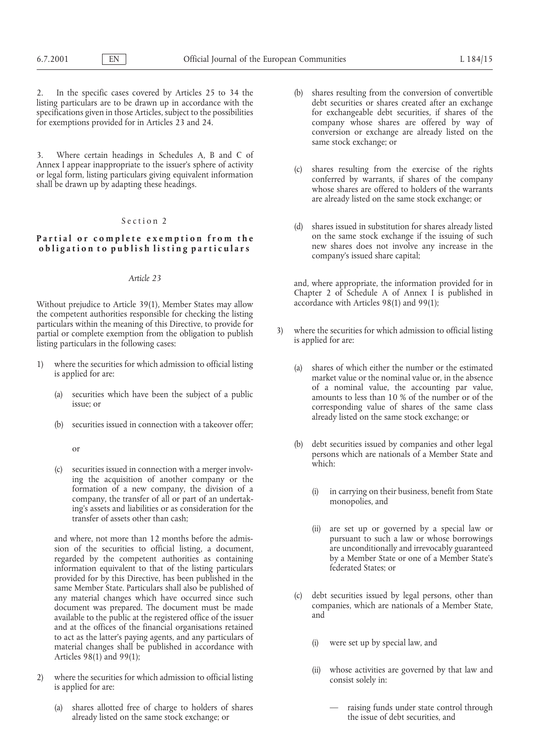2. In the specific cases covered by Articles 25 to 34 the listing particulars are to be drawn up in accordance with the specifications given in those Articles, subject to the possibilities for exemptions provided for in Articles 23 and 24.

3. Where certain headings in Schedules A, B and C of Annex I appear inappropriate to the issuer's sphere of activity or legal form, listing particulars giving equivalent information shall be drawn up by adapting these headings.

### Section 2

### Partial or complete exemption from the obligation to publish listing particulars

*Article 23*

Without prejudice to Article 39(1), Member States may allow the competent authorities responsible for checking the listing particulars within the meaning of this Directive, to provide for partial or complete exemption from the obligation to publish listing particulars in the following cases:

1) where the securities for which admission to official listing is applied for are:

   (a) securities which have been the subject of a public issue; or

   (b) securities issued in connection with a takeover offer;

   or

   (c) securities issued in connection with a merger involving the acquisition of another company or the formation of a new company, the division of a company, the transfer of all or part of an undertaking's assets and liabilities or as consideration for the transfer of assets other than cash;

   and where, not more than 12 months before the admission of the securities to official listing, a document, regarded by the competent authorities as containing information equivalent to that of the listing particulars provided for by this Directive, has been published in the same Member State. Particulars shall also be published of any material changes which have occurred since such document was prepared. The document must be made available to the public at the registered office of the issuer and at the offices of the financial organisations retained to act as the latter's paying agents, and any particulars of material changes shall be published in accordance with Articles 98(1) and 99(1);

2) where the securities for which admission to official listing is applied for are:

   (a) shares allotted free of charge to holders of shares already listed on the same stock exchange; or

   (b) shares resulting from the conversion of convertible debt securities or shares created after an exchange for exchangeable debt securities, if shares of the company whose shares are offered by way of conversion or exchange are already listed on the same stock exchange; or

   (c) shares resulting from the exercise of the rights conferred by warrants, if shares of the company whose shares are offered to holders of the warrants are already listed on the same stock exchange; or

   (d) shares issued in substitution for shares already listed on the same stock exchange if the issuing of such new shares does not involve any increase in the company's issued share capital;

   and, where appropriate, the information provided for in Chapter 2 of Schedule A of Annex I is published in accordance with Articles 98(1) and 99(1);

3) where the securities for which admission to official listing is applied for are:

   (a) shares of which either the number or the estimated market value or the nominal value or, in the absence of a nominal value, the accounting par value, amounts to less than 10 % of the number or of the corresponding value of shares of the same class already listed on the same stock exchange; or

   (b) debt securities issued by companies and other legal persons which are nationals of a Member State and which:

      (i) in carrying on their business, benefit from State monopolies, and

      (ii) are set up or governed by a special law or pursuant to such a law or whose borrowings are unconditionally and irrevocably guaranteed by a Member State or one of a Member State's federated States; or

   (c) debt securities issued by legal persons, other than companies, which are nationals of a Member State, and

      (i) were set up by special law, and

      (ii) whose activities are governed by that law and consist solely in:

         — raising funds under state control through the issue of debt securities, and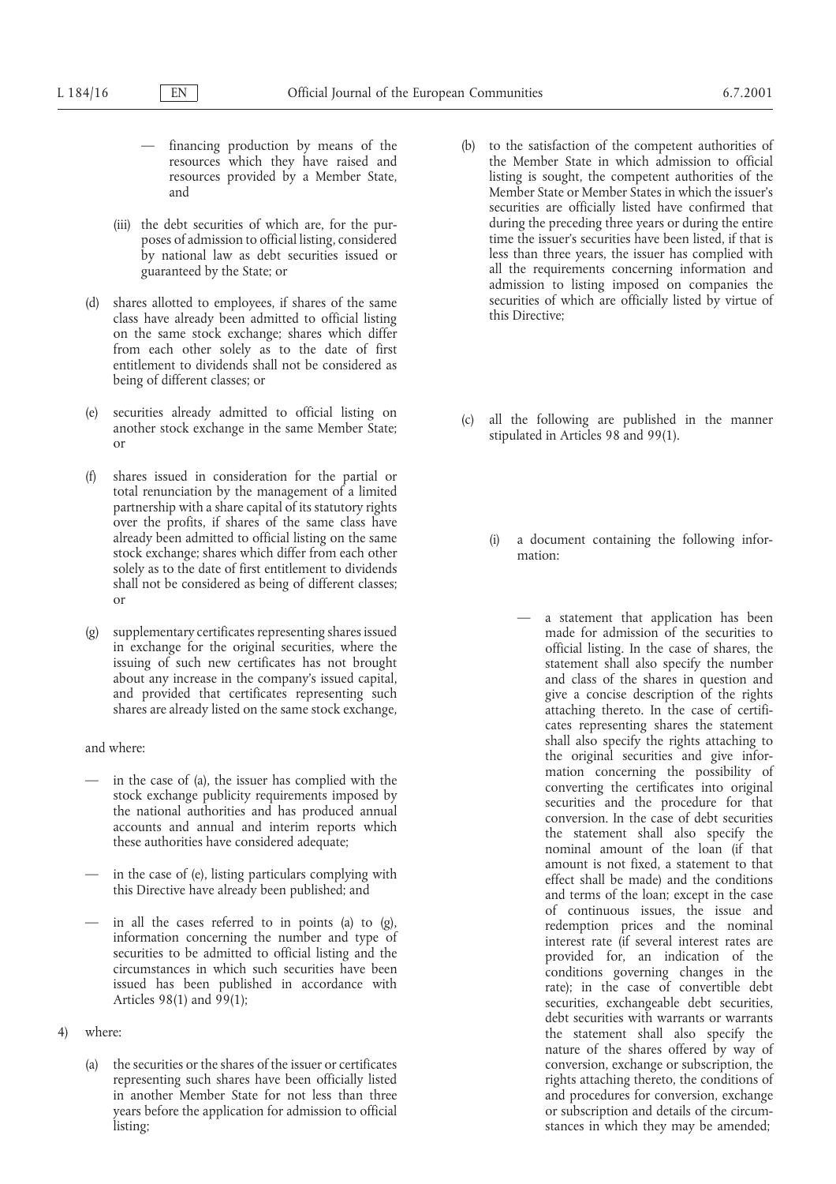— financing production by means of the resources which they have raised and resources provided by a Member State, and

(iii) the debt securities of which are, for the purposes of admission to official listing, considered by national law as debt securities issued or guaranteed by the State; or

(d) shares allotted to employees, if shares of the same class have already been admitted to official listing on the same stock exchange; shares which differ from each other solely as to the date of first entitlement to dividends shall not be considered as being of different classes; or

(e) securities already admitted to official listing on another stock exchange in the same Member State; or

(f) shares issued in consideration for the partial or total renunciation by the management of a limited partnership with a share capital of its statutory rights over the profits, if shares of the same class have already been admitted to official listing on the same stock exchange; shares which differ from each other solely as to the date of first entitlement to dividends shall not be considered as being of different classes; or

(g) supplementary certificates representing shares issued in exchange for the original securities, where the issuing of such new certificates has not brought about any increase in the company's issued capital, and provided that certificates representing such shares are already listed on the same stock exchange,

and where:

— in the case of (a), the issuer has complied with the stock exchange publicity requirements imposed by the national authorities and has produced annual accounts and annual and interim reports which these authorities have considered adequate;

— in the case of (e), listing particulars complying with this Directive have already been published; and

— in all the cases referred to in points (a) to (g), information concerning the number and type of securities to be admitted to official listing and the circumstances in which such securities have been issued has been published in accordance with Articles 98(1) and 99(1);

4) where:

(a) the securities or the shares of the issuer or certificates representing such shares have been officially listed in another Member State for not less than three years before the application for admission to official listing;

(b) to the satisfaction of the competent authorities of the Member State in which admission to official listing is sought, the competent authorities of the Member State or Member States in which the issuer's securities are officially listed have confirmed that during the preceding three years or during the entire time the issuer's securities have been listed, if that is less than three years, the issuer has complied with all the requirements concerning information and admission to listing imposed on companies the securities of which are officially listed by virtue of this Directive;

(c) all the following are published in the manner stipulated in Articles 98 and 99(1).

(i) a document containing the following information:

— a statement that application has been made for admission of the securities to official listing. In the case of shares, the statement shall also specify the number and class of the shares in question and give a concise description of the rights attaching thereto. In the case of certificates representing shares the statement shall also specify the rights attaching to the original securities and give information concerning the possibility of converting the certificates into original securities and the procedure for that conversion. In the case of debt securities the statement shall also specify the nominal amount of the loan (if that amount is not fixed, a statement to that effect shall be made) and the conditions and terms of the loan; except in the case of continuous issues, the issue and redemption prices and the nominal interest rate (if several interest rates are provided for, an indication of the conditions governing changes in the rate); in the case of convertible debt securities, exchangeable debt securities, debt securities with warrants or warrants the statement shall also specify the nature of the shares offered by way of conversion, exchange or subscription, the rights attaching thereto, the conditions of and procedures for conversion, exchange or subscription and details of the circumstances in which they may be amended;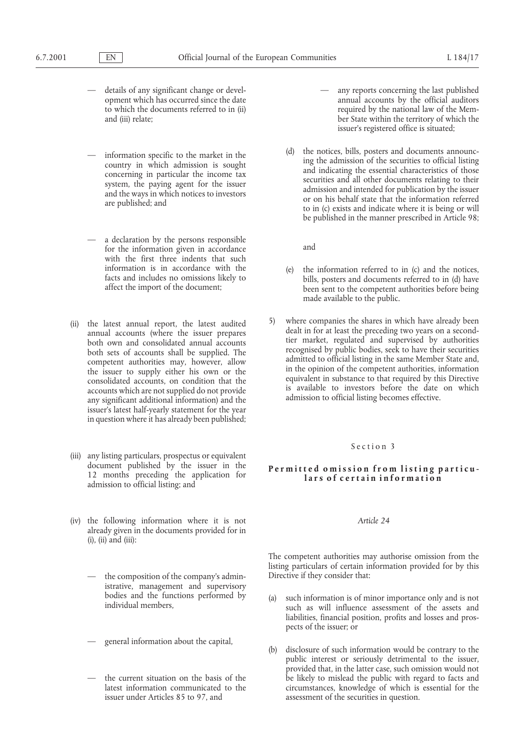— details of any significant change or development which has occurred since the date to which the documents referred to in (ii) and (iii) relate;

— information specific to the market in the country in which admission is sought concerning in particular the income tax system, the paying agent for the issuer and the ways in which notices to investors are published; and

— a declaration by the persons responsible for the information given in accordance with the first three indents that such information is in accordance with the facts and includes no omissions likely to affect the import of the document;

(ii) the latest annual report, the latest audited annual accounts (where the issuer prepares both own and consolidated annual accounts both sets of accounts shall be supplied. The competent authorities may, however, allow the issuer to supply either his own or the consolidated accounts, on condition that the accounts which are not supplied do not provide any significant additional information) and the issuer's latest half-yearly statement for the year in question where it has already been published;

(iii) any listing particulars, prospectus or equivalent document published by the issuer in the 12 months preceding the application for admission to official listing; and

(iv) the following information where it is not already given in the documents provided for in (i), (ii) and (iii):

— the composition of the company's administrative, management and supervisory bodies and the functions performed by individual members,

— general information about the capital,

— the current situation on the basis of the latest information communicated to the issuer under Articles 85 to 97, and

— any reports concerning the last published annual accounts by the official auditors required by the national law of the Member State within the territory of which the issuer's registered office is situated;

(d) the notices, bills, posters and documents announcing the admission of the securities to official listing and indicating the essential characteristics of those securities and all other documents relating to their admission and intended for publication by the issuer or on his behalf state that the information referred to in (c) exists and indicate where it is being or will be published in the manner prescribed in Article 98;

and

(e) the information referred to in (c) and the notices, bills, posters and documents referred to in (d) have been sent to the competent authorities before being made available to the public.

5) where companies the shares in which have already been dealt in for at least the preceding two years on a second-tier market, regulated and supervised by authorities recognised by public bodies, seek to have their securities admitted to official listing in the same Member State and, in the opinion of the competent authorities, information equivalent in substance to that required by this Directive is available to investors before the date on which admission to official listing becomes effective.

Section 3

**Permitted omission from listing particulars of certain information**

*Article 24*

The competent authorities may authorise omission from the listing particulars of certain information provided for by this Directive if they consider that:

(a) such information is of minor importance only and is not such as will influence assessment of the assets and liabilities, financial position, profits and losses and prospects of the issuer; or

(b) disclosure of such information would be contrary to the public interest or seriously detrimental to the issuer, provided that, in the latter case, such omission would not be likely to mislead the public with regard to facts and circumstances, knowledge of which is essential for the assessment of the securities in question.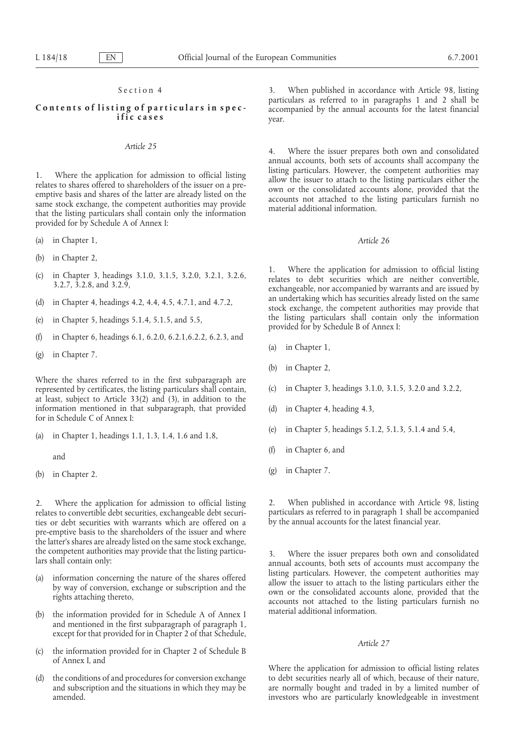## Section 4

## Contents of listing of particulars in specific cases

*Article 25*

1. Where the application for admission to official listing relates to shares offered to shareholders of the issuer on a pre-emptive basis and shares of the latter are already listed on the same stock exchange, the competent authorities may provide that the listing particulars shall contain only the information provided for by Schedule A of Annex I:

(a) in Chapter 1,

(b) in Chapter 2,

(c) in Chapter 3, headings 3.1.0, 3.1.5, 3.2.0, 3.2.1, 3.2.6, 3.2.7, 3.2.8, and 3.2.9,

(d) in Chapter 4, headings 4.2, 4.4, 4.5, 4.7.1, and 4.7.2,

(e) in Chapter 5, headings 5.1.4, 5.1.5, and 5.5,

(f) in Chapter 6, headings 6.1, 6.2.0, 6.2.1,6.2.2, 6.2.3, and

(g) in Chapter 7.

Where the shares referred to in the first subparagraph are represented by certificates, the listing particulars shall contain, at least, subject to Article 33(2) and (3), in addition to the information mentioned in that subparagraph, that provided for in Schedule C of Annex I:

(a) in Chapter 1, headings 1.1, 1.3, 1.4, 1.6 and 1.8,

and

(b) in Chapter 2.

2. Where the application for admission to official listing relates to convertible debt securities, exchangeable debt securities or debt securities with warrants which are offered on a pre-emptive basis to the shareholders of the issuer and where the latter's shares are already listed on the same stock exchange, the competent authorities may provide that the listing particulars shall contain only:

(a) information concerning the nature of the shares offered by way of conversion, exchange or subscription and the rights attaching thereto,

(b) the information provided for in Schedule A of Annex I and mentioned in the first subparagraph of paragraph 1, except for that provided for in Chapter 2 of that Schedule,

(c) the information provided for in Chapter 2 of Schedule B of Annex I, and

(d) the conditions of and procedures for conversion exchange and subscription and the situations in which they may be amended.

3. When published in accordance with Article 98, listing particulars as referred to in paragraphs 1 and 2 shall be accompanied by the annual accounts for the latest financial year.

4. Where the issuer prepares both own and consolidated annual accounts, both sets of accounts shall accompany the listing particulars. However, the competent authorities may allow the issuer to attach to the listing particulars either the own or the consolidated accounts alone, provided that the accounts not attached to the listing particulars furnish no material additional information.

*Article 26*

1. Where the application for admission to official listing relates to debt securities which are neither convertible, exchangeable, nor accompanied by warrants and are issued by an undertaking which has securities already listed on the same stock exchange, the competent authorities may provide that the listing particulars shall contain only the information provided for by Schedule B of Annex I:

(a) in Chapter 1,

(b) in Chapter 2,

(c) in Chapter 3, headings 3.1.0, 3.1.5, 3.2.0 and 3.2.2,

(d) in Chapter 4, heading 4.3,

(e) in Chapter 5, headings 5.1.2, 5.1.3, 5.1.4 and 5.4,

(f) in Chapter 6, and

(g) in Chapter 7.

2. When published in accordance with Article 98, listing particulars as referred to in paragraph 1 shall be accompanied by the annual accounts for the latest financial year.

3. Where the issuer prepares both own and consolidated annual accounts, both sets of accounts must accompany the listing particulars. However, the competent authorities may allow the issuer to attach to the listing particulars either the own or the consolidated accounts alone, provided that the accounts not attached to the listing particulars furnish no material additional information.

*Article 27*

Where the application for admission to official listing relates to debt securities nearly all of which, because of their nature, are normally bought and traded in by a limited number of investors who are particularly knowledgeable in investment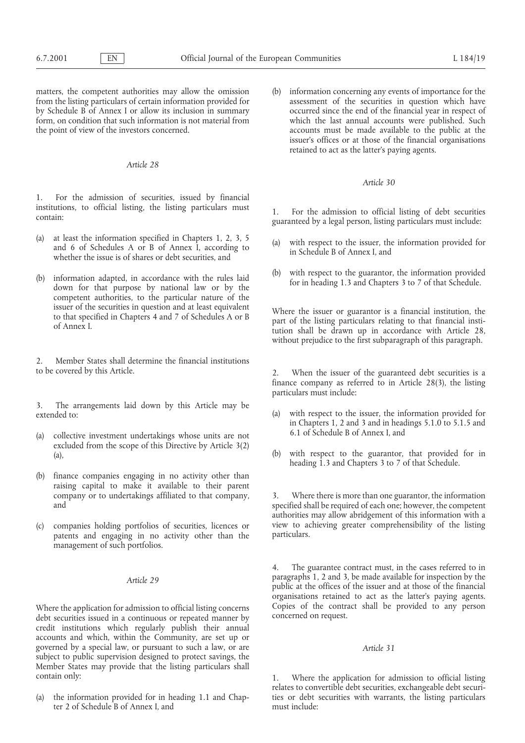matters, the competent authorities may allow the omission from the listing particulars of certain information provided for by Schedule B of Annex I or allow its inclusion in summary form, on condition that such information is not material from the point of view of the investors concerned.

*Article 28*

1. For the admission of securities, issued by financial institutions, to official listing, the listing particulars must contain:

(a) at least the information specified in Chapters 1, 2, 3, 5 and 6 of Schedules A or B of Annex I, according to whether the issue is of shares or debt securities, and

(b) information adapted, in accordance with the rules laid down for that purpose by national law or by the competent authorities, to the particular nature of the issuer of the securities in question and at least equivalent to that specified in Chapters 4 and 7 of Schedules A or B of Annex I.

2. Member States shall determine the financial institutions to be covered by this Article.

3. The arrangements laid down by this Article may be extended to:

(a) collective investment undertakings whose units are not excluded from the scope of this Directive by Article 3(2) (a),

(b) finance companies engaging in no activity other than raising capital to make it available to their parent company or to undertakings affiliated to that company, and

(c) companies holding portfolios of securities, licences or patents and engaging in no activity other than the management of such portfolios.

*Article 29*

Where the application for admission to official listing concerns debt securities issued in a continuous or repeated manner by credit institutions which regularly publish their annual accounts and which, within the Community, are set up or governed by a special law, or pursuant to such a law, or are subject to public supervision designed to protect savings, the Member States may provide that the listing particulars shall contain only:

(a) the information provided for in heading 1.1 and Chapter 2 of Schedule B of Annex I, and

(b) information concerning any events of importance for the assessment of the securities in question which have occurred since the end of the financial year in respect of which the last annual accounts were published. Such accounts must be made available to the public at the issuer's offices or at those of the financial organisations retained to act as the latter's paying agents.

*Article 30*

1. For the admission to official listing of debt securities guaranteed by a legal person, listing particulars must include:

(a) with respect to the issuer, the information provided for in Schedule B of Annex I, and

(b) with respect to the guarantor, the information provided for in heading 1.3 and Chapters 3 to 7 of that Schedule.

Where the issuer or guarantor is a financial institution, the part of the listing particulars relating to that financial institution shall be drawn up in accordance with Article 28, without prejudice to the first subparagraph of this paragraph.

2. When the issuer of the guaranteed debt securities is a finance company as referred to in Article 28(3), the listing particulars must include:

(a) with respect to the issuer, the information provided for in Chapters 1, 2 and 3 and in headings 5.1.0 to 5.1.5 and 6.1 of Schedule B of Annex I, and

(b) with respect to the guarantor, that provided for in heading 1.3 and Chapters 3 to 7 of that Schedule.

3. Where there is more than one guarantor, the information specified shall be required of each one; however, the competent authorities may allow abridgement of this information with a view to achieving greater comprehensibility of the listing particulars.

4. The guarantee contract must, in the cases referred to in paragraphs 1, 2 and 3, be made available for inspection by the public at the offices of the issuer and at those of the financial organisations retained to act as the latter's paying agents. Copies of the contract shall be provided to any person concerned on request.

*Article 31*

1. Where the application for admission to official listing relates to convertible debt securities, exchangeable debt securities or debt securities with warrants, the listing particulars must include: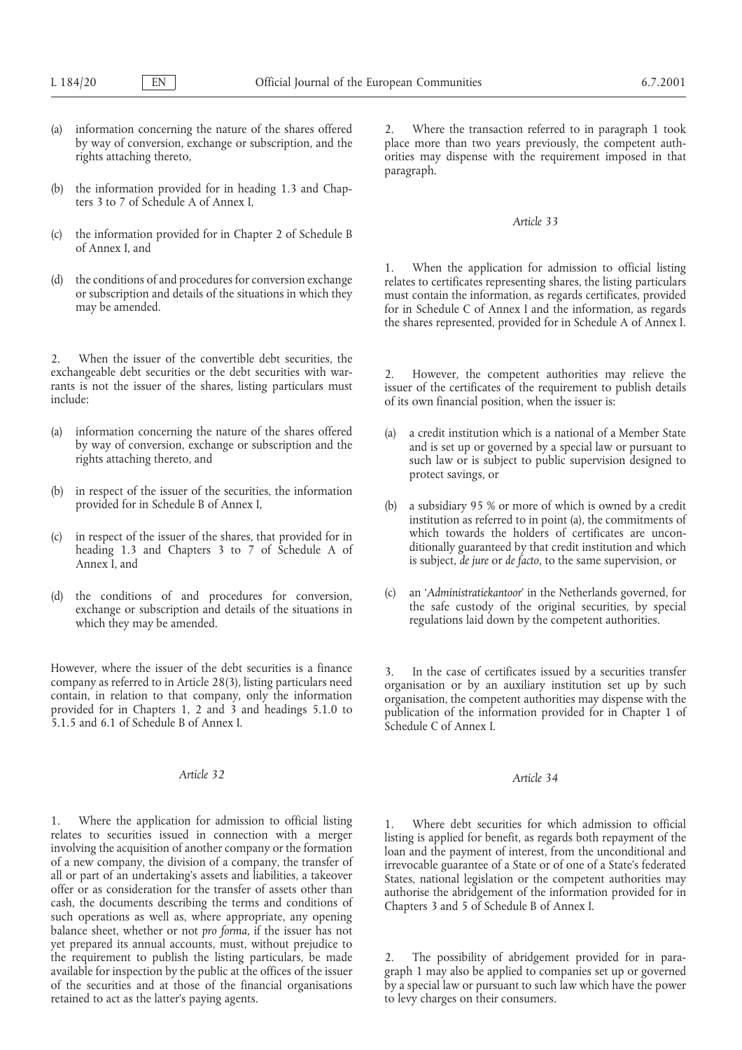(a) information concerning the nature of the shares offered by way of conversion, exchange or subscription, and the rights attaching thereto,

(b) the information provided for in heading 1.3 and Chapters 3 to 7 of Schedule A of Annex I,

(c) the information provided for in Chapter 2 of Schedule B of Annex I, and

(d) the conditions of and procedures for conversion exchange or subscription and details of the situations in which they may be amended.

2. When the issuer of the convertible debt securities, the exchangeable debt securities or the debt securities with warrants is not the issuer of the shares, listing particulars must include:

(a) information concerning the nature of the shares offered by way of conversion, exchange or subscription and the rights attaching thereto, and

(b) in respect of the issuer of the securities, the information provided for in Schedule B of Annex I,

(c) in respect of the issuer of the shares, that provided for in heading 1.3 and Chapters 3 to 7 of Schedule A of Annex I, and

(d) the conditions of and procedures for conversion, exchange or subscription and details of the situations in which they may be amended.

However, where the issuer of the debt securities is a finance company as referred to in Article 28(3), listing particulars need contain, in relation to that company, only the information provided for in Chapters 1, 2 and 3 and headings 5.1.0 to 5.1.5 and 6.1 of Schedule B of Annex I.

*Article 32*

1. Where the application for admission to official listing relates to securities issued in connection with a merger involving the acquisition of another company or the formation of a new company, the division of a company, the transfer of all or part of an undertaking's assets and liabilities, a takeover offer or as consideration for the transfer of assets other than cash, the documents describing the terms and conditions of such operations as well as, where appropriate, any opening balance sheet, whether or not *pro forma*, if the issuer has not yet prepared its annual accounts, must, without prejudice to the requirement to publish the listing particulars, be made available for inspection by the public at the offices of the issuer of the securities and at those of the financial organisations retained to act as the latter's paying agents.

2. Where the transaction referred to in paragraph 1 took place more than two years previously, the competent authorities may dispense with the requirement imposed in that paragraph.

*Article 33*

1. When the application for admission to official listing relates to certificates representing shares, the listing particulars must contain the information, as regards certificates, provided for in Schedule C of Annex I and the information, as regards the shares represented, provided for in Schedule A of Annex I.

2. However, the competent authorities may relieve the issuer of the certificates of the requirement to publish details of its own financial position, when the issuer is:

(a) a credit institution which is a national of a Member State and is set up or governed by a special law or pursuant to such law or is subject to public supervision designed to protect savings, or

(b) a subsidiary 95 % or more of which is owned by a credit institution as referred to in point (a), the commitments of which towards the holders of certificates are unconditionally guaranteed by that credit institution and which is subject, *de jure* or *de facto*, to the same supervision, or

(c) an '*Administratiekantoor*' in the Netherlands governed, for the safe custody of the original securities, by special regulations laid down by the competent authorities.

3. In the case of certificates issued by a securities transfer organisation or by an auxiliary institution set up by such organisation, the competent authorities may dispense with the publication of the information provided for in Chapter 1 of Schedule C of Annex I.

*Article 34*

1. Where debt securities for which admission to official listing is applied for benefit, as regards both repayment of the loan and the payment of interest, from the unconditional and irrevocable guarantee of a State or of one of a State's federated States, national legislation or the competent authorities may authorise the abridgement of the information provided for in Chapters 3 and 5 of Schedule B of Annex I.

2. The possibility of abridgement provided for in paragraph 1 may also be applied to companies set up or governed by a special law or pursuant to such law which have the power to levy charges on their consumers.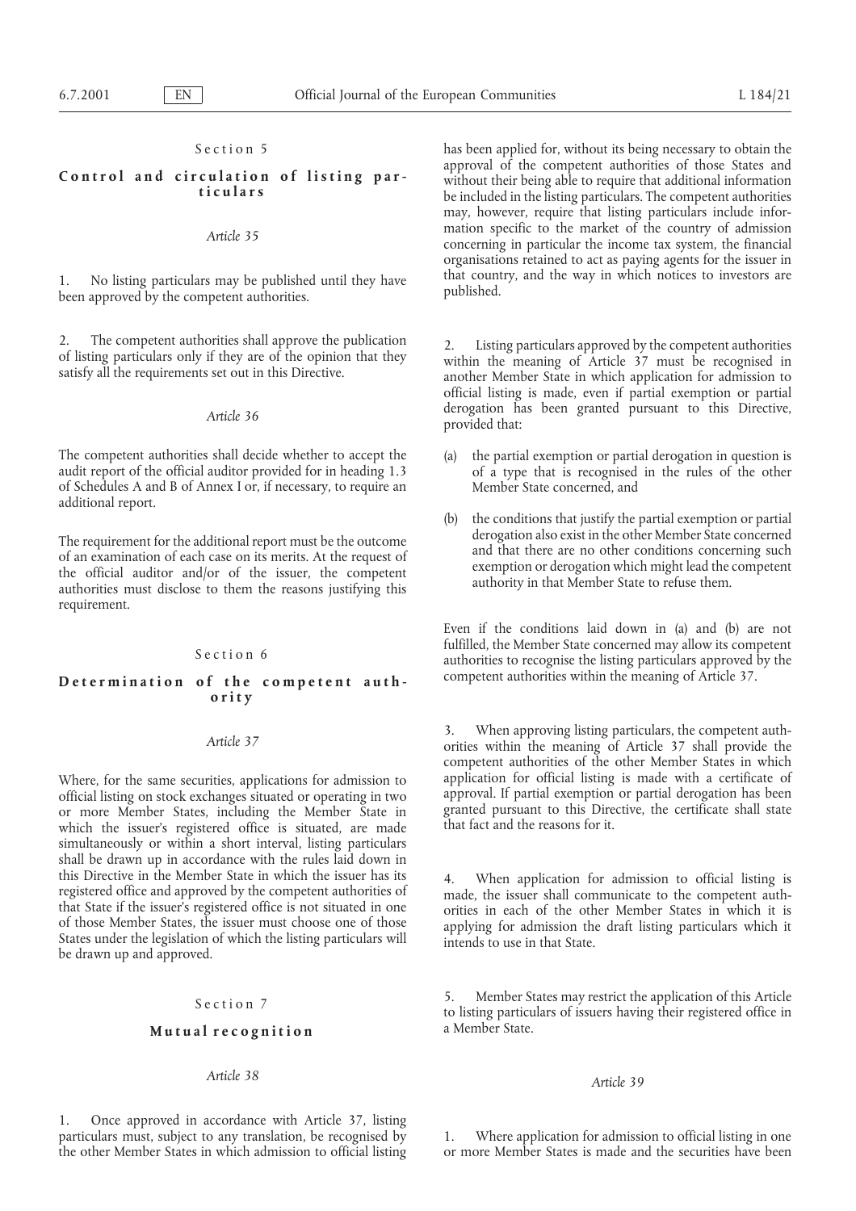## Section 5

## Control and circulation of listing particulars

*Article 35*

1. No listing particulars may be published until they have been approved by the competent authorities.

2. The competent authorities shall approve the publication of listing particulars only if they are of the opinion that they satisfy all the requirements set out in this Directive.

*Article 36*

The competent authorities shall decide whether to accept the audit report of the official auditor provided for in heading 1.3 of Schedules A and B of Annex I or, if necessary, to require an additional report.

The requirement for the additional report must be the outcome of an examination of each case on its merits. At the request of the official auditor and/or of the issuer, the competent authorities must disclose to them the reasons justifying this requirement.

## Section 6

## Determination of the competent authority

*Article 37*

Where, for the same securities, applications for admission to official listing on stock exchanges situated or operating in two or more Member States, including the Member State in which the issuer's registered office is situated, are made simultaneously or within a short interval, listing particulars shall be drawn up in accordance with the rules laid down in this Directive in the Member State in which the issuer has its registered office and approved by the competent authorities of that State if the issuer's registered office is not situated in one of those Member States, the issuer must choose one of those States under the legislation of which the listing particulars will be drawn up and approved.

## Section 7

## Mutual recognition

*Article 38*

1. Once approved in accordance with Article 37, listing particulars must, subject to any translation, be recognised by the other Member States in which admission to official listing has been applied for, without its being necessary to obtain the approval of the competent authorities of those States and without their being able to require that additional information be included in the listing particulars. The competent authorities may, however, require that listing particulars include information specific to the market of the country of admission concerning in particular the income tax system, the financial organisations retained to act as paying agents for the issuer in that country, and the way in which notices to investors are published.

2. Listing particulars approved by the competent authorities within the meaning of Article 37 must be recognised in another Member State in which application for admission to official listing is made, even if partial exemption or partial derogation has been granted pursuant to this Directive, provided that:

(a) the partial exemption or partial derogation in question is of a type that is recognised in the rules of the other Member State concerned, and

(b) the conditions that justify the partial exemption or partial derogation also exist in the other Member State concerned and that there are no other conditions concerning such exemption or derogation which might lead the competent authority in that Member State to refuse them.

Even if the conditions laid down in (a) and (b) are not fulfilled, the Member State concerned may allow its competent authorities to recognise the listing particulars approved by the competent authorities within the meaning of Article 37.

3. When approving listing particulars, the competent authorities within the meaning of Article 37 shall provide the competent authorities of the other Member States in which application for official listing is made with a certificate of approval. If partial exemption or partial derogation has been granted pursuant to this Directive, the certificate shall state that fact and the reasons for it.

4. When application for admission to official listing is made, the issuer shall communicate to the competent authorities in each of the other Member States in which it is applying for admission the draft listing particulars which it intends to use in that State.

5. Member States may restrict the application of this Article to listing particulars of issuers having their registered office in a Member State.

*Article 39*

1. Where application for admission to official listing in one or more Member States is made and the securities have been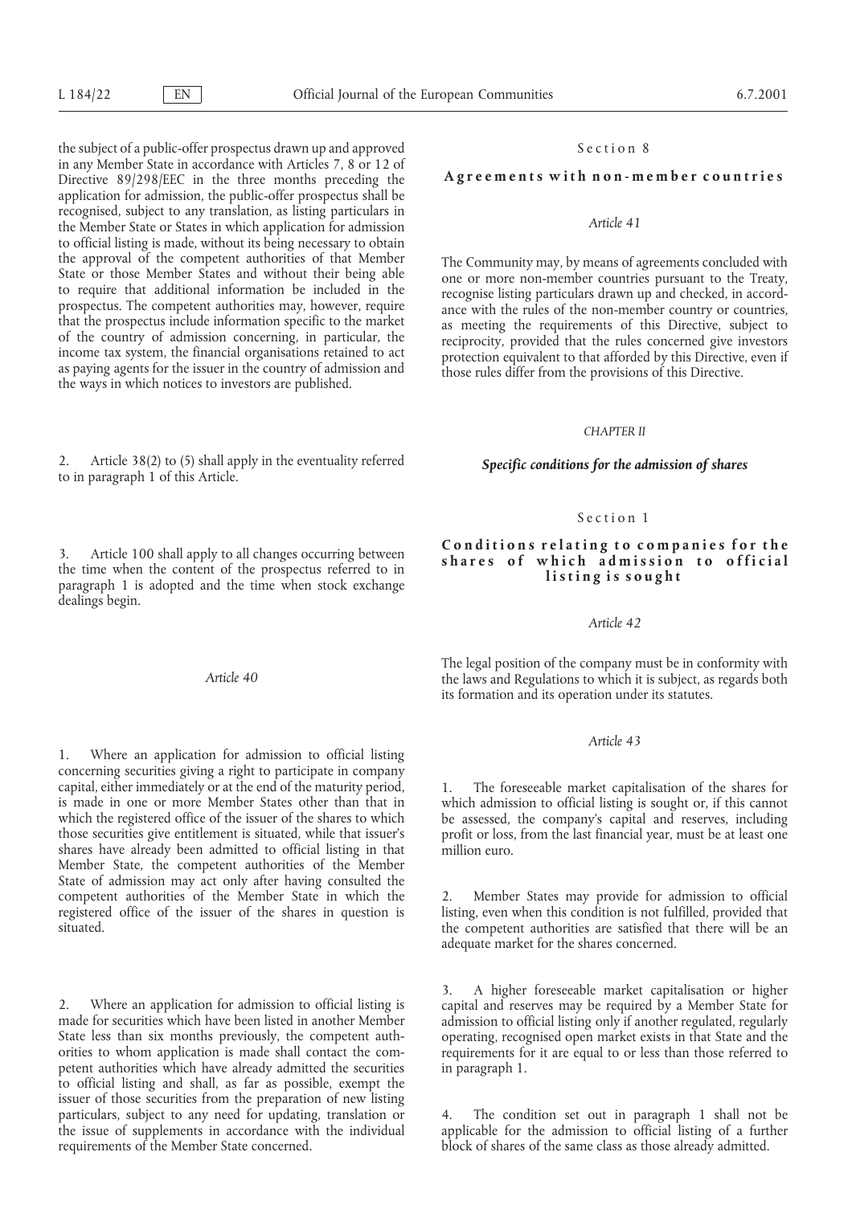the subject of a public-offer prospectus drawn up and approved in any Member State in accordance with Articles 7, 8 or 12 of Directive 89/298/EEC in the three months preceding the application for admission, the public-offer prospectus shall be recognised, subject to any translation, as listing particulars in the Member State or States in which application for admission to official listing is made, without its being necessary to obtain the approval of the competent authorities of that Member State or those Member States and without their being able to require that additional information be included in the prospectus. The competent authorities may, however, require that the prospectus include information specific to the market of the country of admission concerning, in particular, the income tax system, the financial organisations retained to act as paying agents for the issuer in the country of admission and the ways in which notices to investors are published.

2. Article 38(2) to (5) shall apply in the eventuality referred to in paragraph 1 of this Article.

3. Article 100 shall apply to all changes occurring between the time when the content of the prospectus referred to in paragraph 1 is adopted and the time when stock exchange dealings begin.

*Article 40*

1. Where an application for admission to official listing concerning securities giving a right to participate in company capital, either immediately or at the end of the maturity period, is made in one or more Member States other than that in which the registered office of the issuer of the shares to which those securities give entitlement is situated, while that issuer's shares have already been admitted to official listing in that Member State, the competent authorities of the Member State of admission may act only after having consulted the competent authorities of the Member State in which the registered office of the issuer of the shares in question is situated.

2. Where an application for admission to official listing is made for securities which have been listed in another Member State less than six months previously, the competent authorities to whom application is made shall contact the competent authorities which have already admitted the securities to official listing and shall, as far as possible, exempt the issuer of those securities from the preparation of new listing particulars, subject to any need for updating, translation or the issue of supplements in accordance with the individual requirements of the Member State concerned.

Section 8

### Agreements with non-member countries

*Article 41*

The Community may, by means of agreements concluded with one or more non-member countries pursuant to the Treaty, recognise listing particulars drawn up and checked, in accordance with the rules of the non-member country or countries, as meeting the requirements of this Directive, subject to reciprocity, provided that the rules concerned give investors protection equivalent to that afforded by this Directive, even if those rules differ from the provisions of this Directive.

*CHAPTER II*

## *Specific conditions for the admission of shares*

Section 1

### Conditions relating to companies for the shares of which admission to official listing is sought

*Article 42*

The legal position of the company must be in conformity with the laws and Regulations to which it is subject, as regards both its formation and its operation under its statutes.

*Article 43*

1. The foreseeable market capitalisation of the shares for which admission to official listing is sought or, if this cannot be assessed, the company's capital and reserves, including profit or loss, from the last financial year, must be at least one million euro.

2. Member States may provide for admission to official listing, even when this condition is not fulfilled, provided that the competent authorities are satisfied that there will be an adequate market for the shares concerned.

3. A higher foreseeable market capitalisation or higher capital and reserves may be required by a Member State for admission to official listing only if another regulated, regularly operating, recognised open market exists in that State and the requirements for it are equal to or less than those referred to in paragraph 1.

4. The condition set out in paragraph 1 shall not be applicable for the admission to official listing of a further block of shares of the same class as those already admitted.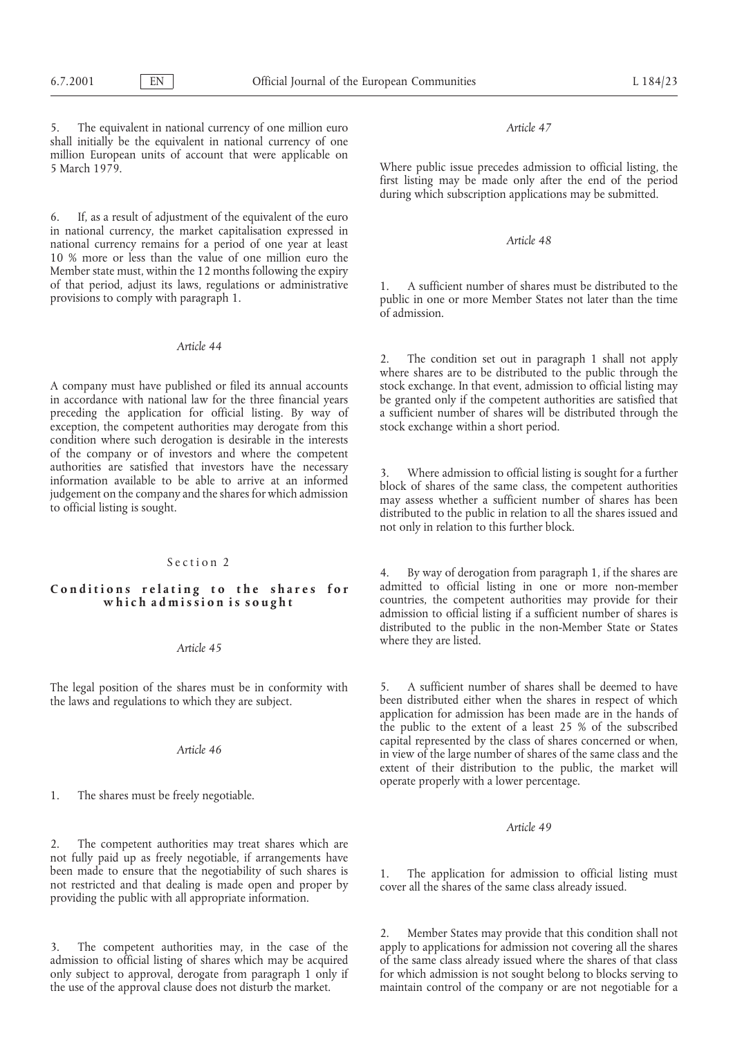5. The equivalent in national currency of one million euro shall initially be the equivalent in national currency of one million European units of account that were applicable on 5 March 1979.

6. If, as a result of adjustment of the equivalent of the euro in national currency, the market capitalisation expressed in national currency remains for a period of one year at least 10 % more or less than the value of one million euro the Member state must, within the 12 months following the expiry of that period, adjust its laws, regulations or administrative provisions to comply with paragraph 1.

*Article 44*

A company must have published or filed its annual accounts in accordance with national law for the three financial years preceding the application for official listing. By way of exception, the competent authorities may derogate from this condition where such derogation is desirable in the interests of the company or of investors and where the competent authorities are satisfied that investors have the necessary information available to be able to arrive at an informed judgement on the company and the shares for which admission to official listing is sought.

Section 2

**Conditions relating to the shares for which admission is sought**

*Article 45*

The legal position of the shares must be in conformity with the laws and regulations to which they are subject.

*Article 46*

1. The shares must be freely negotiable.

2. The competent authorities may treat shares which are not fully paid up as freely negotiable, if arrangements have been made to ensure that the negotiability of such shares is not restricted and that dealing is made open and proper by providing the public with all appropriate information.

3. The competent authorities may, in the case of the admission to official listing of shares which may be acquired only subject to approval, derogate from paragraph 1 only if the use of the approval clause does not disturb the market.

*Article 47*

Where public issue precedes admission to official listing, the first listing may be made only after the end of the period during which subscription applications may be submitted.

*Article 48*

1. A sufficient number of shares must be distributed to the public in one or more Member States not later than the time of admission.

2. The condition set out in paragraph 1 shall not apply where shares are to be distributed to the public through the stock exchange. In that event, admission to official listing may be granted only if the competent authorities are satisfied that a sufficient number of shares will be distributed through the stock exchange within a short period.

3. Where admission to official listing is sought for a further block of shares of the same class, the competent authorities may assess whether a sufficient number of shares has been distributed to the public in relation to all the shares issued and not only in relation to this further block.

4. By way of derogation from paragraph 1, if the shares are admitted to official listing in one or more non-member countries, the competent authorities may provide for their admission to official listing if a sufficient number of shares is distributed to the public in the non-Member State or States where they are listed.

5. A sufficient number of shares shall be deemed to have been distributed either when the shares in respect of which application for admission has been made are in the hands of the public to the extent of a least 25 % of the subscribed capital represented by the class of shares concerned or when, in view of the large number of shares of the same class and the extent of their distribution to the public, the market will operate properly with a lower percentage.

*Article 49*

1. The application for admission to official listing must cover all the shares of the same class already issued.

2. Member States may provide that this condition shall not apply to applications for admission not covering all the shares of the same class already issued where the shares of that class for which admission is not sought belong to blocks serving to maintain control of the company or are not negotiable for a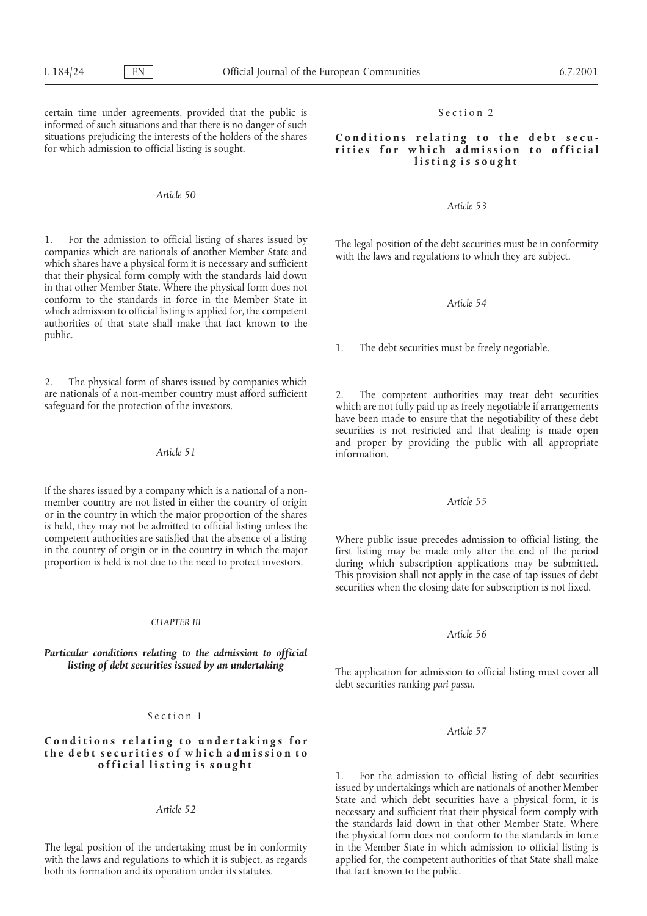certain time under agreements, provided that the public is informed of such situations and that there is no danger of such situations prejudicing the interests of the holders of the shares for which admission to official listing is sought.

*Article 50*

1. For the admission to official listing of shares issued by companies which are nationals of another Member State and which shares have a physical form it is necessary and sufficient that their physical form comply with the standards laid down in that other Member State. Where the physical form does not conform to the standards in force in the Member State in which admission to official listing is applied for, the competent authorities of that state shall make that fact known to the public.

2. The physical form of shares issued by companies which are nationals of a non-member country must afford sufficient safeguard for the protection of the investors.

*Article 51*

If the shares issued by a company which is a national of a non-member country are not listed in either the country of origin or in the country in which the major proportion of the shares is held, they may not be admitted to official listing unless the competent authorities are satisfied that the absence of a listing in the country of origin or in the country in which the major proportion is held is not due to the need to protect investors.

## CHAPTER III

## *Particular conditions relating to the admission to official listing of debt securities issued by an undertaking*

### Section 1

### Conditions relating to undertakings for the debt securities of which admission to official listing is sought

*Article 52*

The legal position of the undertaking must be in conformity with the laws and regulations to which it is subject, as regards both its formation and its operation under its statutes.

### Section 2

### Conditions relating to the debt securities for which admission to official listing is sought

*Article 53*

The legal position of the debt securities must be in conformity with the laws and regulations to which they are subject.

*Article 54*

1. The debt securities must be freely negotiable.

2. The competent authorities may treat debt securities which are not fully paid up as freely negotiable if arrangements have been made to ensure that the negotiability of these debt securities is not restricted and that dealing is made open and proper by providing the public with all appropriate information.

*Article 55*

Where public issue precedes admission to official listing, the first listing may be made only after the end of the period during which subscription applications may be submitted. This provision shall not apply in the case of tap issues of debt securities when the closing date for subscription is not fixed.

*Article 56*

The application for admission to official listing must cover all debt securities ranking *pari passu*.

*Article 57*

1. For the admission to official listing of debt securities issued by undertakings which are nationals of another Member State and which debt securities have a physical form, it is necessary and sufficient that their physical form comply with the standards laid down in that other Member State. Where the physical form does not conform to the standards in force in the Member State in which admission to official listing is applied for, the competent authorities of that State shall make that fact known to the public.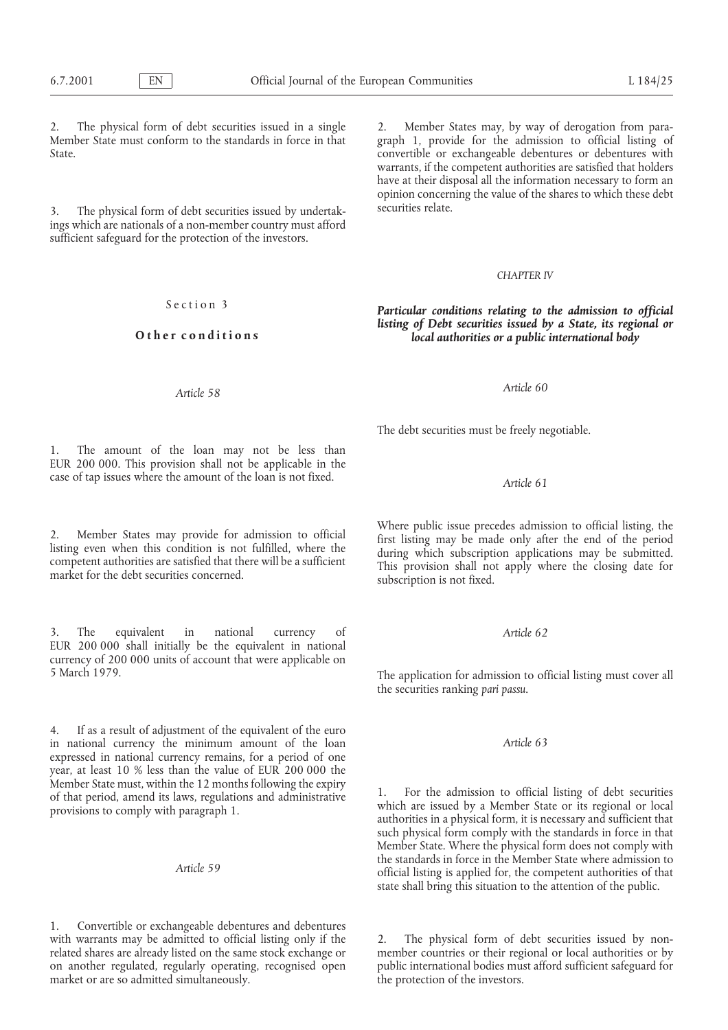2. The physical form of debt securities issued in a single Member State must conform to the standards in force in that State.

3. The physical form of debt securities issued by undertakings which are nationals of a non-member country must afford sufficient safeguard for the protection of the investors.

Section 3

**Other conditions**

*Article 58*

1. The amount of the loan may not be less than EUR 200 000. This provision shall not be applicable in the case of tap issues where the amount of the loan is not fixed.

2. Member States may provide for admission to official listing even when this condition is not fulfilled, where the competent authorities are satisfied that there will be a sufficient market for the debt securities concerned.

3. The equivalent in national currency of EUR 200 000 shall initially be the equivalent in national currency of 200 000 units of account that were applicable on 5 March 1979.

4. If as a result of adjustment of the equivalent of the euro in national currency the minimum amount of the loan expressed in national currency remains, for a period of one year, at least 10 % less than the value of EUR 200 000 the Member State must, within the 12 months following the expiry of that period, amend its laws, regulations and administrative provisions to comply with paragraph 1.

*Article 59*

1. Convertible or exchangeable debentures and debentures with warrants may be admitted to official listing only if the related shares are already listed on the same stock exchange or on another regulated, regularly operating, recognised open market or are so admitted simultaneously.

2. Member States may, by way of derogation from paragraph 1, provide for the admission to official listing of convertible or exchangeable debentures or debentures with warrants, if the competent authorities are satisfied that holders have at their disposal all the information necessary to form an opinion concerning the value of the shares to which these debt securities relate.

*CHAPTER IV*

***Particular conditions relating to the admission to official listing of Debt securities issued by a State, its regional or local authorities or a public international body***

*Article 60*

The debt securities must be freely negotiable.

*Article 61*

Where public issue precedes admission to official listing, the first listing may be made only after the end of the period during which subscription applications may be submitted. This provision shall not apply where the closing date for subscription is not fixed.

*Article 62*

The application for admission to official listing must cover all the securities ranking *pari passu*.

*Article 63*

1. For the admission to official listing of debt securities which are issued by a Member State or its regional or local authorities in a physical form, it is necessary and sufficient that such physical form comply with the standards in force in that Member State. Where the physical form does not comply with the standards in force in the Member State where admission to official listing is applied for, the competent authorities of that state shall bring this situation to the attention of the public.

2. The physical form of debt securities issued by non-member countries or their regional or local authorities or by public international bodies must afford sufficient safeguard for the protection of the investors.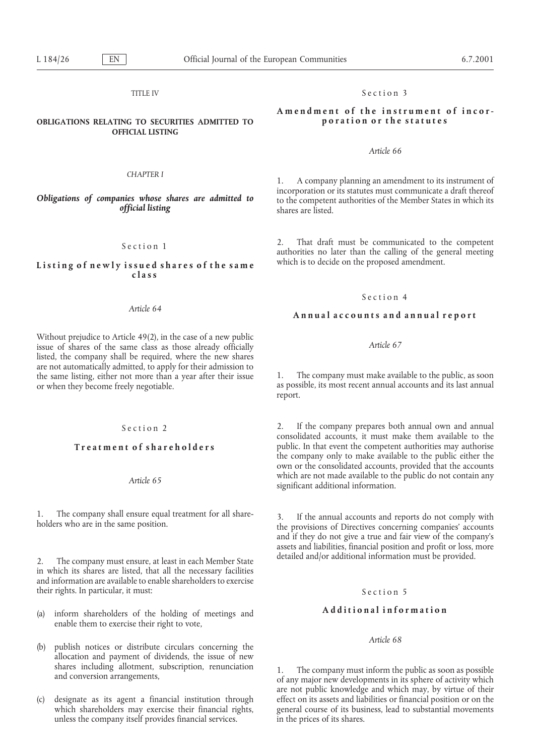# TITLE IV

# OBLIGATIONS RELATING TO SECURITIES ADMITTED TO OFFICIAL LISTING

## CHAPTER I

## *Obligations of companies whose shares are admitted to official listing*

### Section 1

### Listing of newly issued shares of the same class

*Article 64*

Without prejudice to Article 49(2), in the case of a new public issue of shares of the same class as those already officially listed, the company shall be required, where the new shares are not automatically admitted, to apply for their admission to the same listing, either not more than a year after their issue or when they become freely negotiable.

### Section 2

### Treatment of shareholders

*Article 65*

1. The company shall ensure equal treatment for all shareholders who are in the same position.

2. The company must ensure, at least in each Member State in which its shares are listed, that all the necessary facilities and information are available to enable shareholders to exercise their rights. In particular, it must:

(a) inform shareholders of the holding of meetings and enable them to exercise their right to vote,

(b) publish notices or distribute circulars concerning the allocation and payment of dividends, the issue of new shares including allotment, subscription, renunciation and conversion arrangements,

(c) designate as its agent a financial institution through which shareholders may exercise their financial rights, unless the company itself provides financial services.

### Section 3

### Amendment of the instrument of incorporation or the statutes

*Article 66*

1. A company planning an amendment to its instrument of incorporation or its statutes must communicate a draft thereof to the competent authorities of the Member States in which its shares are listed.

2. That draft must be communicated to the competent authorities no later than the calling of the general meeting which is to decide on the proposed amendment.

### Section 4

### Annual accounts and annual report

*Article 67*

1. The company must make available to the public, as soon as possible, its most recent annual accounts and its last annual report.

2. If the company prepares both annual own and annual consolidated accounts, it must make them available to the public. In that event the competent authorities may authorise the company only to make available to the public either the own or the consolidated accounts, provided that the accounts which are not made available to the public do not contain any significant additional information.

3. If the annual accounts and reports do not comply with the provisions of Directives concerning companies' accounts and if they do not give a true and fair view of the company's assets and liabilities, financial position and profit or loss, more detailed and/or additional information must be provided.

### Section 5

### Additional information

*Article 68*

1. The company must inform the public as soon as possible of any major new developments in its sphere of activity which are not public knowledge and which may, by virtue of their effect on its assets and liabilities or financial position or on the general course of its business, lead to substantial movements in the prices of its shares.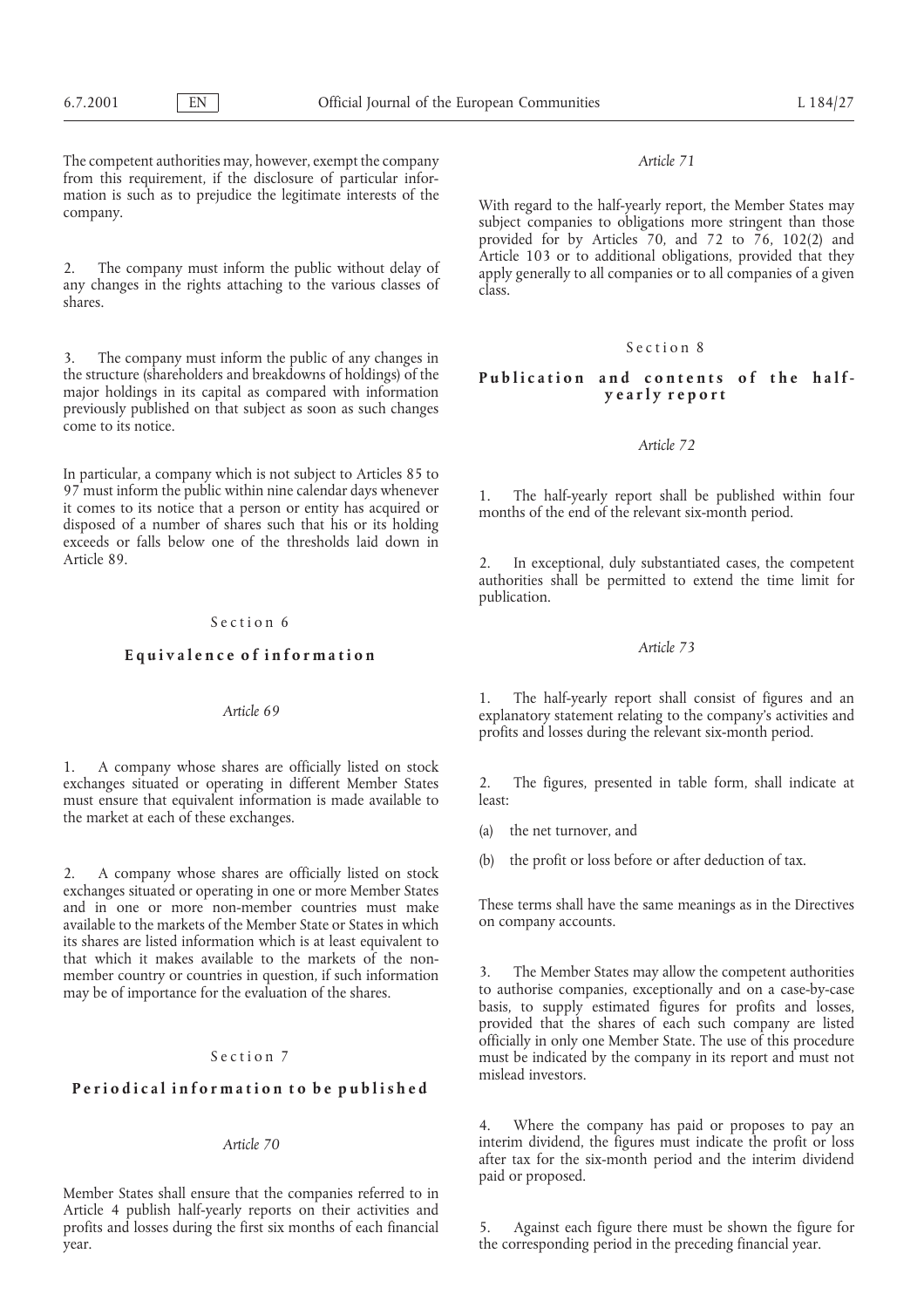The competent authorities may, however, exempt the company from this requirement, if the disclosure of particular information is such as to prejudice the legitimate interests of the company.

2. The company must inform the public without delay of any changes in the rights attaching to the various classes of shares.

3. The company must inform the public of any changes in the structure (shareholders and breakdowns of holdings) of the major holdings in its capital as compared with information previously published on that subject as soon as such changes come to its notice.

In particular, a company which is not subject to Articles 85 to 97 must inform the public within nine calendar days whenever it comes to its notice that a person or entity has acquired or disposed of a number of shares such that his or its holding exceeds or falls below one of the thresholds laid down in Article 89.

## Section 6

## Equivalence of information

*Article 69*

1. A company whose shares are officially listed on stock exchanges situated or operating in different Member States must ensure that equivalent information is made available to the market at each of these exchanges.

2. A company whose shares are officially listed on stock exchanges situated or operating in one or more Member States and in one or more non-member countries must make available to the markets of the Member State or States in which its shares are listed information which is at least equivalent to that which it makes available to the markets of the non-member country or countries in question, if such information may be of importance for the evaluation of the shares.

## Section 7

## Periodical information to be published

*Article 70*

Member States shall ensure that the companies referred to in Article 4 publish half-yearly reports on their activities and profits and losses during the first six months of each financial year.

*Article 71*

With regard to the half-yearly report, the Member States may subject companies to obligations more stringent than those provided for by Articles 70, and 72 to 76, 102(2) and Article 103 or to additional obligations, provided that they apply generally to all companies or to all companies of a given class.

## Section 8

## Publication and contents of the half-yearly report

*Article 72*

1. The half-yearly report shall be published within four months of the end of the relevant six-month period.

2. In exceptional, duly substantiated cases, the competent authorities shall be permitted to extend the time limit for publication.

*Article 73*

1. The half-yearly report shall consist of figures and an explanatory statement relating to the company's activities and profits and losses during the relevant six-month period.

2. The figures, presented in table form, shall indicate at least:

(a) the net turnover, and

(b) the profit or loss before or after deduction of tax.

These terms shall have the same meanings as in the Directives on company accounts.

3. The Member States may allow the competent authorities to authorise companies, exceptionally and on a case-by-case basis, to supply estimated figures for profits and losses, provided that the shares of each such company are listed officially in only one Member State. The use of this procedure must be indicated by the company in its report and must not mislead investors.

4. Where the company has paid or proposes to pay an interim dividend, the figures must indicate the profit or loss after tax for the six-month period and the interim dividend paid or proposed.

5. Against each figure there must be shown the figure for the corresponding period in the preceding financial year.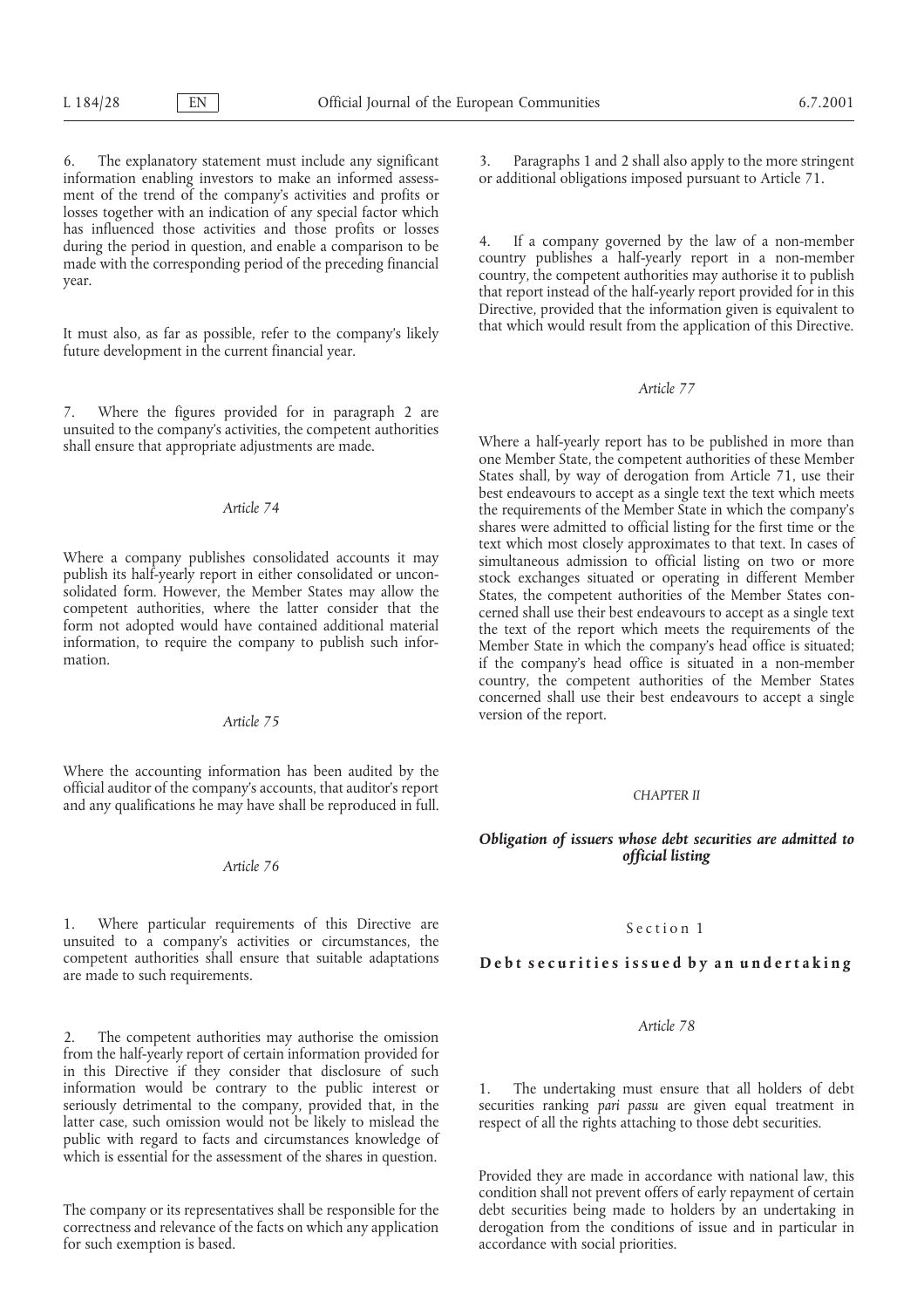6. The explanatory statement must include any significant information enabling investors to make an informed assessment of the trend of the company's activities and profits or losses together with an indication of any special factor which has influenced those activities and those profits or losses during the period in question, and enable a comparison to be made with the corresponding period of the preceding financial year.

It must also, as far as possible, refer to the company's likely future development in the current financial year.

7. Where the figures provided for in paragraph 2 are unsuited to the company's activities, the competent authorities shall ensure that appropriate adjustments are made.

*Article 74*

Where a company publishes consolidated accounts it may publish its half-yearly report in either consolidated or unconsolidated form. However, the Member States may allow the competent authorities, where the latter consider that the form not adopted would have contained additional material information, to require the company to publish such information.

*Article 75*

Where the accounting information has been audited by the official auditor of the company's accounts, that auditor's report and any qualifications he may have shall be reproduced in full.

*Article 76*

1. Where particular requirements of this Directive are unsuited to a company's activities or circumstances, the competent authorities shall ensure that suitable adaptations are made to such requirements.

2. The competent authorities may authorise the omission from the half-yearly report of certain information provided for in this Directive if they consider that disclosure of such information would be contrary to the public interest or seriously detrimental to the company, provided that, in the latter case, such omission would not be likely to mislead the public with regard to facts and circumstances knowledge of which is essential for the assessment of the shares in question.

The company or its representatives shall be responsible for the correctness and relevance of the facts on which any application for such exemption is based.

3. Paragraphs 1 and 2 shall also apply to the more stringent or additional obligations imposed pursuant to Article 71.

4. If a company governed by the law of a non-member country publishes a half-yearly report in a non-member country, the competent authorities may authorise it to publish that report instead of the half-yearly report provided for in this Directive, provided that the information given is equivalent to that which would result from the application of this Directive.

*Article 77*

Where a half-yearly report has to be published in more than one Member State, the competent authorities of these Member States shall, by way of derogation from Article 71, use their best endeavours to accept as a single text the text which meets the requirements of the Member State in which the company's shares were admitted to official listing for the first time or the text which most closely approximates to that text. In cases of simultaneous admission to official listing on two or more stock exchanges situated or operating in different Member States, the competent authorities of the Member States concerned shall use their best endeavours to accept as a single text the text of the report which meets the requirements of the Member State in which the company's head office is situated; if the company's head office is situated in a non-member country, the competent authorities of the Member States concerned shall use their best endeavours to accept a single version of the report.

*CHAPTER II*

## *Obligation of issuers whose debt securities are admitted to official listing*

Section 1

### Debt securities issued by an undertaking

*Article 78*

1. The undertaking must ensure that all holders of debt securities ranking *pari passu* are given equal treatment in respect of all the rights attaching to those debt securities.

Provided they are made in accordance with national law, this condition shall not prevent offers of early repayment of certain debt securities being made to holders by an undertaking in derogation from the conditions of issue and in particular in accordance with social priorities.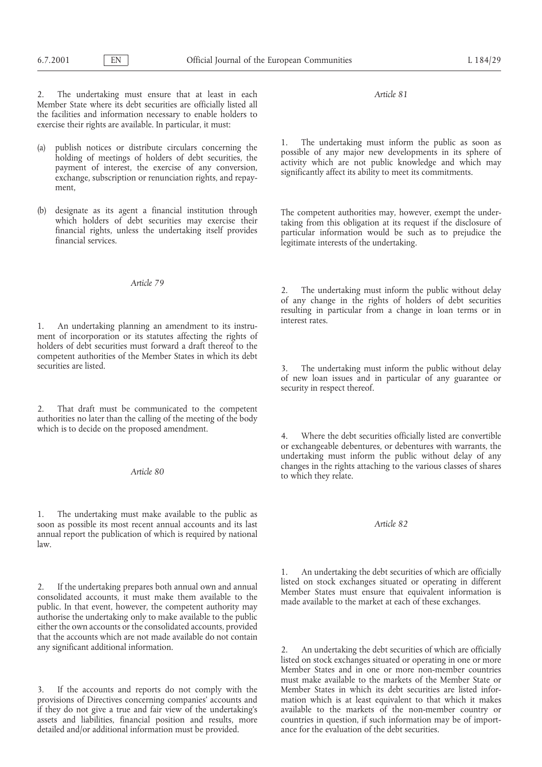2. The undertaking must ensure that at least in each Member State where its debt securities are officially listed all the facilities and information necessary to enable holders to exercise their rights are available. In particular, it must:

(a) publish notices or distribute circulars concerning the holding of meetings of holders of debt securities, the payment of interest, the exercise of any conversion, exchange, subscription or renunciation rights, and repayment,

(b) designate as its agent a financial institution through which holders of debt securities may exercise their financial rights, unless the undertaking itself provides financial services.

*Article 79*

1. An undertaking planning an amendment to its instrument of incorporation or its statutes affecting the rights of holders of debt securities must forward a draft thereof to the competent authorities of the Member States in which its debt securities are listed.

2. That draft must be communicated to the competent authorities no later than the calling of the meeting of the body which is to decide on the proposed amendment.

*Article 80*

1. The undertaking must make available to the public as soon as possible its most recent annual accounts and its last annual report the publication of which is required by national law.

2. If the undertaking prepares both annual own and annual consolidated accounts, it must make them available to the public. In that event, however, the competent authority may authorise the undertaking only to make available to the public either the own accounts or the consolidated accounts, provided that the accounts which are not made available do not contain any significant additional information.

3. If the accounts and reports do not comply with the provisions of Directives concerning companies' accounts and if they do not give a true and fair view of the undertaking's assets and liabilities, financial position and results, more detailed and/or additional information must be provided.

*Article 81*

1. The undertaking must inform the public as soon as possible of any major new developments in its sphere of activity which are not public knowledge and which may significantly affect its ability to meet its commitments.

The competent authorities may, however, exempt the undertaking from this obligation at its request if the disclosure of particular information would be such as to prejudice the legitimate interests of the undertaking.

2. The undertaking must inform the public without delay of any change in the rights of holders of debt securities resulting in particular from a change in loan terms or in interest rates.

3. The undertaking must inform the public without delay of new loan issues and in particular of any guarantee or security in respect thereof.

4. Where the debt securities officially listed are convertible or exchangeable debentures, or debentures with warrants, the undertaking must inform the public without delay of any changes in the rights attaching to the various classes of shares to which they relate.

*Article 82*

1. An undertaking the debt securities of which are officially listed on stock exchanges situated or operating in different Member States must ensure that equivalent information is made available to the market at each of these exchanges.

2. An undertaking the debt securities of which are officially listed on stock exchanges situated or operating in one or more Member States and in one or more non-member countries must make available to the markets of the Member State or Member States in which its debt securities are listed information which is at least equivalent to that which it makes available to the markets of the non-member country or countries in question, if such information may be of importance for the evaluation of the debt securities.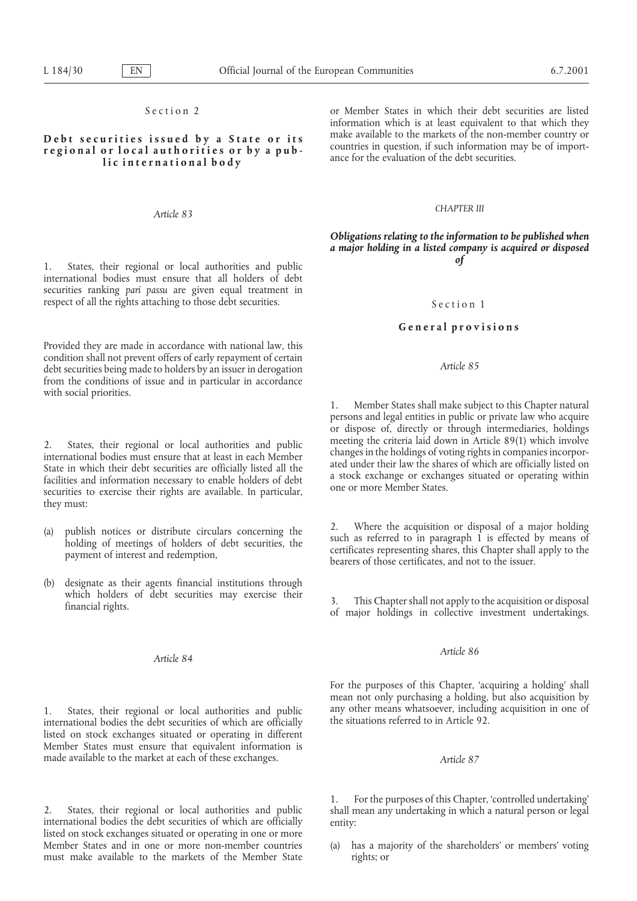Section 2

**Debt securities issued by a State or its regional or local authorities or by a public international body**

*Article 83*

1. States, their regional or local authorities and public international bodies must ensure that all holders of debt securities ranking *pari passu* are given equal treatment in respect of all the rights attaching to those debt securities.

Provided they are made in accordance with national law, this condition shall not prevent offers of early repayment of certain debt securities being made to holders by an issuer in derogation from the conditions of issue and in particular in accordance with social priorities.

2. States, their regional or local authorities and public international bodies must ensure that at least in each Member State in which their debt securities are officially listed all the facilities and information necessary to enable holders of debt securities to exercise their rights are available. In particular, they must:

(a) publish notices or distribute circulars concerning the holding of meetings of holders of debt securities, the payment of interest and redemption,

(b) designate as their agents financial institutions through which holders of debt securities may exercise their financial rights.

*Article 84*

1. States, their regional or local authorities and public international bodies the debt securities of which are officially listed on stock exchanges situated or operating in different Member States must ensure that equivalent information is made available to the market at each of these exchanges.

2. States, their regional or local authorities and public international bodies the debt securities of which are officially listed on stock exchanges situated or operating in one or more Member States and in one or more non-member countries must make available to the markets of the Member State or Member States in which their debt securities are listed information which is at least equivalent to that which they make available to the markets of the non-member country or countries in question, if such information may be of importance for the evaluation of the debt securities.

*CHAPTER III*

***Obligations relating to the information to be published when a major holding in a listed company is acquired or disposed of***

Section 1

**General provisions**

*Article 85*

1. Member States shall make subject to this Chapter natural persons and legal entities in public or private law who acquire or dispose of, directly or through intermediaries, holdings meeting the criteria laid down in Article 89(1) which involve changes in the holdings of voting rights in companies incorporated under their law the shares of which are officially listed on a stock exchange or exchanges situated or operating within one or more Member States.

2. Where the acquisition or disposal of a major holding such as referred to in paragraph 1 is effected by means of certificates representing shares, this Chapter shall apply to the bearers of those certificates, and not to the issuer.

3. This Chapter shall not apply to the acquisition or disposal of major holdings in collective investment undertakings.

*Article 86*

For the purposes of this Chapter, 'acquiring a holding' shall mean not only purchasing a holding, but also acquisition by any other means whatsoever, including acquisition in one of the situations referred to in Article 92.

*Article 87*

1. For the purposes of this Chapter, 'controlled undertaking' shall mean any undertaking in which a natural person or legal entity:

(a) has a majority of the shareholders' or members' voting rights; or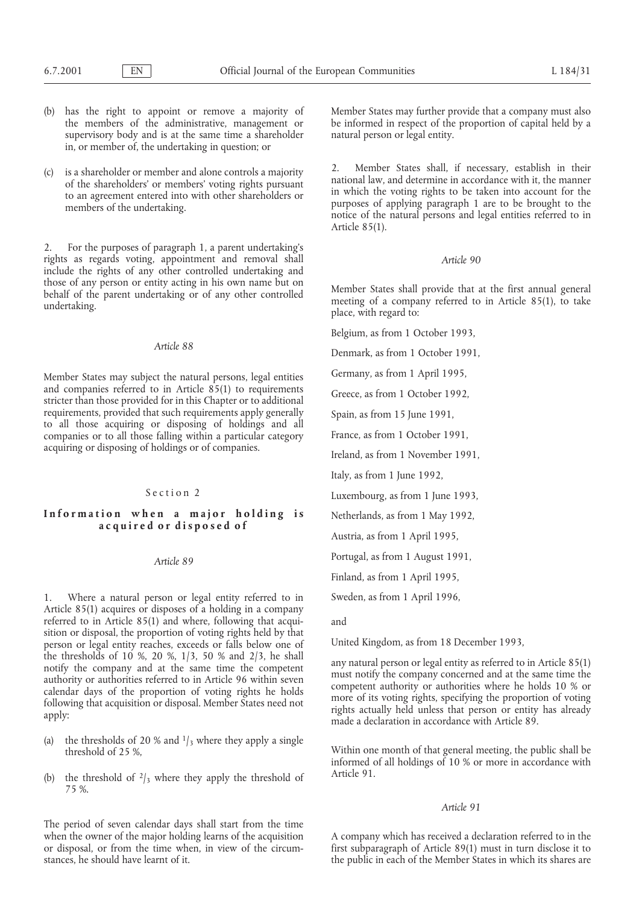(b) has the right to appoint or remove a majority of the members of the administrative, management or supervisory body and is at the same time a shareholder in, or member of, the undertaking in question; or

(c) is a shareholder or member and alone controls a majority of the shareholders' or members' voting rights pursuant to an agreement entered into with other shareholders or members of the undertaking.

2. For the purposes of paragraph 1, a parent undertaking's rights as regards voting, appointment and removal shall include the rights of any other controlled undertaking and those of any person or entity acting in his own name but on behalf of the parent undertaking or of any other controlled undertaking.

*Article 88*

Member States may subject the natural persons, legal entities and companies referred to in Article 85(1) to requirements stricter than those provided for in this Chapter or to additional requirements, provided that such requirements apply generally to all those acquiring or disposing of holdings and all companies or to all those falling within a particular category acquiring or disposing of holdings or of companies.

## Section 2

## Information when a major holding is acquired or disposed of

*Article 89*

1. Where a natural person or legal entity referred to in Article 85(1) acquires or disposes of a holding in a company referred to in Article 85(1) and where, following that acquisition or disposal, the proportion of voting rights held by that person or legal entity reaches, exceeds or falls below one of the thresholds of 10 %, 20 %, 1/3, 50 % and 2/3, he shall notify the company and at the same time the competent authority or authorities referred to in Article 96 within seven calendar days of the proportion of voting rights he holds following that acquisition or disposal. Member States need not apply:

(a) the thresholds of 20 % and $^1/_3$ where they apply a single threshold of 25 %,

(b) the threshold of $^2/_3$ where they apply the threshold of 75 %.

The period of seven calendar days shall start from the time when the owner of the major holding learns of the acquisition or disposal, or from the time when, in view of the circumstances, he should have learnt of it.

Member States may further provide that a company must also be informed in respect of the proportion of capital held by a natural person or legal entity.

2. Member States shall, if necessary, establish in their national law, and determine in accordance with it, the manner in which the voting rights to be taken into account for the purposes of applying paragraph 1 are to be brought to the notice of the natural persons and legal entities referred to in Article 85(1).

*Article 90*

Member States shall provide that at the first annual general meeting of a company referred to in Article 85(1), to take place, with regard to:

Belgium, as from 1 October 1993,

Denmark, as from 1 October 1991,

Germany, as from 1 April 1995,

Greece, as from 1 October 1992,

Spain, as from 15 June 1991,

France, as from 1 October 1991,

Ireland, as from 1 November 1991,

Italy, as from 1 June 1992,

Luxembourg, as from 1 June 1993,

Netherlands, as from 1 May 1992,

Austria, as from 1 April 1995,

Portugal, as from 1 August 1991,

Finland, as from 1 April 1995,

Sweden, as from 1 April 1996,

and

United Kingdom, as from 18 December 1993,

any natural person or legal entity as referred to in Article 85(1) must notify the company concerned and at the same time the competent authority or authorities where he holds 10 % or more of its voting rights, specifying the proportion of voting rights actually held unless that person or entity has already made a declaration in accordance with Article 89.

Within one month of that general meeting, the public shall be informed of all holdings of 10 % or more in accordance with Article 91.

*Article 91*

A company which has received a declaration referred to in the first subparagraph of Article 89(1) must in turn disclose it to the public in each of the Member States in which its shares are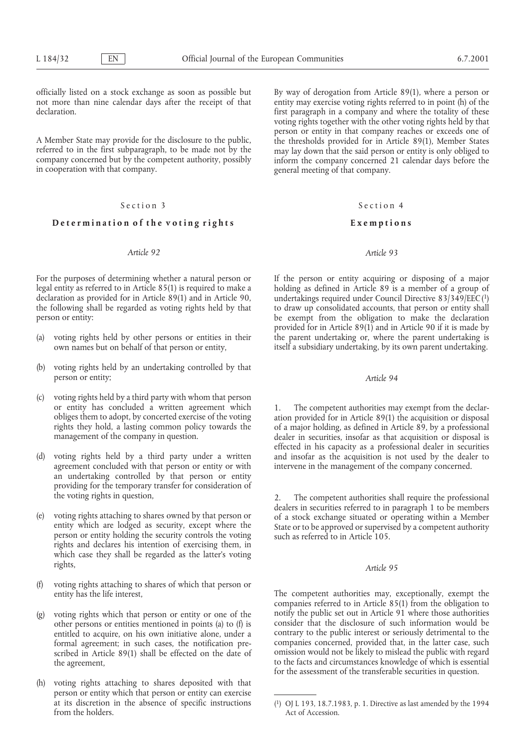officially listed on a stock exchange as soon as possible but not more than nine calendar days after the receipt of that declaration.

A Member State may provide for the disclosure to the public, referred to in the first subparagraph, to be made not by the company concerned but by the competent authority, possibly in cooperation with that company.

## Section 3

## Determination of the voting rights

*Article 92*

For the purposes of determining whether a natural person or legal entity as referred to in Article 85(1) is required to make a declaration as provided for in Article 89(1) and in Article 90, the following shall be regarded as voting rights held by that person or entity:

(a) voting rights held by other persons or entities in their own names but on behalf of that person or entity,

(b) voting rights held by an undertaking controlled by that person or entity;

(c) voting rights held by a third party with whom that person or entity has concluded a written agreement which obliges them to adopt, by concerted exercise of the voting rights they hold, a lasting common policy towards the management of the company in question.

(d) voting rights held by a third party under a written agreement concluded with that person or entity or with an undertaking controlled by that person or entity providing for the temporary transfer for consideration of the voting rights in question,

(e) voting rights attaching to shares owned by that person or entity which are lodged as security, except where the person or entity holding the security controls the voting rights and declares his intention of exercising them, in which case they shall be regarded as the latter's voting rights,

(f) voting rights attaching to shares of which that person or entity has the life interest,

(g) voting rights which that person or entity or one of the other persons or entities mentioned in points (a) to (f) is entitled to acquire, on his own initiative alone, under a formal agreement; in such cases, the notification prescribed in Article 89(1) shall be effected on the date of the agreement,

(h) voting rights attaching to shares deposited with that person or entity which that person or entity can exercise at its discretion in the absence of specific instructions from the holders.

By way of derogation from Article 89(1), where a person or entity may exercise voting rights referred to in point (h) of the first paragraph in a company and where the totality of these voting rights together with the other voting rights held by that person or entity in that company reaches or exceeds one of the thresholds provided for in Article 89(1), Member States may lay down that the said person or entity is only obliged to inform the company concerned 21 calendar days before the general meeting of that company.

## Section 4

## Exemptions

*Article 93*

If the person or entity acquiring or disposing of a major holding as defined in Article 89 is a member of a group of undertakings required under Council Directive 83/349/EEC [1] to draw up consolidated accounts, that person or entity shall be exempt from the obligation to make the declaration provided for in Article 89(1) and in Article 90 if it is made by the parent undertaking or, where the parent undertaking is itself a subsidiary undertaking, by its own parent undertaking.

*Article 94*

1. The competent authorities may exempt from the declaration provided for in Article 89(1) the acquisition or disposal of a major holding, as defined in Article 89, by a professional dealer in securities, insofar as that acquisition or disposal is effected in his capacity as a professional dealer in securities and insofar as the acquisition is not used by the dealer to intervene in the management of the company concerned.

2. The competent authorities shall require the professional dealers in securities referred to in paragraph 1 to be members of a stock exchange situated or operating within a Member State or to be approved or supervised by a competent authority such as referred to in Article 105.

*Article 95*

The competent authorities may, exceptionally, exempt the companies referred to in Article 85(1) from the obligation to notify the public set out in Article 91 where those authorities consider that the disclosure of such information would be contrary to the public interest or seriously detrimental to the companies concerned, provided that, in the latter case, such omission would not be likely to mislead the public with regard to the facts and circumstances knowledge of which is essential for the assessment of the transferable securities in question.

---

[1] OJ L 193, 18.7.1983, p. 1. Directive as last amended by the 1994 Act of Accession.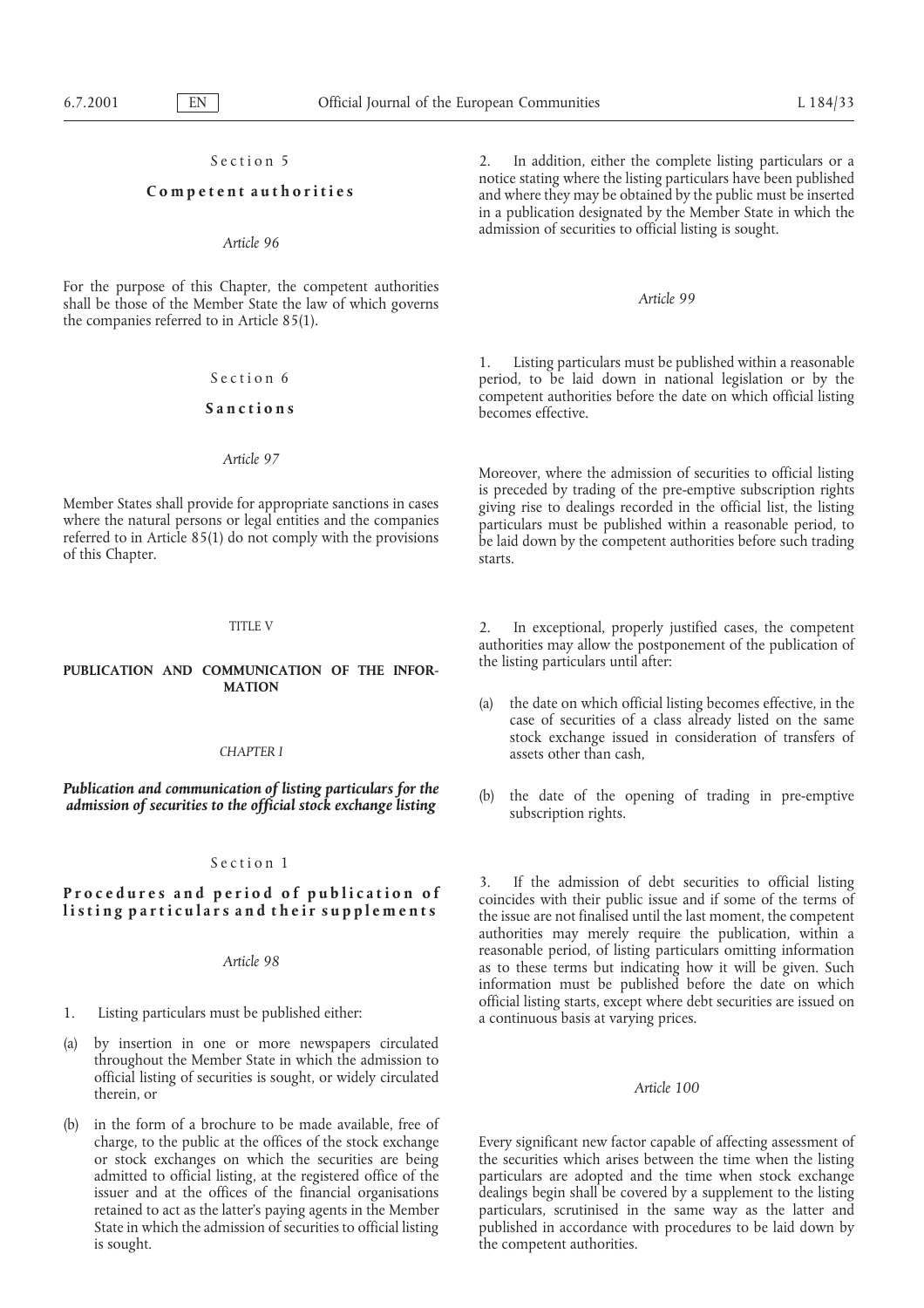### Section 5

### Competent authorities

*Article 96*

For the purpose of this Chapter, the competent authorities shall be those of the Member State the law of which governs the companies referred to in Article 85(1).

### Section 6

### Sanctions

*Article 97*

Member States shall provide for appropriate sanctions in cases where the natural persons or legal entities and the companies referred to in Article 85(1) do not comply with the provisions of this Chapter.

# TITLE V

# PUBLICATION AND COMMUNICATION OF THE INFORMATION

## CHAPTER I

## *Publication and communication of listing particulars for the admission of securities to the official stock exchange listing*

### Section 1

### Procedures and period of publication of listing particulars and their supplements

*Article 98*

1. Listing particulars must be published either:

(a) by insertion in one or more newspapers circulated throughout the Member State in which the admission to official listing of securities is sought, or widely circulated therein, or

(b) in the form of a brochure to be made available, free of charge, to the public at the offices of the stock exchange or stock exchanges on which the securities are being admitted to official listing, at the registered office of the issuer and at the offices of the financial organisations retained to act as the latter's paying agents in the Member State in which the admission of securities to official listing is sought.

2. In addition, either the complete listing particulars or a notice stating where the listing particulars have been published and where they may be obtained by the public must be inserted in a publication designated by the Member State in which the admission of securities to official listing is sought.

*Article 99*

1. Listing particulars must be published within a reasonable period, to be laid down in national legislation or by the competent authorities before the date on which official listing becomes effective.

Moreover, where the admission of securities to official listing is preceded by trading of the pre-emptive subscription rights giving rise to dealings recorded in the official list, the listing particulars must be published within a reasonable period, to be laid down by the competent authorities before such trading starts.

2. In exceptional, properly justified cases, the competent authorities may allow the postponement of the publication of the listing particulars until after:

(a) the date on which official listing becomes effective, in the case of securities of a class already listed on the same stock exchange issued in consideration of transfers of assets other than cash,

(b) the date of the opening of trading in pre-emptive subscription rights.

3. If the admission of debt securities to official listing coincides with their public issue and if some of the terms of the issue are not finalised until the last moment, the competent authorities may merely require the publication, within a reasonable period, of listing particulars omitting information as to these terms but indicating how it will be given. Such information must be published before the date on which official listing starts, except where debt securities are issued on a continuous basis at varying prices.

*Article 100*

Every significant new factor capable of affecting assessment of the securities which arises between the time when the listing particulars are adopted and the time when stock exchange dealings begin shall be covered by a supplement to the listing particulars, scrutinised in the same way as the latter and published in accordance with procedures to be laid down by the competent authorities.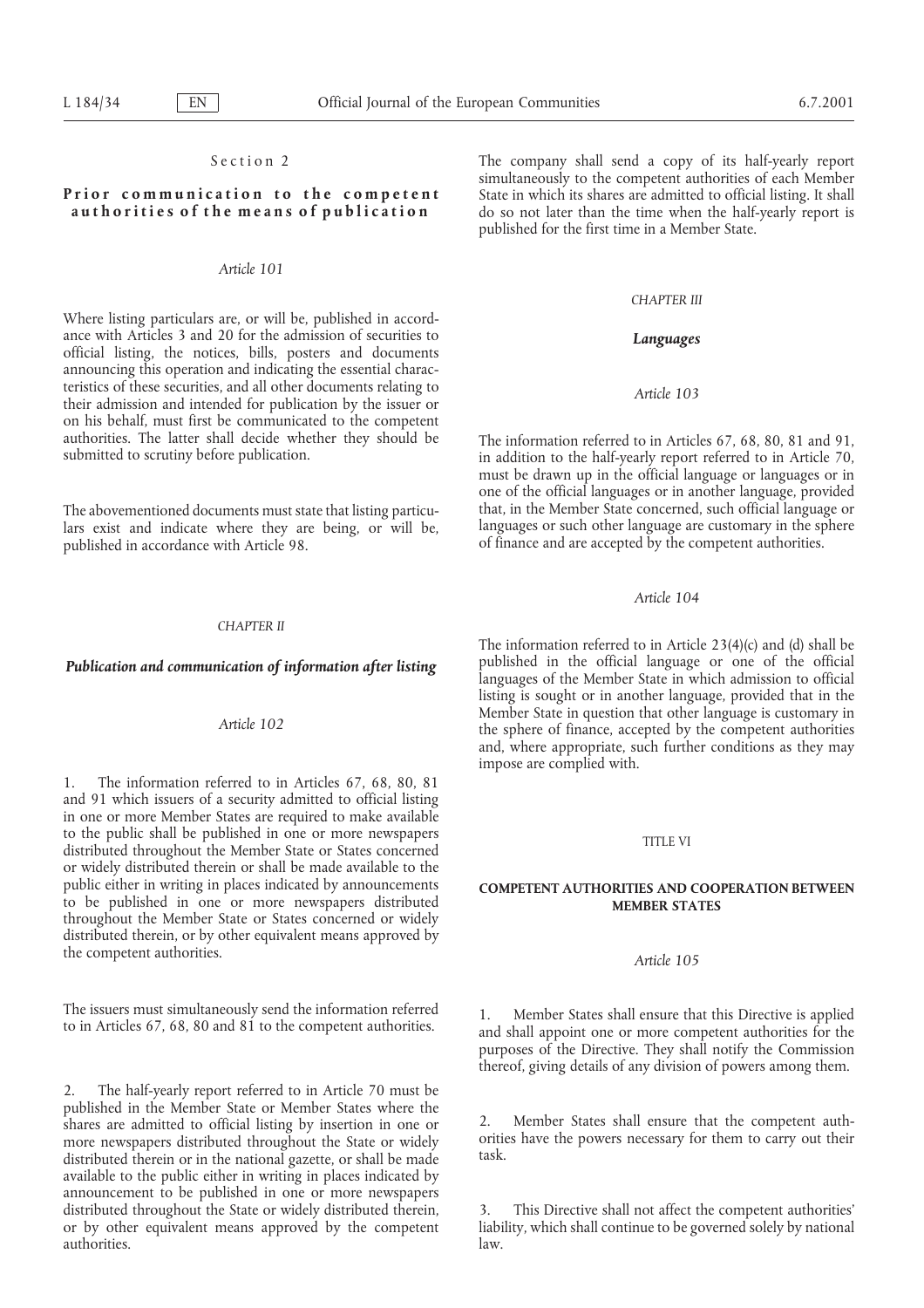Section 2

**Prior communication to the competent authorities of the means of publication**

*Article 101*

Where listing particulars are, or will be, published in accordance with Articles 3 and 20 for the admission of securities to official listing, the notices, bills, posters and documents announcing this operation and indicating the essential characteristics of these securities, and all other documents relating to their admission and intended for publication by the issuer or on his behalf, must first be communicated to the competent authorities. The latter shall decide whether they should be submitted to scrutiny before publication.

The abovementioned documents must state that listing particulars exist and indicate where they are being, or will be, published in accordance with Article 98.

CHAPTER II

***Publication and communication of information after listing***

*Article 102*

1. The information referred to in Articles 67, 68, 80, 81 and 91 which issuers of a security admitted to official listing in one or more Member States are required to make available to the public shall be published in one or more newspapers distributed throughout the Member State or States concerned or widely distributed therein or shall be made available to the public either in writing in places indicated by announcements to be published in one or more newspapers distributed throughout the Member State or States concerned or widely distributed therein, or by other equivalent means approved by the competent authorities.

The issuers must simultaneously send the information referred to in Articles 67, 68, 80 and 81 to the competent authorities.

2. The half-yearly report referred to in Article 70 must be published in the Member State or Member States where the shares are admitted to official listing by insertion in one or more newspapers distributed throughout the State or widely distributed therein or in the national gazette, or shall be made available to the public either in writing in places indicated by announcement to be published in one or more newspapers distributed throughout the State or widely distributed therein, or by other equivalent means approved by the competent authorities.

The company shall send a copy of its half-yearly report simultaneously to the competent authorities of each Member State in which its shares are admitted to official listing. It shall do so not later than the time when the half-yearly report is published for the first time in a Member State.

CHAPTER III

***Languages***

*Article 103*

The information referred to in Articles 67, 68, 80, 81 and 91, in addition to the half-yearly report referred to in Article 70, must be drawn up in the official language or languages or in one of the official languages or in another language, provided that, in the Member State concerned, such official language or languages or such other language are customary in the sphere of finance and are accepted by the competent authorities.

*Article 104*

The information referred to in Article 23(4)(c) and (d) shall be published in the official language or one of the official languages of the Member State in which admission to official listing is sought or in another language, provided that in the Member State in question that other language is customary in the sphere of finance, accepted by the competent authorities and, where appropriate, such further conditions as they may impose are complied with.

TITLE VI

**COMPETENT AUTHORITIES AND COOPERATION BETWEEN MEMBER STATES**

*Article 105*

1. Member States shall ensure that this Directive is applied and shall appoint one or more competent authorities for the purposes of the Directive. They shall notify the Commission thereof, giving details of any division of powers among them.

2. Member States shall ensure that the competent authorities have the powers necessary for them to carry out their task.

3. This Directive shall not affect the competent authorities' liability, which shall continue to be governed solely by national law.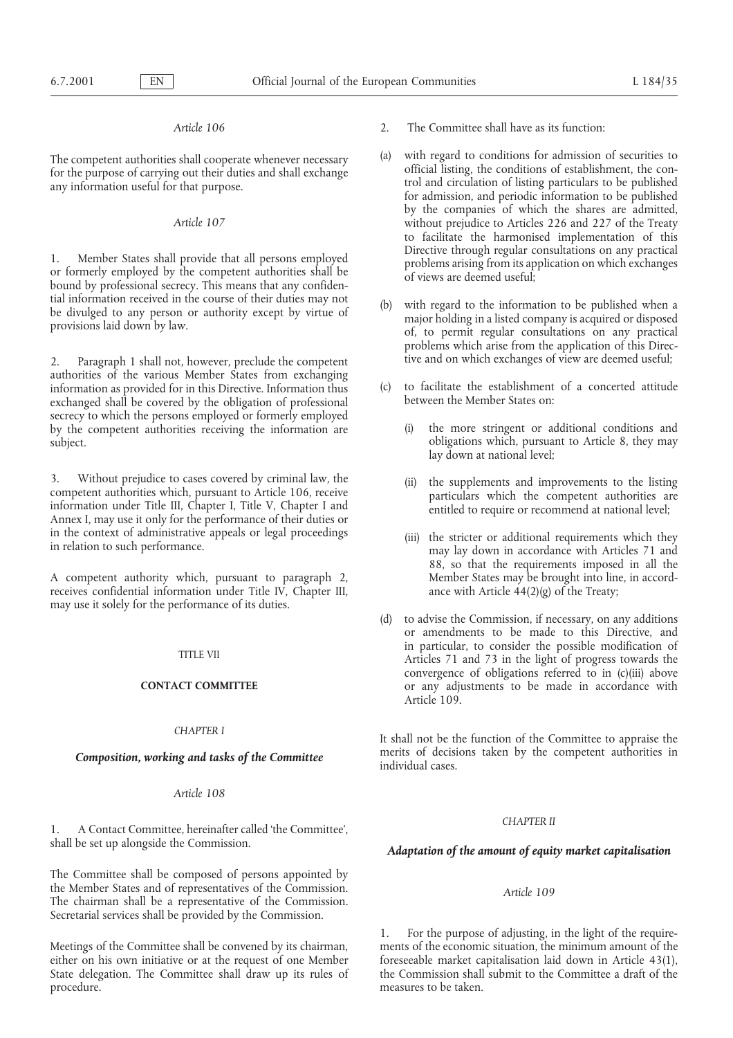*Article 106*

The competent authorities shall cooperate whenever necessary for the purpose of carrying out their duties and shall exchange any information useful for that purpose.

*Article 107*

1. Member States shall provide that all persons employed or formerly employed by the competent authorities shall be bound by professional secrecy. This means that any confidential information received in the course of their duties may not be divulged to any person or authority except by virtue of provisions laid down by law.

2. Paragraph 1 shall not, however, preclude the competent authorities of the various Member States from exchanging information as provided for in this Directive. Information thus exchanged shall be covered by the obligation of professional secrecy to which the persons employed or formerly employed by the competent authorities receiving the information are subject.

3. Without prejudice to cases covered by criminal law, the competent authorities which, pursuant to Article 106, receive information under Title III, Chapter I, Title V, Chapter I and Annex I, may use it only for the performance of their duties or in the context of administrative appeals or legal proceedings in relation to such performance.

A competent authority which, pursuant to paragraph 2, receives confidential information under Title IV, Chapter III, may use it solely for the performance of its duties.

# TITLE VII

# CONTACT COMMITTEE

## *CHAPTER I*

## ***Composition, working and tasks of the Committee***

*Article 108*

1. A Contact Committee, hereinafter called 'the Committee', shall be set up alongside the Commission.

The Committee shall be composed of persons appointed by the Member States and of representatives of the Commission. The chairman shall be a representative of the Commission. Secretarial services shall be provided by the Commission.

Meetings of the Committee shall be convened by its chairman, either on his own initiative or at the request of one Member State delegation. The Committee shall draw up its rules of procedure.

2. The Committee shall have as its function:

(a) with regard to conditions for admission of securities to official listing, the conditions of establishment, the control and circulation of listing particulars to be published for admission, and periodic information to be published by the companies of which the shares are admitted, without prejudice to Articles 226 and 227 of the Treaty to facilitate the harmonised implementation of this Directive through regular consultations on any practical problems arising from its application on which exchanges of views are deemed useful;

(b) with regard to the information to be published when a major holding in a listed company is acquired or disposed of, to permit regular consultations on any practical problems which arise from the application of this Directive and on which exchanges of view are deemed useful;

(c) to facilitate the establishment of a concerted attitude between the Member States on:

   (i) the more stringent or additional conditions and obligations which, pursuant to Article 8, they may lay down at national level;

   (ii) the supplements and improvements to the listing particulars which the competent authorities are entitled to require or recommend at national level;

   (iii) the stricter or additional requirements which they may lay down in accordance with Articles 71 and 88, so that the requirements imposed in all the Member States may be brought into line, in accordance with Article 44(2)(g) of the Treaty;

(d) to advise the Commission, if necessary, on any additions or amendments to be made to this Directive, and in particular, to consider the possible modification of Articles 71 and 73 in the light of progress towards the convergence of obligations referred to in (c)(iii) above or any adjustments to be made in accordance with Article 109.

It shall not be the function of the Committee to appraise the merits of decisions taken by the competent authorities in individual cases.

## *CHAPTER II*

## ***Adaptation of the amount of equity market capitalisation***

*Article 109*

1. For the purpose of adjusting, in the light of the requirements of the economic situation, the minimum amount of the foreseeable market capitalisation laid down in Article 43(1), the Commission shall submit to the Committee a draft of the measures to be taken.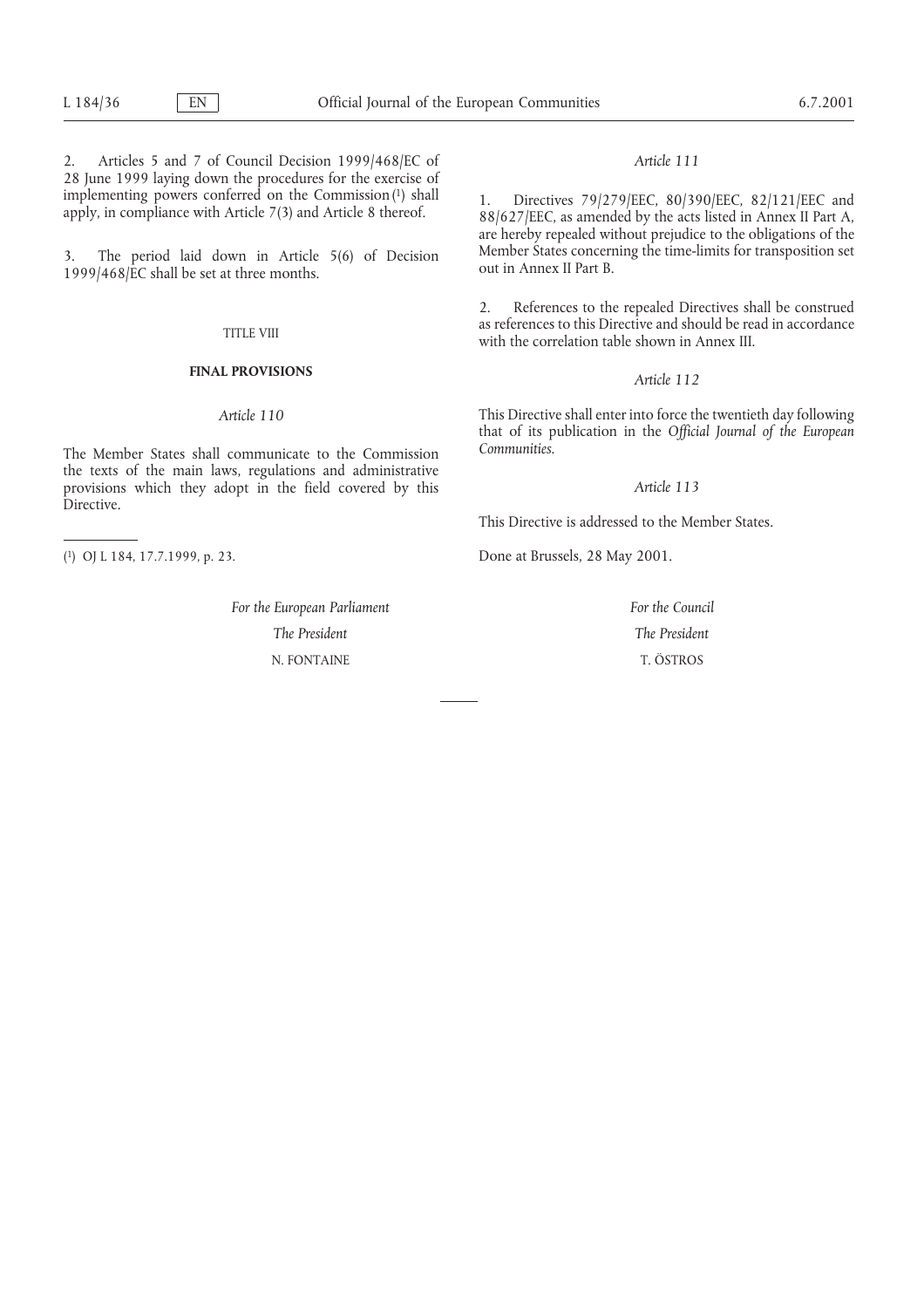2. Articles 5 and 7 of Council Decision 1999/468/EC of 28 June 1999 laying down the procedures for the exercise of implementing powers conferred on the Commission [1] shall apply, in compliance with Article 7(3) and Article 8 thereof.

3. The period laid down in Article 5(6) of Decision 1999/468/EC shall be set at three months.

TITLE VIII

## FINAL PROVISIONS

*Article 110*

The Member States shall communicate to the Commission the texts of the main laws, regulations and administrative provisions which they adopt in the field covered by this Directive.

*Article 111*

1. Directives 79/279/EEC, 80/390/EEC, 82/121/EEC and 88/627/EEC, as amended by the acts listed in Annex II Part A, are hereby repealed without prejudice to the obligations of the Member States concerning the time-limits for transposition set out in Annex II Part B.

2. References to the repealed Directives shall be construed as references to this Directive and should be read in accordance with the correlation table shown in Annex III.

*Article 112*

This Directive shall enter into force the twentieth day following that of its publication in the *Official Journal of the European Communities*.

*Article 113*

This Directive is addressed to the Member States.

Done at Brussels, 28 May 2001.

| *For the European Parliament* | *For the Council* |
|---|---|
| *The President* | *The President* |
| N. FONTAINE | T. ÖSTROS |

[1] OJ L 184, 17.7.1999, p. 23.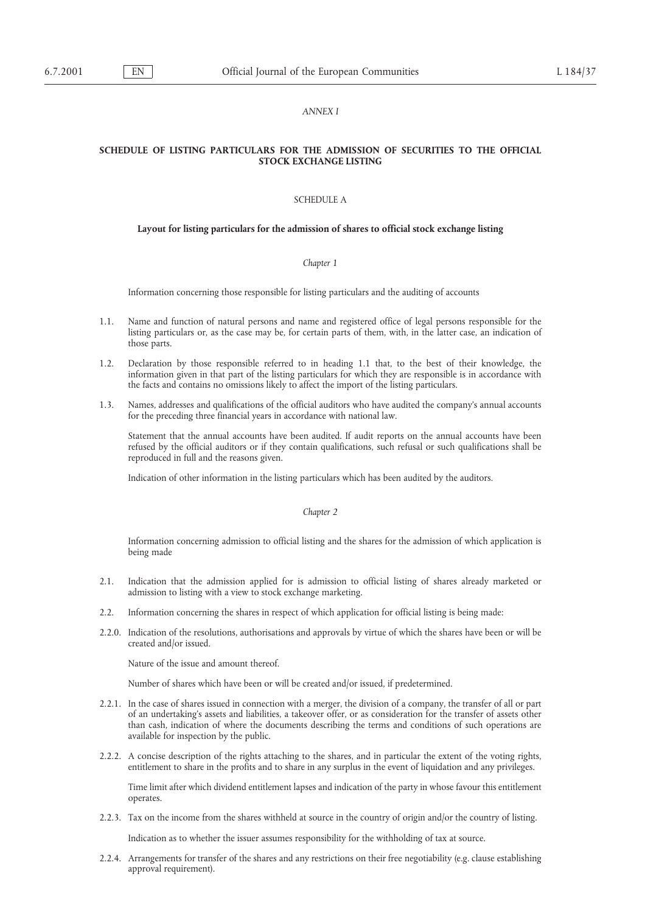*ANNEX I*

## SCHEDULE OF LISTING PARTICULARS FOR THE ADMISSION OF SECURITIES TO THE OFFICIAL STOCK EXCHANGE LISTING

### SCHEDULE A

**Layout for listing particulars for the admission of shares to official stock exchange listing**

*Chapter 1*

Information concerning those responsible for listing particulars and the auditing of accounts

1.1. Name and function of natural persons and name and registered office of legal persons responsible for the listing particulars or, as the case may be, for certain parts of them, with, in the latter case, an indication of those parts.

1.2. Declaration by those responsible referred to in heading 1.1 that, to the best of their knowledge, the information given in that part of the listing particulars for which they are responsible is in accordance with the facts and contains no omissions likely to affect the import of the listing particulars.

1.3. Names, addresses and qualifications of the official auditors who have audited the company's annual accounts for the preceding three financial years in accordance with national law.

Statement that the annual accounts have been audited. If audit reports on the annual accounts have been refused by the official auditors or if they contain qualifications, such refusal or such qualifications shall be reproduced in full and the reasons given.

Indication of other information in the listing particulars which has been audited by the auditors.

*Chapter 2*

Information concerning admission to official listing and the shares for the admission of which application is being made

2.1. Indication that the admission applied for is admission to official listing of shares already marketed or admission to listing with a view to stock exchange marketing.

2.2. Information concerning the shares in respect of which application for official listing is being made:

2.2.0. Indication of the resolutions, authorisations and approvals by virtue of which the shares have been or will be created and/or issued.

Nature of the issue and amount thereof.

Number of shares which have been or will be created and/or issued, if predetermined.

2.2.1. In the case of shares issued in connection with a merger, the division of a company, the transfer of all or part of an undertaking's assets and liabilities, a takeover offer, or as consideration for the transfer of assets other than cash, indication of where the documents describing the terms and conditions of such operations are available for inspection by the public.

2.2.2. A concise description of the rights attaching to the shares, and in particular the extent of the voting rights, entitlement to share in the profits and to share in any surplus in the event of liquidation and any privileges.

Time limit after which dividend entitlement lapses and indication of the party in whose favour this entitlement operates.

2.2.3. Tax on the income from the shares withheld at source in the country of origin and/or the country of listing.

Indication as to whether the issuer assumes responsibility for the withholding of tax at source.

2.2.4. Arrangements for transfer of the shares and any restrictions on their free negotiability (e.g. clause establishing approval requirement).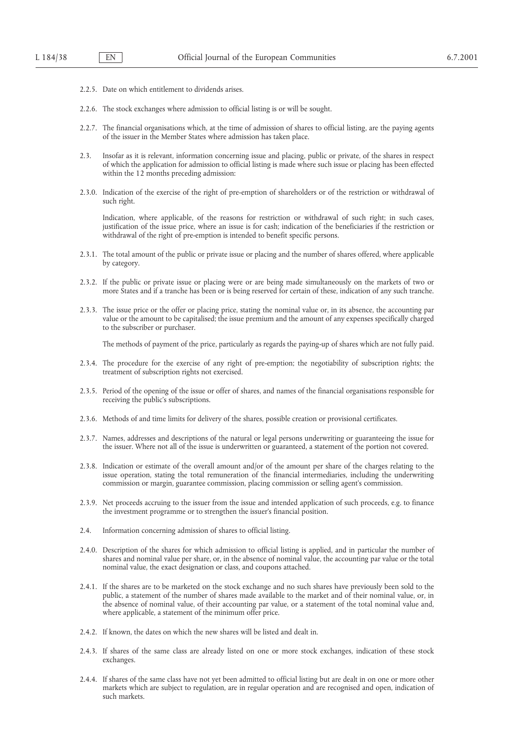2.2.5. Date on which entitlement to dividends arises.

2.2.6. The stock exchanges where admission to official listing is or will be sought.

2.2.7. The financial organisations which, at the time of admission of shares to official listing, are the paying agents of the issuer in the Member States where admission has taken place.

2.3. Insofar as it is relevant, information concerning issue and placing, public or private, of the shares in respect of which the application for admission to official listing is made where such issue or placing has been effected within the 12 months preceding admission:

2.3.0. Indication of the exercise of the right of pre-emption of shareholders or of the restriction or withdrawal of such right.

Indication, where applicable, of the reasons for restriction or withdrawal of such right; in such cases, justification of the issue price, where an issue is for cash; indication of the beneficiaries if the restriction or withdrawal of the right of pre-emption is intended to benefit specific persons.

2.3.1. The total amount of the public or private issue or placing and the number of shares offered, where applicable by category.

2.3.2. If the public or private issue or placing were or are being made simultaneously on the markets of two or more States and if a tranche has been or is being reserved for certain of these, indication of any such tranche.

2.3.3. The issue price or the offer or placing price, stating the nominal value or, in its absence, the accounting par value or the amount to be capitalised; the issue premium and the amount of any expenses specifically charged to the subscriber or purchaser.

The methods of payment of the price, particularly as regards the paying-up of shares which are not fully paid.

2.3.4. The procedure for the exercise of any right of pre-emption; the negotiability of subscription rights; the treatment of subscription rights not exercised.

2.3.5. Period of the opening of the issue or offer of shares, and names of the financial organisations responsible for receiving the public's subscriptions.

2.3.6. Methods of and time limits for delivery of the shares, possible creation or provisional certificates.

2.3.7. Names, addresses and descriptions of the natural or legal persons underwriting or guaranteeing the issue for the issuer. Where not all of the issue is underwritten or guaranteed, a statement of the portion not covered.

2.3.8. Indication or estimate of the overall amount and/or of the amount per share of the charges relating to the issue operation, stating the total remuneration of the financial intermediaries, including the underwriting commission or margin, guarantee commission, placing commission or selling agent's commission.

2.3.9. Net proceeds accruing to the issuer from the issue and intended application of such proceeds, e.g. to finance the investment programme or to strengthen the issuer's financial position.

2.4. Information concerning admission of shares to official listing.

2.4.0. Description of the shares for which admission to official listing is applied, and in particular the number of shares and nominal value per share, or, in the absence of nominal value, the accounting par value or the total nominal value, the exact designation or class, and coupons attached.

2.4.1. If the shares are to be marketed on the stock exchange and no such shares have previously been sold to the public, a statement of the number of shares made available to the market and of their nominal value, or, in the absence of nominal value, of their accounting par value, or a statement of the total nominal value and, where applicable, a statement of the minimum offer price.

2.4.2. If known, the dates on which the new shares will be listed and dealt in.

2.4.3. If shares of the same class are already listed on one or more stock exchanges, indication of these stock exchanges.

2.4.4. If shares of the same class have not yet been admitted to official listing but are dealt in on one or more other markets which are subject to regulation, are in regular operation and are recognised and open, indication of such markets.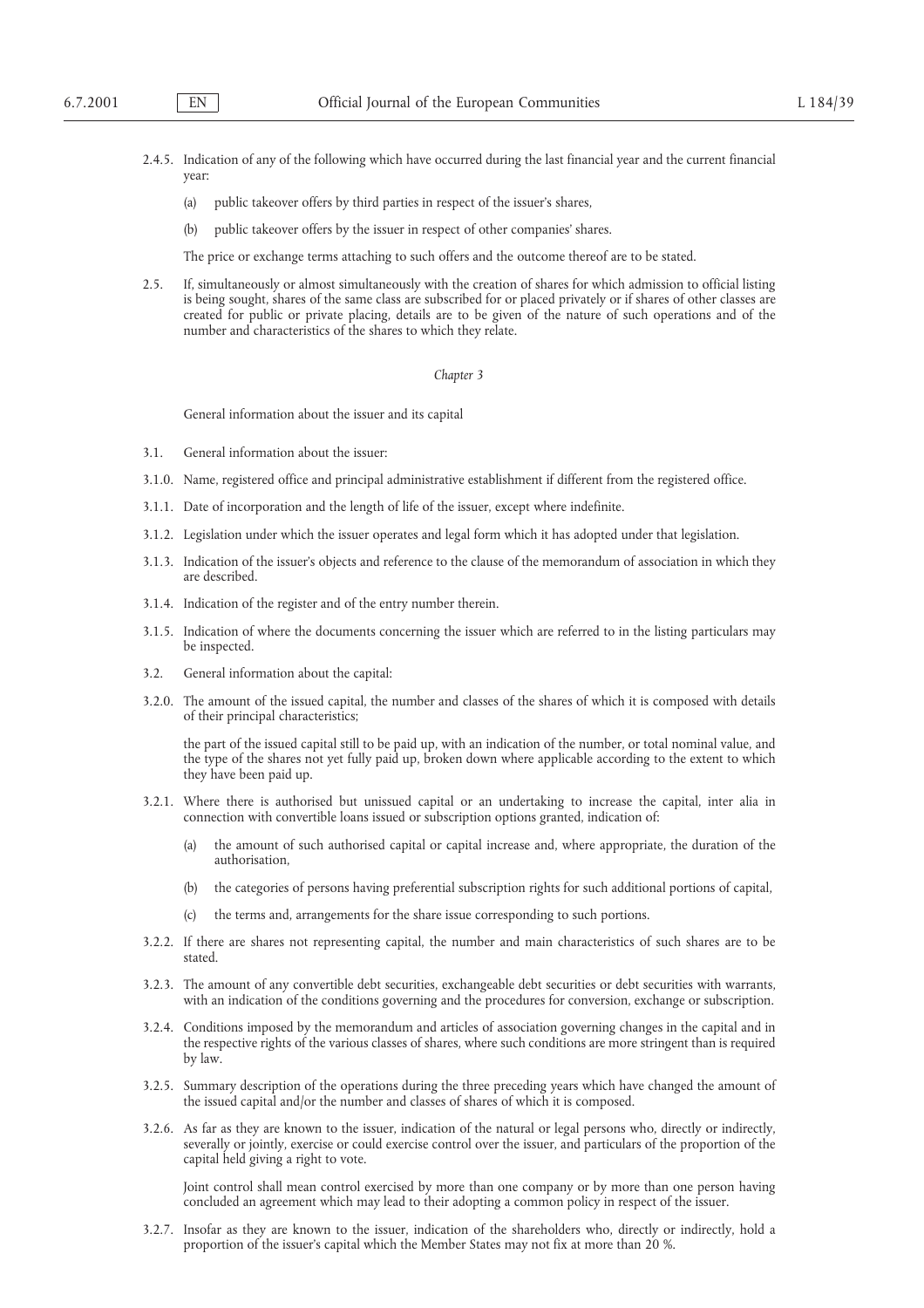2.4.5. Indication of any of the following which have occurred during the last financial year and the current financial year:

(a) public takeover offers by third parties in respect of the issuer's shares,

(b) public takeover offers by the issuer in respect of other companies' shares.

The price or exchange terms attaching to such offers and the outcome thereof are to be stated.

2.5. If, simultaneously or almost simultaneously with the creation of shares for which admission to official listing is being sought, shares of the same class are subscribed for or placed privately or if shares of other classes are created for public or private placing, details are to be given of the nature of such operations and of the number and characteristics of the shares to which they relate.

*Chapter 3*

General information about the issuer and its capital

3.1. General information about the issuer:

3.1.0. Name, registered office and principal administrative establishment if different from the registered office.

3.1.1. Date of incorporation and the length of life of the issuer, except where indefinite.

3.1.2. Legislation under which the issuer operates and legal form which it has adopted under that legislation.

3.1.3. Indication of the issuer's objects and reference to the clause of the memorandum of association in which they are described.

3.1.4. Indication of the register and of the entry number therein.

3.1.5. Indication of where the documents concerning the issuer which are referred to in the listing particulars may be inspected.

3.2. General information about the capital:

3.2.0. The amount of the issued capital, the number and classes of the shares of which it is composed with details of their principal characteristics;

the part of the issued capital still to be paid up, with an indication of the number, or total nominal value, and the type of the shares not yet fully paid up, broken down where applicable according to the extent to which they have been paid up.

3.2.1. Where there is authorised but unissued capital or an undertaking to increase the capital, inter alia in connection with convertible loans issued or subscription options granted, indication of:

(a) the amount of such authorised capital or capital increase and, where appropriate, the duration of the authorisation,

(b) the categories of persons having preferential subscription rights for such additional portions of capital,

(c) the terms and, arrangements for the share issue corresponding to such portions.

3.2.2. If there are shares not representing capital, the number and main characteristics of such shares are to be stated.

3.2.3. The amount of any convertible debt securities, exchangeable debt securities or debt securities with warrants, with an indication of the conditions governing and the procedures for conversion, exchange or subscription.

3.2.4. Conditions imposed by the memorandum and articles of association governing changes in the capital and in the respective rights of the various classes of shares, where such conditions are more stringent than is required by law.

3.2.5. Summary description of the operations during the three preceding years which have changed the amount of the issued capital and/or the number and classes of shares of which it is composed.

3.2.6. As far as they are known to the issuer, indication of the natural or legal persons who, directly or indirectly, severally or jointly, exercise or could exercise control over the issuer, and particulars of the proportion of the capital held giving a right to vote.

Joint control shall mean control exercised by more than one company or by more than one person having concluded an agreement which may lead to their adopting a common policy in respect of the issuer.

3.2.7. Insofar as they are known to the issuer, indication of the shareholders who, directly or indirectly, hold a proportion of the issuer's capital which the Member States may not fix at more than 20 %.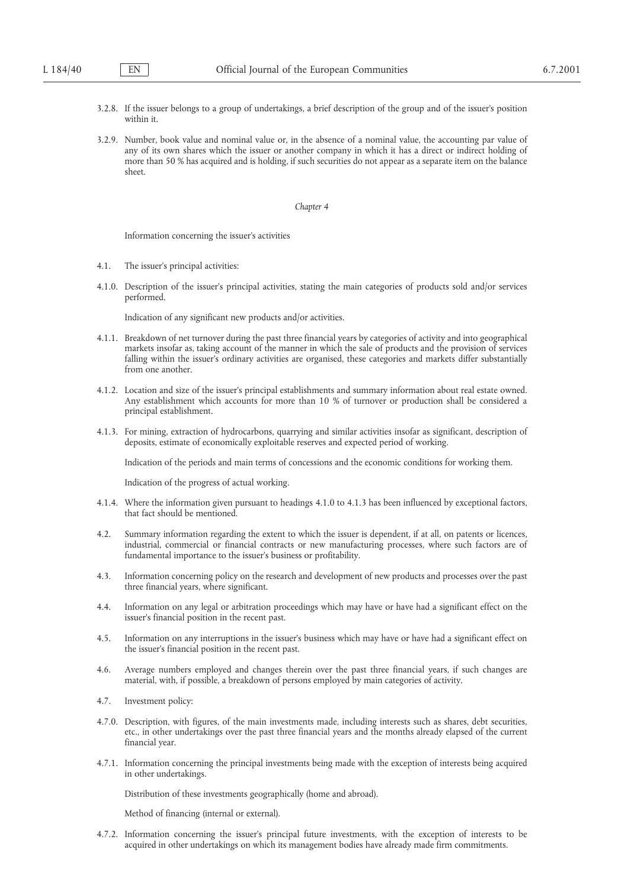3.2.8. If the issuer belongs to a group of undertakings, a brief description of the group and of the issuer's position within it.

3.2.9. Number, book value and nominal value or, in the absence of a nominal value, the accounting par value of any of its own shares which the issuer or another company in which it has a direct or indirect holding of more than 50 % has acquired and is holding, if such securities do not appear as a separate item on the balance sheet.

*Chapter 4*

Information concerning the issuer's activities

4.1. The issuer's principal activities:

4.1.0. Description of the issuer's principal activities, stating the main categories of products sold and/or services performed.

Indication of any significant new products and/or activities.

4.1.1. Breakdown of net turnover during the past three financial years by categories of activity and into geographical markets insofar as, taking account of the manner in which the sale of products and the provision of services falling within the issuer's ordinary activities are organised, these categories and markets differ substantially from one another.

4.1.2. Location and size of the issuer's principal establishments and summary information about real estate owned. Any establishment which accounts for more than 10 % of turnover or production shall be considered a principal establishment.

4.1.3. For mining, extraction of hydrocarbons, quarrying and similar activities insofar as significant, description of deposits, estimate of economically exploitable reserves and expected period of working.

Indication of the periods and main terms of concessions and the economic conditions for working them.

Indication of the progress of actual working.

4.1.4. Where the information given pursuant to headings 4.1.0 to 4.1.3 has been influenced by exceptional factors, that fact should be mentioned.

4.2. Summary information regarding the extent to which the issuer is dependent, if at all, on patents or licences, industrial, commercial or financial contracts or new manufacturing processes, where such factors are of fundamental importance to the issuer's business or profitability.

4.3. Information concerning policy on the research and development of new products and processes over the past three financial years, where significant.

4.4. Information on any legal or arbitration proceedings which may have or have had a significant effect on the issuer's financial position in the recent past.

4.5. Information on any interruptions in the issuer's business which may have or have had a significant effect on the issuer's financial position in the recent past.

4.6. Average numbers employed and changes therein over the past three financial years, if such changes are material, with, if possible, a breakdown of persons employed by main categories of activity.

4.7. Investment policy:

4.7.0. Description, with figures, of the main investments made, including interests such as shares, debt securities, etc., in other undertakings over the past three financial years and the months already elapsed of the current financial year.

4.7.1. Information concerning the principal investments being made with the exception of interests being acquired in other undertakings.

Distribution of these investments geographically (home and abroad).

Method of financing (internal or external).

4.7.2. Information concerning the issuer's principal future investments, with the exception of interests to be acquired in other undertakings on which its management bodies have already made firm commitments.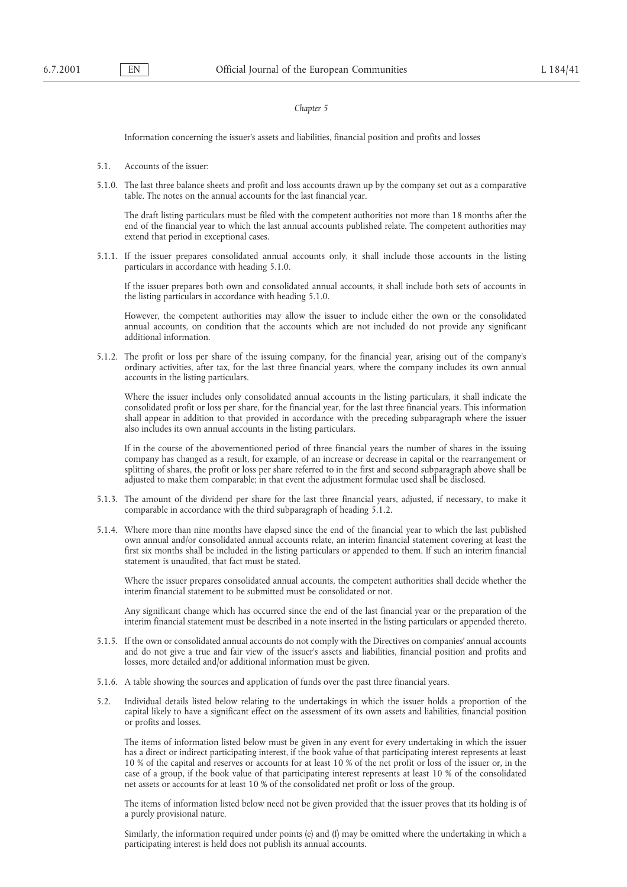*Chapter 5*

Information concerning the issuer's assets and liabilities, financial position and profits and losses

5.1. Accounts of the issuer:

5.1.0. The last three balance sheets and profit and loss accounts drawn up by the company set out as a comparative table. The notes on the annual accounts for the last financial year.

The draft listing particulars must be filed with the competent authorities not more than 18 months after the end of the financial year to which the last annual accounts published relate. The competent authorities may extend that period in exceptional cases.

5.1.1. If the issuer prepares consolidated annual accounts only, it shall include those accounts in the listing particulars in accordance with heading 5.1.0.

If the issuer prepares both own and consolidated annual accounts, it shall include both sets of accounts in the listing particulars in accordance with heading 5.1.0.

However, the competent authorities may allow the issuer to include either the own or the consolidated annual accounts, on condition that the accounts which are not included do not provide any significant additional information.

5.1.2. The profit or loss per share of the issuing company, for the financial year, arising out of the company's ordinary activities, after tax, for the last three financial years, where the company includes its own annual accounts in the listing particulars.

Where the issuer includes only consolidated annual accounts in the listing particulars, it shall indicate the consolidated profit or loss per share, for the financial year, for the last three financial years. This information shall appear in addition to that provided in accordance with the preceding subparagraph where the issuer also includes its own annual accounts in the listing particulars.

If in the course of the abovementioned period of three financial years the number of shares in the issuing company has changed as a result, for example, of an increase or decrease in capital or the rearrangement or splitting of shares, the profit or loss per share referred to in the first and second subparagraph above shall be adjusted to make them comparable; in that event the adjustment formulae used shall be disclosed.

5.1.3. The amount of the dividend per share for the last three financial years, adjusted, if necessary, to make it comparable in accordance with the third subparagraph of heading 5.1.2.

5.1.4. Where more than nine months have elapsed since the end of the financial year to which the last published own annual and/or consolidated annual accounts relate, an interim financial statement covering at least the first six months shall be included in the listing particulars or appended to them. If such an interim financial statement is unaudited, that fact must be stated.

Where the issuer prepares consolidated annual accounts, the competent authorities shall decide whether the interim financial statement to be submitted must be consolidated or not.

Any significant change which has occurred since the end of the last financial year or the preparation of the interim financial statement must be described in a note inserted in the listing particulars or appended thereto.

5.1.5. If the own or consolidated annual accounts do not comply with the Directives on companies' annual accounts and do not give a true and fair view of the issuer's assets and liabilities, financial position and profits and losses, more detailed and/or additional information must be given.

5.1.6. A table showing the sources and application of funds over the past three financial years.

5.2. Individual details listed below relating to the undertakings in which the issuer holds a proportion of the capital likely to have a significant effect on the assessment of its own assets and liabilities, financial position or profits and losses.

The items of information listed below must be given in any event for every undertaking in which the issuer has a direct or indirect participating interest, if the book value of that participating interest represents at least 10 % of the capital and reserves or accounts for at least 10 % of the net profit or loss of the issuer or, in the case of a group, if the book value of that participating interest represents at least 10 % of the consolidated net assets or accounts for at least 10 % of the consolidated net profit or loss of the group.

The items of information listed below need not be given provided that the issuer proves that its holding is of a purely provisional nature.

Similarly, the information required under points (e) and (f) may be omitted where the undertaking in which a participating interest is held does not publish its annual accounts.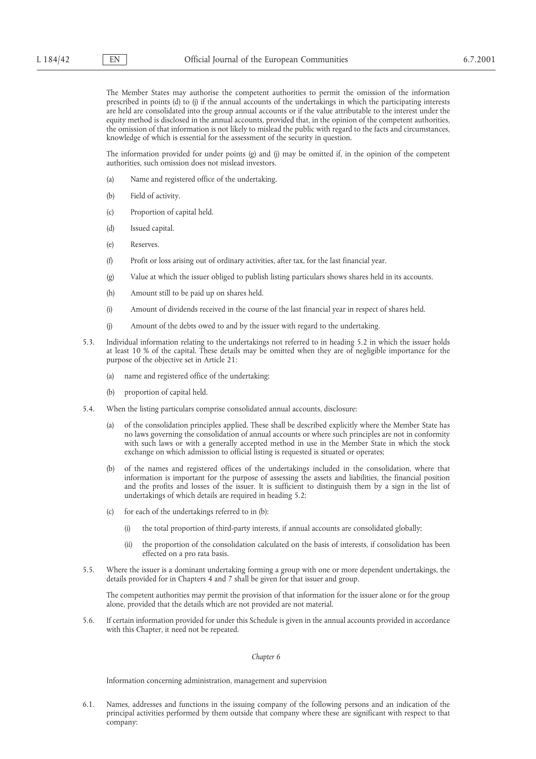The Member States may authorise the competent authorities to permit the omission of the information prescribed in points (d) to (j) if the annual accounts of the undertakings in which the participating interests are held are consolidated into the group annual accounts or if the value attributable to the interest under the equity method is disclosed in the annual accounts, provided that, in the opinion of the competent authorities, the omission of that information is not likely to mislead the public with regard to the facts and circumstances, knowledge of which is essential for the assessment of the security in question.

The information provided for under points (g) and (j) may be omitted if, in the opinion of the competent authorities, such omission does not mislead investors.

(a) Name and registered office of the undertaking.

(b) Field of activity.

(c) Proportion of capital held.

(d) Issued capital.

(e) Reserves.

(f) Profit or loss arising out of ordinary activities, after tax, for the last financial year.

(g) Value at which the issuer obliged to publish listing particulars shows shares held in its accounts.

(h) Amount still to be paid up on shares held.

(i) Amount of dividends received in the course of the last financial year in respect of shares held.

(j) Amount of the debts owed to and by the issuer with regard to the undertaking.

5.3. Individual information relating to the undertakings not referred to in heading 5.2 in which the issuer holds at least 10 % of the capital. These details may be omitted when they are of negligible importance for the purpose of the objective set in Article 21:

(a) name and registered office of the undertaking;

(b) proportion of capital held.

5.4. When the listing particulars comprise consolidated annual accounts, disclosure:

(a) of the consolidation principles applied. These shall be described explicitly where the Member State has no laws governing the consolidation of annual accounts or where such principles are not in conformity with such laws or with a generally accepted method in use in the Member State in which the stock exchange on which admission to official listing is requested is situated or operates;

(b) of the names and registered offices of the undertakings included in the consolidation, where that information is important for the purpose of assessing the assets and liabilities, the financial position and the profits and losses of the issuer. It is sufficient to distinguish them by a sign in the list of undertakings of which details are required in heading 5.2;

(c) for each of the undertakings referred to in (b):

(i) the total proportion of third-party interests, if annual accounts are consolidated globally;

(ii) the proportion of the consolidation calculated on the basis of interests, if consolidation has been effected on a pro rata basis.

5.5. Where the issuer is a dominant undertaking forming a group with one or more dependent undertakings, the details provided for in Chapters 4 and 7 shall be given for that issuer and group.

The competent authorities may permit the provision of that information for the issuer alone or for the group alone, provided that the details which are not provided are not material.

5.6. If certain information provided for under this Schedule is given in the annual accounts provided in accordance with this Chapter, it need not be repeated.

*Chapter 6*

Information concerning administration, management and supervision

6.1. Names, addresses and functions in the issuing company of the following persons and an indication of the principal activities performed by them outside that company where these are significant with respect to that company: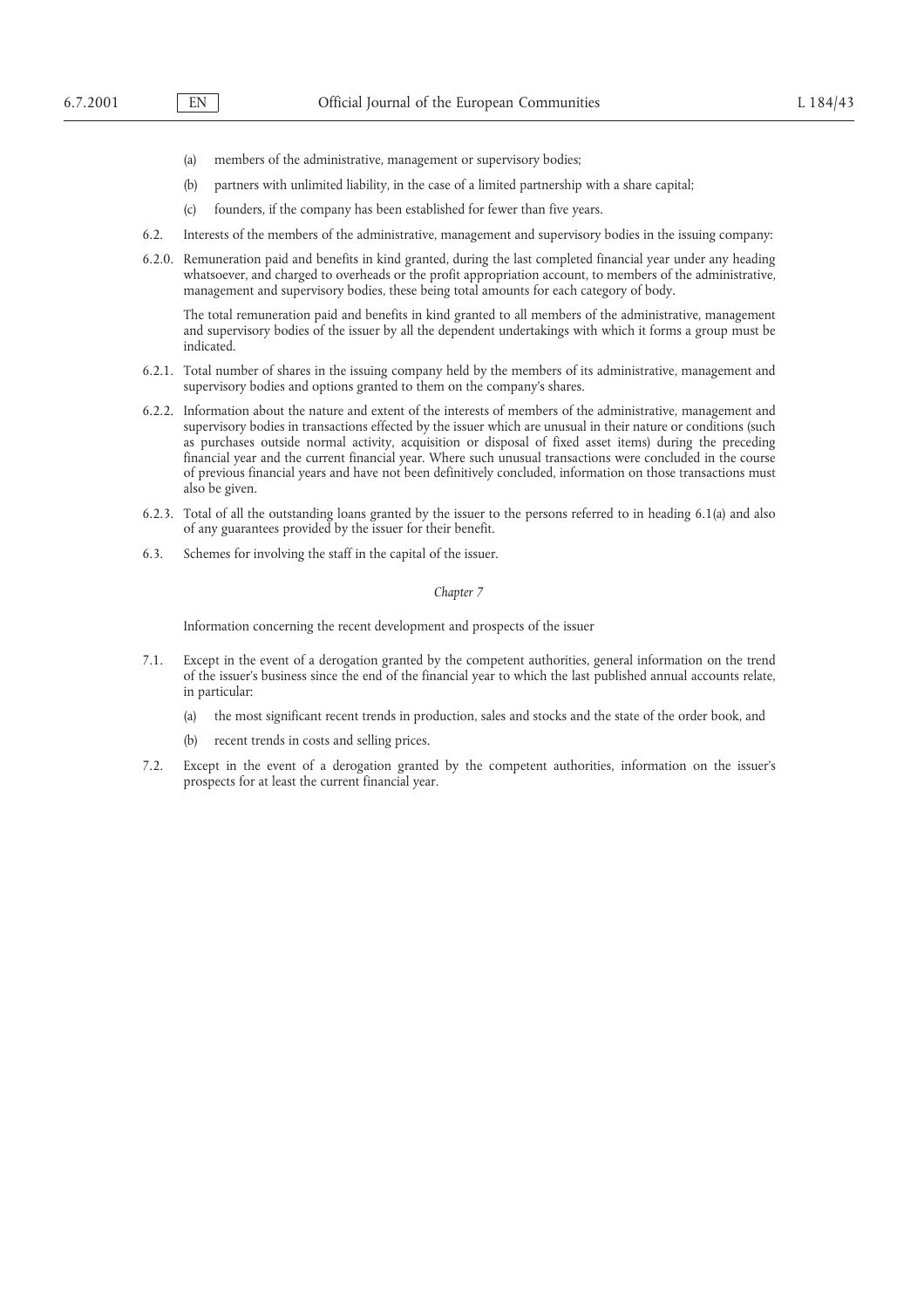(a) members of the administrative, management or supervisory bodies;

(b) partners with unlimited liability, in the case of a limited partnership with a share capital;

(c) founders, if the company has been established for fewer than five years.

6.2. Interests of the members of the administrative, management and supervisory bodies in the issuing company:

6.2.0. Remuneration paid and benefits in kind granted, during the last completed financial year under any heading whatsoever, and charged to overheads or the profit appropriation account, to members of the administrative, management and supervisory bodies, these being total amounts for each category of body.

The total remuneration paid and benefits in kind granted to all members of the administrative, management and supervisory bodies of the issuer by all the dependent undertakings with which it forms a group must be indicated.

6.2.1. Total number of shares in the issuing company held by the members of its administrative, management and supervisory bodies and options granted to them on the company's shares.

6.2.2. Information about the nature and extent of the interests of members of the administrative, management and supervisory bodies in transactions effected by the issuer which are unusual in their nature or conditions (such as purchases outside normal activity, acquisition or disposal of fixed asset items) during the preceding financial year and the current financial year. Where such unusual transactions were concluded in the course of previous financial years and have not been definitively concluded, information on those transactions must also be given.

6.2.3. Total of all the outstanding loans granted by the issuer to the persons referred to in heading 6.1(a) and also of any guarantees provided by the issuer for their benefit.

6.3. Schemes for involving the staff in the capital of the issuer.

*Chapter 7*

Information concerning the recent development and prospects of the issuer

7.1. Except in the event of a derogation granted by the competent authorities, general information on the trend of the issuer's business since the end of the financial year to which the last published annual accounts relate, in particular:

(a) the most significant recent trends in production, sales and stocks and the state of the order book, and

(b) recent trends in costs and selling prices.

7.2. Except in the event of a derogation granted by the competent authorities, information on the issuer's prospects for at least the current financial year.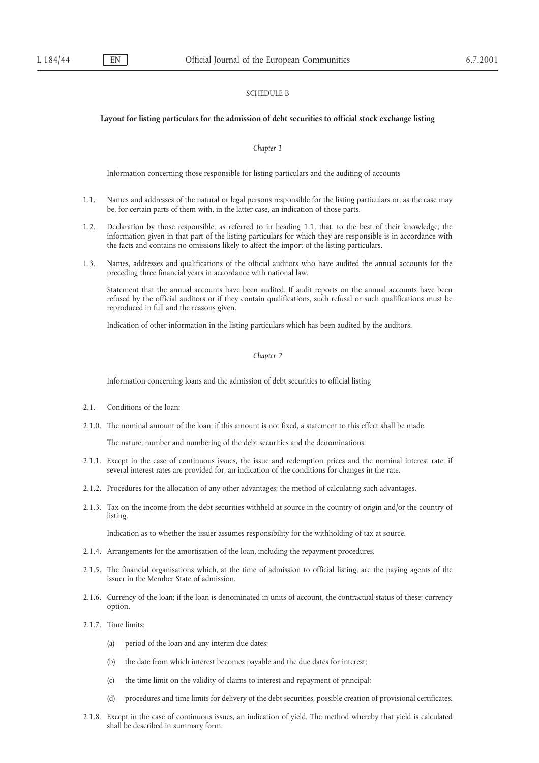SCHEDULE B

**Layout for listing particulars for the admission of debt securities to official stock exchange listing**

*Chapter 1*

Information concerning those responsible for listing particulars and the auditing of accounts

1.1. Names and addresses of the natural or legal persons responsible for the listing particulars or, as the case may be, for certain parts of them with, in the latter case, an indication of those parts.

1.2. Declaration by those responsible, as referred to in heading 1.1, that, to the best of their knowledge, the information given in that part of the listing particulars for which they are responsible is in accordance with the facts and contains no omissions likely to affect the import of the listing particulars.

1.3. Names, addresses and qualifications of the official auditors who have audited the annual accounts for the preceding three financial years in accordance with national law.

Statement that the annual accounts have been audited. If audit reports on the annual accounts have been refused by the official auditors or if they contain qualifications, such refusal or such qualifications must be reproduced in full and the reasons given.

Indication of other information in the listing particulars which has been audited by the auditors.

*Chapter 2*

Information concerning loans and the admission of debt securities to official listing

2.1. Conditions of the loan:

2.1.0. The nominal amount of the loan; if this amount is not fixed, a statement to this effect shall be made.

The nature, number and numbering of the debt securities and the denominations.

2.1.1. Except in the case of continuous issues, the issue and redemption prices and the nominal interest rate; if several interest rates are provided for, an indication of the conditions for changes in the rate.

2.1.2. Procedures for the allocation of any other advantages; the method of calculating such advantages.

2.1.3. Tax on the income from the debt securities withheld at source in the country of origin and/or the country of listing.

Indication as to whether the issuer assumes responsibility for the withholding of tax at source.

2.1.4. Arrangements for the amortisation of the loan, including the repayment procedures.

2.1.5. The financial organisations which, at the time of admission to official listing, are the paying agents of the issuer in the Member State of admission.

2.1.6. Currency of the loan; if the loan is denominated in units of account, the contractual status of these; currency option.

2.1.7. Time limits:

(a) period of the loan and any interim due dates;

(b) the date from which interest becomes payable and the due dates for interest;

(c) the time limit on the validity of claims to interest and repayment of principal;

(d) procedures and time limits for delivery of the debt securities, possible creation of provisional certificates.

2.1.8. Except in the case of continuous issues, an indication of yield. The method whereby that yield is calculated shall be described in summary form.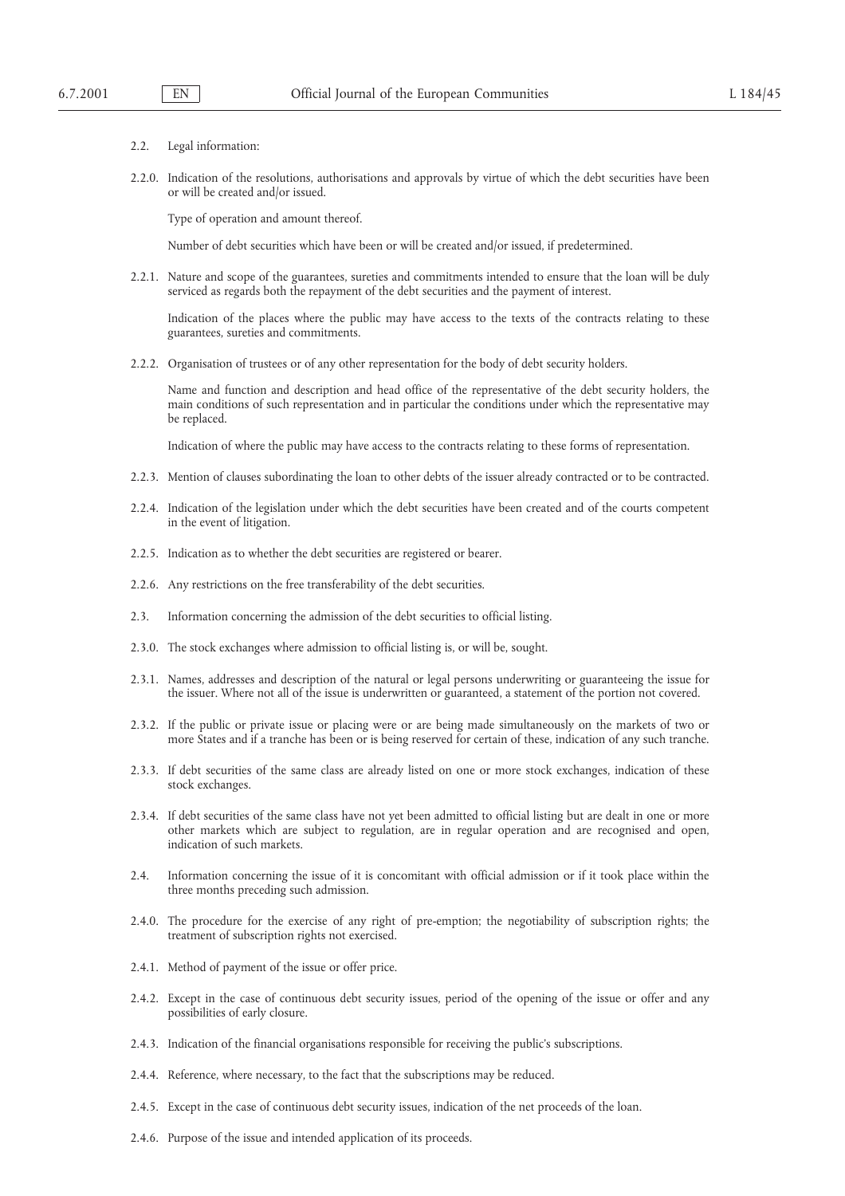2.2. Legal information:

2.2.0. Indication of the resolutions, authorisations and approvals by virtue of which the debt securities have been or will be created and/or issued.

Type of operation and amount thereof.

Number of debt securities which have been or will be created and/or issued, if predetermined.

2.2.1. Nature and scope of the guarantees, sureties and commitments intended to ensure that the loan will be duly serviced as regards both the repayment of the debt securities and the payment of interest.

Indication of the places where the public may have access to the texts of the contracts relating to these guarantees, sureties and commitments.

2.2.2. Organisation of trustees or of any other representation for the body of debt security holders.

Name and function and description and head office of the representative of the debt security holders, the main conditions of such representation and in particular the conditions under which the representative may be replaced.

Indication of where the public may have access to the contracts relating to these forms of representation.

2.2.3. Mention of clauses subordinating the loan to other debts of the issuer already contracted or to be contracted.

2.2.4. Indication of the legislation under which the debt securities have been created and of the courts competent in the event of litigation.

2.2.5. Indication as to whether the debt securities are registered or bearer.

2.2.6. Any restrictions on the free transferability of the debt securities.

2.3. Information concerning the admission of the debt securities to official listing.

2.3.0. The stock exchanges where admission to official listing is, or will be, sought.

2.3.1. Names, addresses and description of the natural or legal persons underwriting or guaranteeing the issue for the issuer. Where not all of the issue is underwritten or guaranteed, a statement of the portion not covered.

2.3.2. If the public or private issue or placing were or are being made simultaneously on the markets of two or more States and if a tranche has been or is being reserved for certain of these, indication of any such tranche.

2.3.3. If debt securities of the same class are already listed on one or more stock exchanges, indication of these stock exchanges.

2.3.4. If debt securities of the same class have not yet been admitted to official listing but are dealt in one or more other markets which are subject to regulation, are in regular operation and are recognised and open, indication of such markets.

2.4. Information concerning the issue of it is concomitant with official admission or if it took place within the three months preceding such admission.

2.4.0. The procedure for the exercise of any right of pre-emption; the negotiability of subscription rights; the treatment of subscription rights not exercised.

2.4.1. Method of payment of the issue or offer price.

2.4.2. Except in the case of continuous debt security issues, period of the opening of the issue or offer and any possibilities of early closure.

2.4.3. Indication of the financial organisations responsible for receiving the public's subscriptions.

2.4.4. Reference, where necessary, to the fact that the subscriptions may be reduced.

2.4.5. Except in the case of continuous debt security issues, indication of the net proceeds of the loan.

2.4.6. Purpose of the issue and intended application of its proceeds.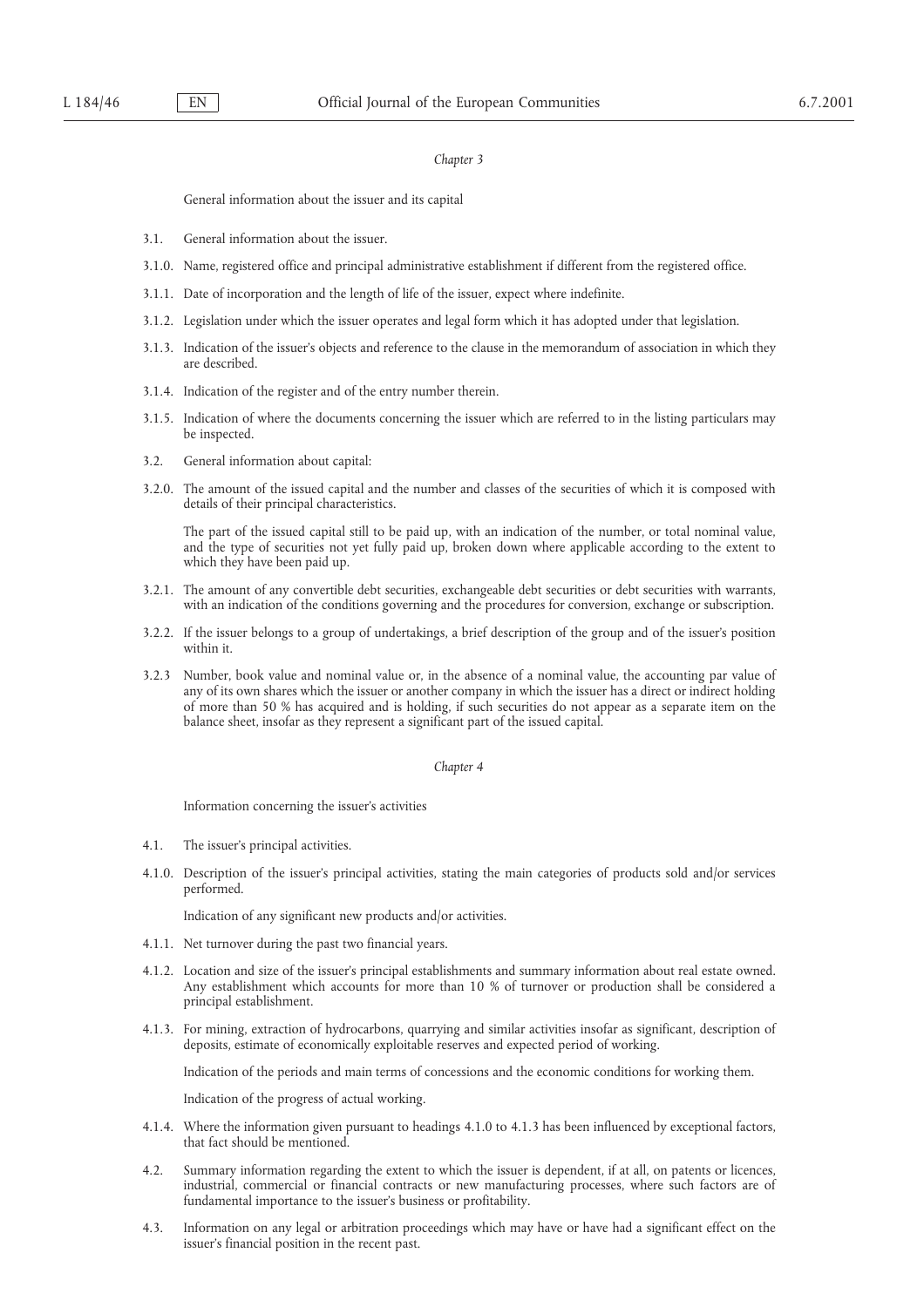*Chapter 3*

General information about the issuer and its capital

3.1. General information about the issuer.

3.1.0. Name, registered office and principal administrative establishment if different from the registered office.

3.1.1. Date of incorporation and the length of life of the issuer, expect where indefinite.

3.1.2. Legislation under which the issuer operates and legal form which it has adopted under that legislation.

3.1.3. Indication of the issuer's objects and reference to the clause in the memorandum of association in which they are described.

3.1.4. Indication of the register and of the entry number therein.

3.1.5. Indication of where the documents concerning the issuer which are referred to in the listing particulars may be inspected.

3.2. General information about capital:

3.2.0. The amount of the issued capital and the number and classes of the securities of which it is composed with details of their principal characteristics.

The part of the issued capital still to be paid up, with an indication of the number, or total nominal value, and the type of securities not yet fully paid up, broken down where applicable according to the extent to which they have been paid up.

3.2.1. The amount of any convertible debt securities, exchangeable debt securities or debt securities with warrants, with an indication of the conditions governing and the procedures for conversion, exchange or subscription.

3.2.2. If the issuer belongs to a group of undertakings, a brief description of the group and of the issuer's position within it.

3.2.3 Number, book value and nominal value or, in the absence of a nominal value, the accounting par value of any of its own shares which the issuer or another company in which the issuer has a direct or indirect holding of more than 50 % has acquired and is holding, if such securities do not appear as a separate item on the balance sheet, insofar as they represent a significant part of the issued capital.

*Chapter 4*

Information concerning the issuer's activities

4.1. The issuer's principal activities.

4.1.0. Description of the issuer's principal activities, stating the main categories of products sold and/or services performed.

Indication of any significant new products and/or activities.

4.1.1. Net turnover during the past two financial years.

4.1.2. Location and size of the issuer's principal establishments and summary information about real estate owned. Any establishment which accounts for more than 10 % of turnover or production shall be considered a principal establishment.

4.1.3. For mining, extraction of hydrocarbons, quarrying and similar activities insofar as significant, description of deposits, estimate of economically exploitable reserves and expected period of working.

Indication of the periods and main terms of concessions and the economic conditions for working them.

Indication of the progress of actual working.

4.1.4. Where the information given pursuant to headings 4.1.0 to 4.1.3 has been influenced by exceptional factors, that fact should be mentioned.

4.2. Summary information regarding the extent to which the issuer is dependent, if at all, on patents or licences, industrial, commercial or financial contracts or new manufacturing processes, where such factors are of fundamental importance to the issuer's business or profitability.

4.3. Information on any legal or arbitration proceedings which may have or have had a significant effect on the issuer's financial position in the recent past.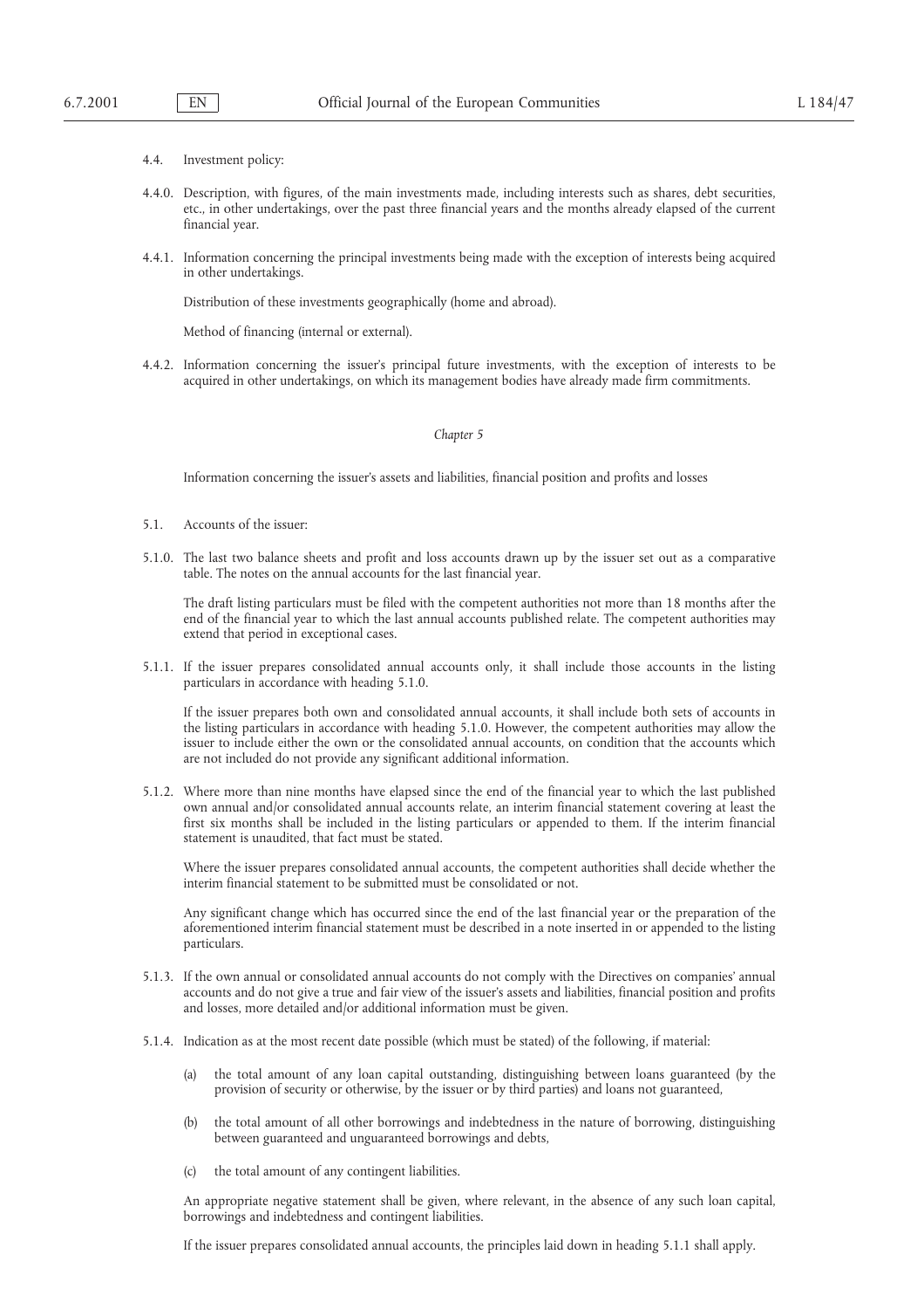4.4. Investment policy:

4.4.0. Description, with figures, of the main investments made, including interests such as shares, debt securities, etc., in other undertakings, over the past three financial years and the months already elapsed of the current financial year.

4.4.1. Information concerning the principal investments being made with the exception of interests being acquired in other undertakings.

Distribution of these investments geographically (home and abroad).

Method of financing (internal or external).

4.4.2. Information concerning the issuer's principal future investments, with the exception of interests to be acquired in other undertakings, on which its management bodies have already made firm commitments.

*Chapter 5*

Information concerning the issuer's assets and liabilities, financial position and profits and losses

5.1. Accounts of the issuer:

5.1.0. The last two balance sheets and profit and loss accounts drawn up by the issuer set out as a comparative table. The notes on the annual accounts for the last financial year.

The draft listing particulars must be filed with the competent authorities not more than 18 months after the end of the financial year to which the last annual accounts published relate. The competent authorities may extend that period in exceptional cases.

5.1.1. If the issuer prepares consolidated annual accounts only, it shall include those accounts in the listing particulars in accordance with heading 5.1.0.

If the issuer prepares both own and consolidated annual accounts, it shall include both sets of accounts in the listing particulars in accordance with heading 5.1.0. However, the competent authorities may allow the issuer to include either the own or the consolidated annual accounts, on condition that the accounts which are not included do not provide any significant additional information.

5.1.2. Where more than nine months have elapsed since the end of the financial year to which the last published own annual and/or consolidated annual accounts relate, an interim financial statement covering at least the first six months shall be included in the listing particulars or appended to them. If the interim financial statement is unaudited, that fact must be stated.

Where the issuer prepares consolidated annual accounts, the competent authorities shall decide whether the interim financial statement to be submitted must be consolidated or not.

Any significant change which has occurred since the end of the last financial year or the preparation of the aforementioned interim financial statement must be described in a note inserted in or appended to the listing particulars.

5.1.3. If the own annual or consolidated annual accounts do not comply with the Directives on companies' annual accounts and do not give a true and fair view of the issuer's assets and liabilities, financial position and profits and losses, more detailed and/or additional information must be given.

5.1.4. Indication as at the most recent date possible (which must be stated) of the following, if material:

(a) the total amount of any loan capital outstanding, distinguishing between loans guaranteed (by the provision of security or otherwise, by the issuer or by third parties) and loans not guaranteed,

(b) the total amount of all other borrowings and indebtedness in the nature of borrowing, distinguishing between guaranteed and unguaranteed borrowings and debts,

(c) the total amount of any contingent liabilities.

An appropriate negative statement shall be given, where relevant, in the absence of any such loan capital, borrowings and indebtedness and contingent liabilities.

If the issuer prepares consolidated annual accounts, the principles laid down in heading 5.1.1 shall apply.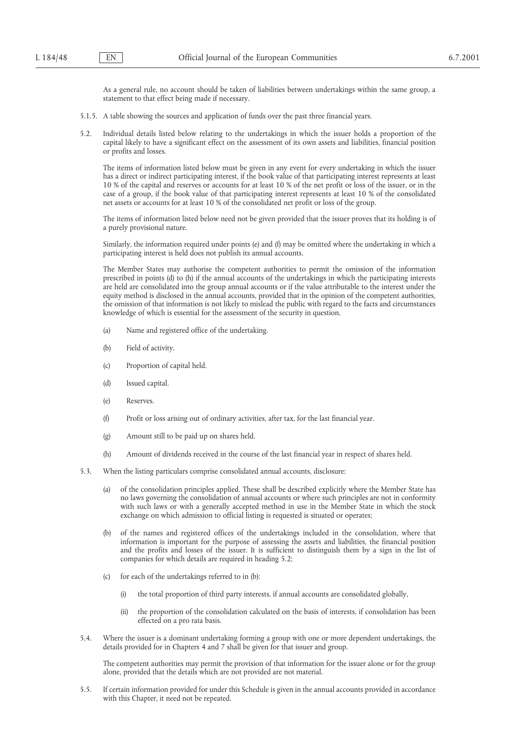As a general rule, no account should be taken of liabilities between undertakings within the same group, a statement to that effect being made if necessary.

5.1.5. A table showing the sources and application of funds over the past three financial years.

5.2. Individual details listed below relating to the undertakings in which the issuer holds a proportion of the capital likely to have a significant effect on the assessment of its own assets and liabilities, financial position or profits and losses.

The items of information listed below must be given in any event for every undertaking in which the issuer has a direct or indirect participating interest, if the book value of that participating interest represents at least 10 % of the capital and reserves or accounts for at least 10 % of the net profit or loss of the issuer, or in the case of a group, if the book value of that participating interest represents at least 10 % of the consolidated net assets or accounts for at least 10 % of the consolidated net profit or loss of the group.

The items of information listed below need not be given provided that the issuer proves that its holding is of a purely provisional nature.

Similarly, the information required under points (e) and (f) may be omitted where the undertaking in which a participating interest is held does not publish its annual accounts.

The Member States may authorise the competent authorities to permit the omission of the information prescribed in points (d) to (h) if the annual accounts of the undertakings in which the participating interests are held are consolidated into the group annual accounts or if the value attributable to the interest under the equity method is disclosed in the annual accounts, provided that in the opinion of the competent authorities, the omission of that information is not likely to mislead the public with regard to the facts and circumstances knowledge of which is essential for the assessment of the security in question.

(a) Name and registered office of the undertaking.

(b) Field of activity.

(c) Proportion of capital held.

(d) Issued capital.

(e) Reserves.

(f) Profit or loss arising out of ordinary activities, after tax, for the last financial year.

(g) Amount still to be paid up on shares held.

(h) Amount of dividends received in the course of the last financial year in respect of shares held.

5.3. When the listing particulars comprise consolidated annual accounts, disclosure:

(a) of the consolidation principles applied. These shall be described explicitly where the Member State has no laws governing the consolidation of annual accounts or where such principles are not in conformity with such laws or with a generally accepted method in use in the Member State in which the stock exchange on which admission to official listing is requested is situated or operates;

(b) of the names and registered offices of the undertakings included in the consolidation, where that information is important for the purpose of assessing the assets and liabilities, the financial position and the profits and losses of the issuer. It is sufficient to distinguish them by a sign in the list of companies for which details are required in heading 5.2;

(c) for each of the undertakings referred to in (b):

(i) the total proportion of third party interests, if annual accounts are consolidated globally,

(ii) the proportion of the consolidation calculated on the basis of interests, if consolidation has been effected on a pro rata basis.

5.4. Where the issuer is a dominant undertaking forming a group with one or more dependent undertakings, the details provided for in Chapters 4 and 7 shall be given for that issuer and group.

The competent authorities may permit the provision of that information for the issuer alone or for the group alone, provided that the details which are not provided are not material.

5.5. If certain information provided for under this Schedule is given in the annual accounts provided in accordance with this Chapter, it need not be repeated.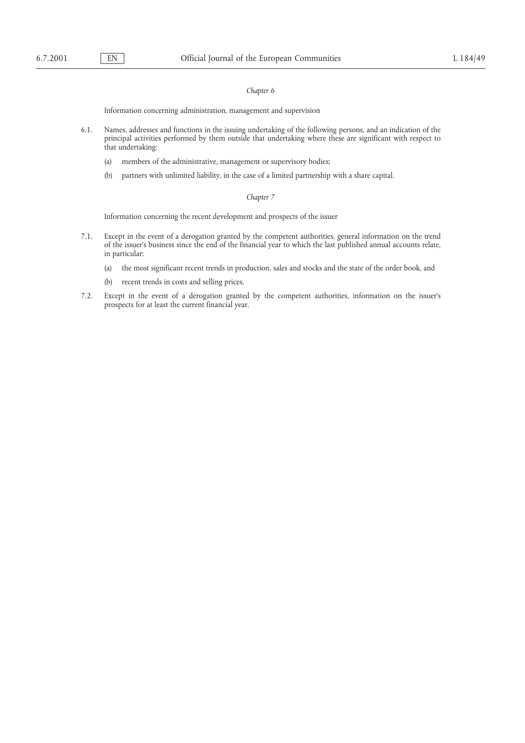*Chapter 6*

Information concerning administration, management and supervision

6.1. Names, addresses and functions in the issuing undertaking of the following persons, and an indication of the principal activities performed by them outside that undertaking where these are significant with respect to that undertaking:

(a) members of the administrative, management or supervisory bodies;

(b) partners with unlimited liability, in the case of a limited partnership with a share capital.

*Chapter 7*

Information concerning the recent development and prospects of the issuer

7.1. Except in the event of a derogation granted by the competent authorities, general information on the trend of the issuer's business since the end of the financial year to which the last published annual accounts relate, in particular:

(a) the most significant recent trends in production, sales and stocks and the state of the order book, and

(b) recent trends in costs and selling prices.

7.2. Except in the event of a derogation granted by the competent authorities, information on the issuer's prospects for at least the current financial year.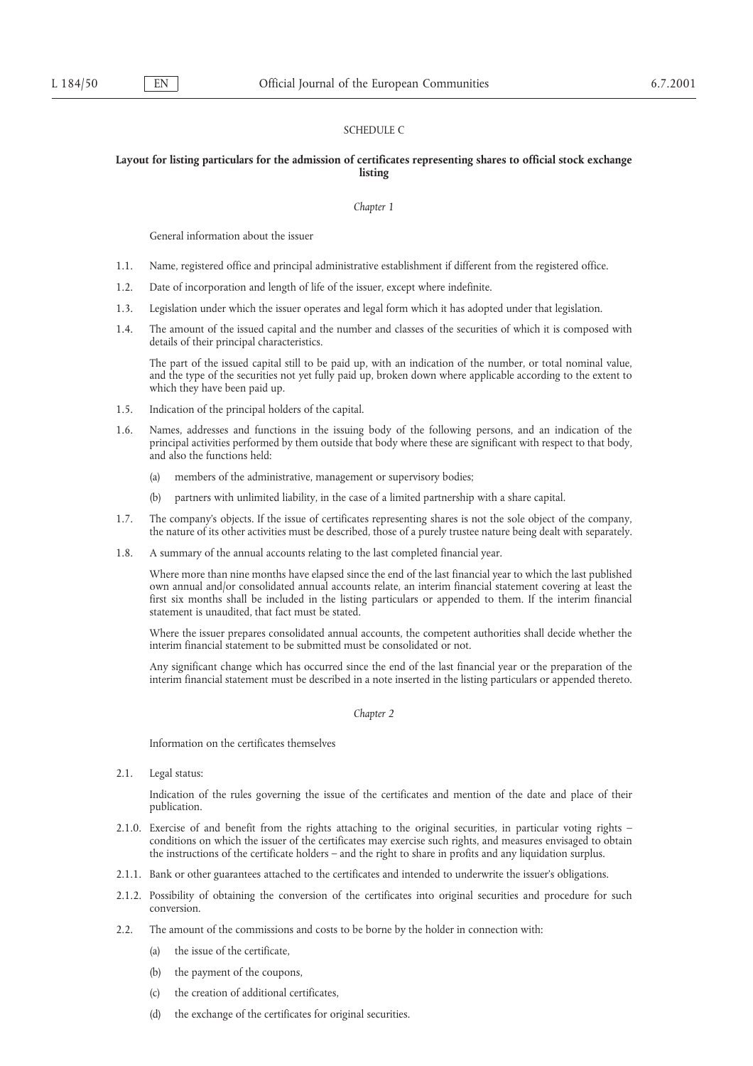SCHEDULE C

**Layout for listing particulars for the admission of certificates representing shares to official stock exchange listing**

*Chapter 1*

General information about the issuer

1.1. Name, registered office and principal administrative establishment if different from the registered office.

1.2. Date of incorporation and length of life of the issuer, except where indefinite.

1.3. Legislation under which the issuer operates and legal form which it has adopted under that legislation.

1.4. The amount of the issued capital and the number and classes of the securities of which it is composed with details of their principal characteristics.

The part of the issued capital still to be paid up, with an indication of the number, or total nominal value, and the type of the securities not yet fully paid up, broken down where applicable according to the extent to which they have been paid up.

1.5. Indication of the principal holders of the capital.

1.6. Names, addresses and functions in the issuing body of the following persons, and an indication of the principal activities performed by them outside that body where these are significant with respect to that body, and also the functions held:

(a) members of the administrative, management or supervisory bodies;

(b) partners with unlimited liability, in the case of a limited partnership with a share capital.

1.7. The company's objects. If the issue of certificates representing shares is not the sole object of the company, the nature of its other activities must be described, those of a purely trustee nature being dealt with separately.

1.8. A summary of the annual accounts relating to the last completed financial year.

Where more than nine months have elapsed since the end of the last financial year to which the last published own annual and/or consolidated annual accounts relate, an interim financial statement covering at least the first six months shall be included in the listing particulars or appended to them. If the interim financial statement is unaudited, that fact must be stated.

Where the issuer prepares consolidated annual accounts, the competent authorities shall decide whether the interim financial statement to be submitted must be consolidated or not.

Any significant change which has occurred since the end of the last financial year or the preparation of the interim financial statement must be described in a note inserted in the listing particulars or appended thereto.

*Chapter 2*

Information on the certificates themselves

2.1. Legal status:

Indication of the rules governing the issue of the certificates and mention of the date and place of their publication.

2.1.0. Exercise of and benefit from the rights attaching to the original securities, in particular voting rights – conditions on which the issuer of the certificates may exercise such rights, and measures envisaged to obtain the instructions of the certificate holders – and the right to share in profits and any liquidation surplus.

2.1.1. Bank or other guarantees attached to the certificates and intended to underwrite the issuer's obligations.

2.1.2. Possibility of obtaining the conversion of the certificates into original securities and procedure for such conversion.

2.2. The amount of the commissions and costs to be borne by the holder in connection with:

(a) the issue of the certificate,

(b) the payment of the coupons,

(c) the creation of additional certificates,

(d) the exchange of the certificates for original securities.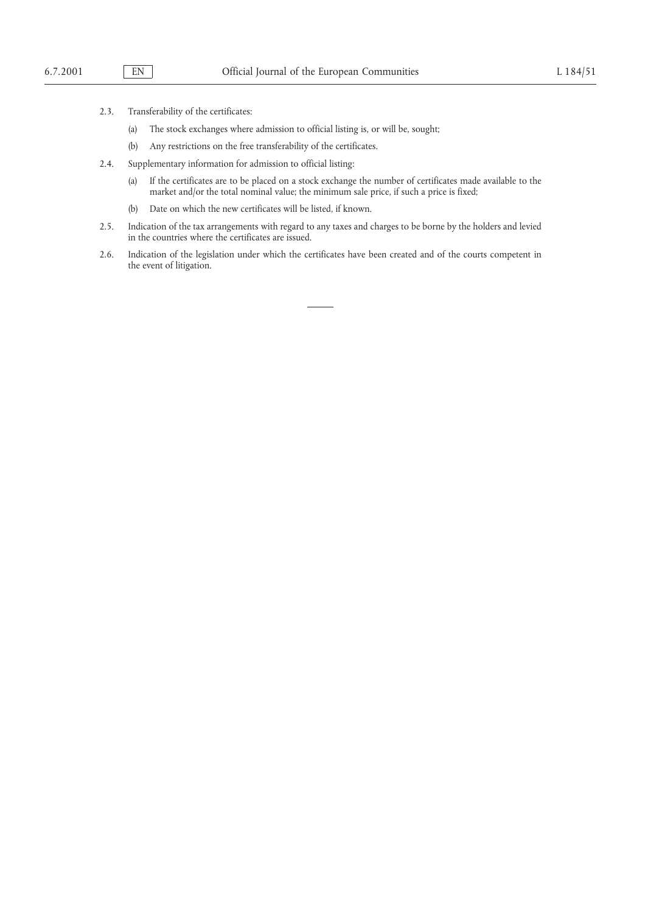2.3. Transferability of the certificates:

 (a) The stock exchanges where admission to official listing is, or will be, sought;

 (b) Any restrictions on the free transferability of the certificates.

2.4. Supplementary information for admission to official listing:

 (a) If the certificates are to be placed on a stock exchange the number of certificates made available to the market and/or the total nominal value; the minimum sale price, if such a price is fixed;

 (b) Date on which the new certificates will be listed, if known.

2.5. Indication of the tax arrangements with regard to any taxes and charges to be borne by the holders and levied in the countries where the certificates are issued.

2.6. Indication of the legislation under which the certificates have been created and of the courts competent in the event of litigation.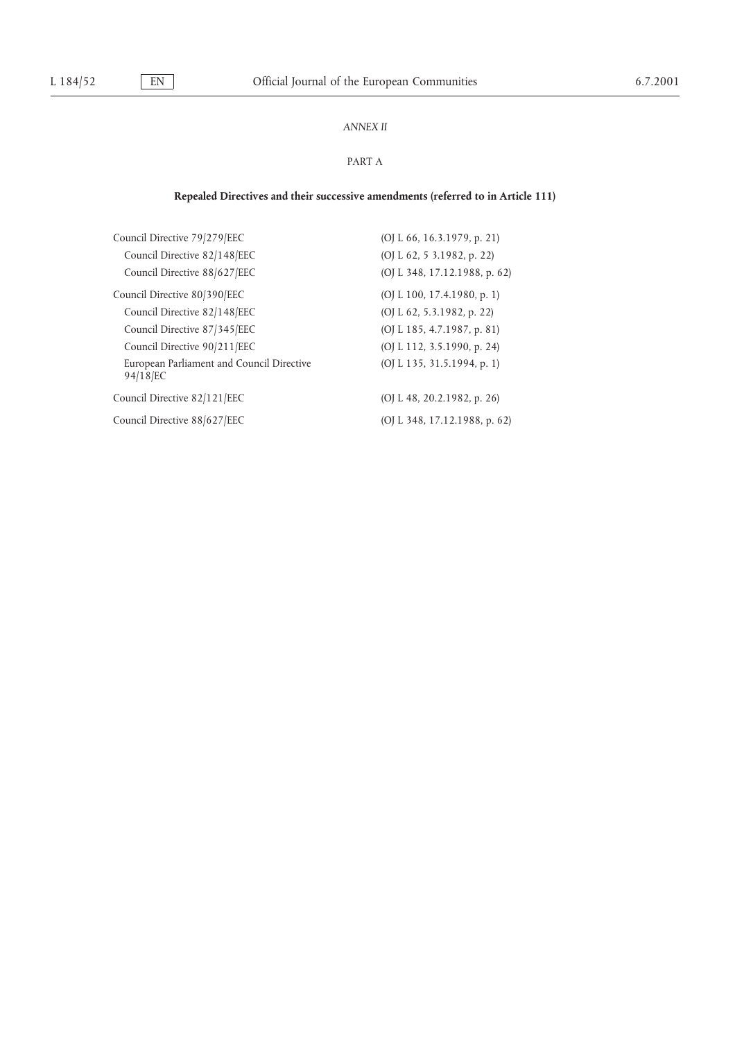*ANNEX II*

PART A

**Repealed Directives and their successive amendments (referred to in Article 111)**

| | |
|---|---|
| Council Directive 79/279/EEC | (OJ L 66, 16.3.1979, p. 21) |
| Council Directive 82/148/EEC | (OJ L 62, 5 3.1982, p. 22) |
| Council Directive 88/627/EEC | (OJ L 348, 17.12.1988, p. 62) |
| Council Directive 80/390/EEC | (OJ L 100, 17.4.1980, p. 1) |
| Council Directive 82/148/EEC | (OJ L 62, 5.3.1982, p. 22) |
| Council Directive 87/345/EEC | (OJ L 185, 4.7.1987, p. 81) |
| Council Directive 90/211/EEC | (OJ L 112, 3.5.1990, p. 24) |
| European Parliament and Council Directive 94/18/EC | (OJ L 135, 31.5.1994, p. 1) |
| Council Directive 82/121/EEC | (OJ L 48, 20.2.1982, p. 26) |
| Council Directive 88/627/EEC | (OJ L 348, 17.12.1988, p. 62) |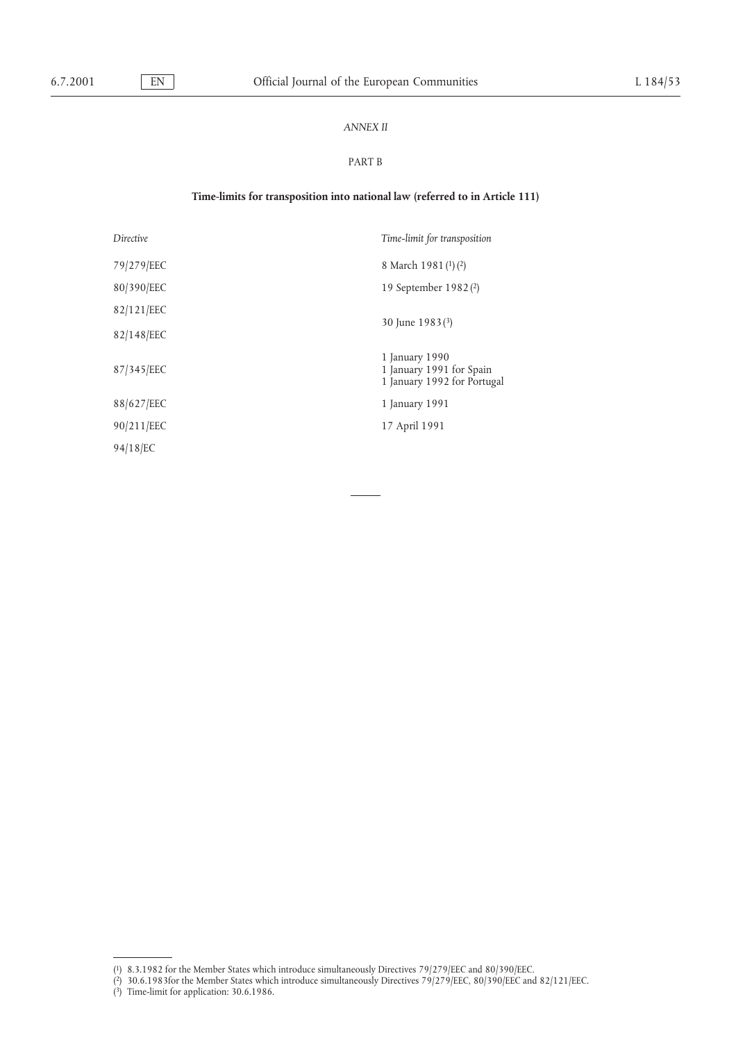*ANNEX II*

PART B

**Time-limits for transposition into national law (referred to in Article 111)**

| *Directive* | *Time-limit for transposition* |
| --- | --- |
| 79/279/EEC | 8 March 1981 [1] [2] |
| 80/390/EEC | 19 September 1982 [2] |
| 82/121/EEC | 30 June 1983 [3] |
| 82/148/EEC | |
| 87/345/EEC | 1 January 1990<br>1 January 1991 for Spain<br>1 January 1992 for Portugal |
| 88/627/EEC | 1 January 1991 |
| 90/211/EEC | 17 April 1991 |
| 94/18/EC | |

---

[1] 8.3.1982 for the Member States which introduce simultaneously Directives 79/279/EEC and 80/390/EEC.

[2] 30.6.1983for the Member States which introduce simultaneously Directives 79/279/EEC, 80/390/EEC and 82/121/EEC.

[3] Time-limit for application: 30.6.1986.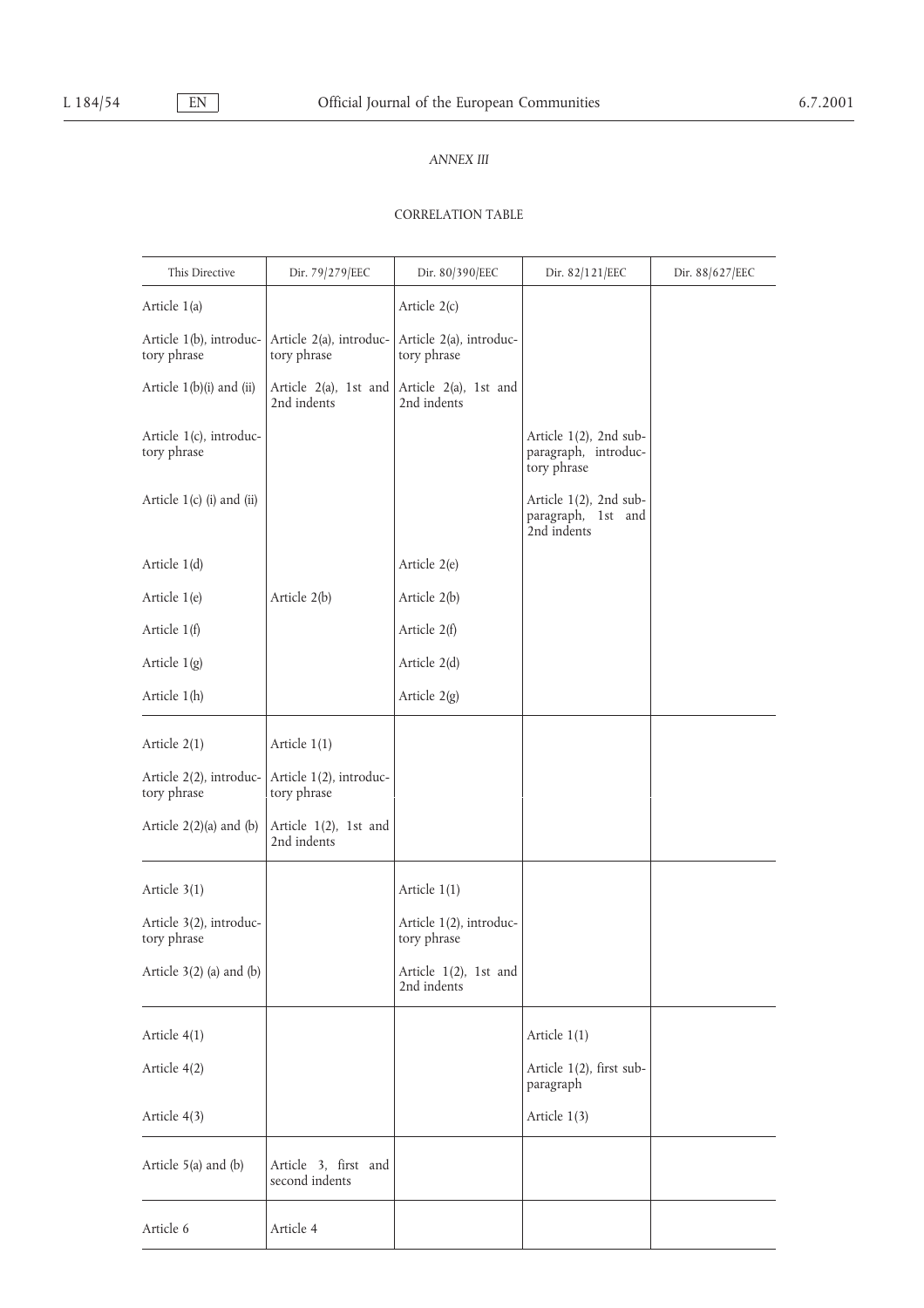*ANNEX III*

CORRELATION TABLE

| This Directive | Dir. 79/279/EEC | Dir. 80/390/EEC | Dir. 82/121/EEC | Dir. 88/627/EEC |
|---|---|---|---|---|
| Article 1(a) | | Article 2(c) | | |
| Article 1(b), introductory phrase | Article 2(a), introductory phrase | Article 2(a), introductory phrase | | |
| Article 1(b)(i) and (ii) | Article 2(a), 1st and 2nd indents | Article 2(a), 1st and 2nd indents | | |
| Article 1(c), introductory phrase | | | Article 1(2), 2nd subparagraph, introductory phrase | |
| Article 1(c) (i) and (ii) | | | Article 1(2), 2nd subparagraph, 1st and 2nd indents | |
| Article 1(d) | | Article 2(e) | | |
| Article 1(e) | Article 2(b) | Article 2(b) | | |
| Article 1(f) | | Article 2(f) | | |
| Article 1(g) | | Article 2(d) | | |
| Article 1(h) | | Article 2(g) | | |
| Article 2(1) | Article 1(1) | | | |
| Article 2(2), introductory phrase | Article 1(2), introductory phrase | | | |
| Article 2(2)(a) and (b) | Article 1(2), 1st and 2nd indents | | | |
| Article 3(1) | | Article 1(1) | | |
| Article 3(2), introductory phrase | | Article 1(2), introductory phrase | | |
| Article 3(2) (a) and (b) | | Article 1(2), 1st and 2nd indents | | |
| Article 4(1) | | | Article 1(1) | |
| Article 4(2) | | | Article 1(2), first subparagraph | |
| Article 4(3) | | | Article 1(3) | |
| Article 5(a) and (b) | Article 3, first and second indents | | | |
| Article 6 | Article 4 | | | |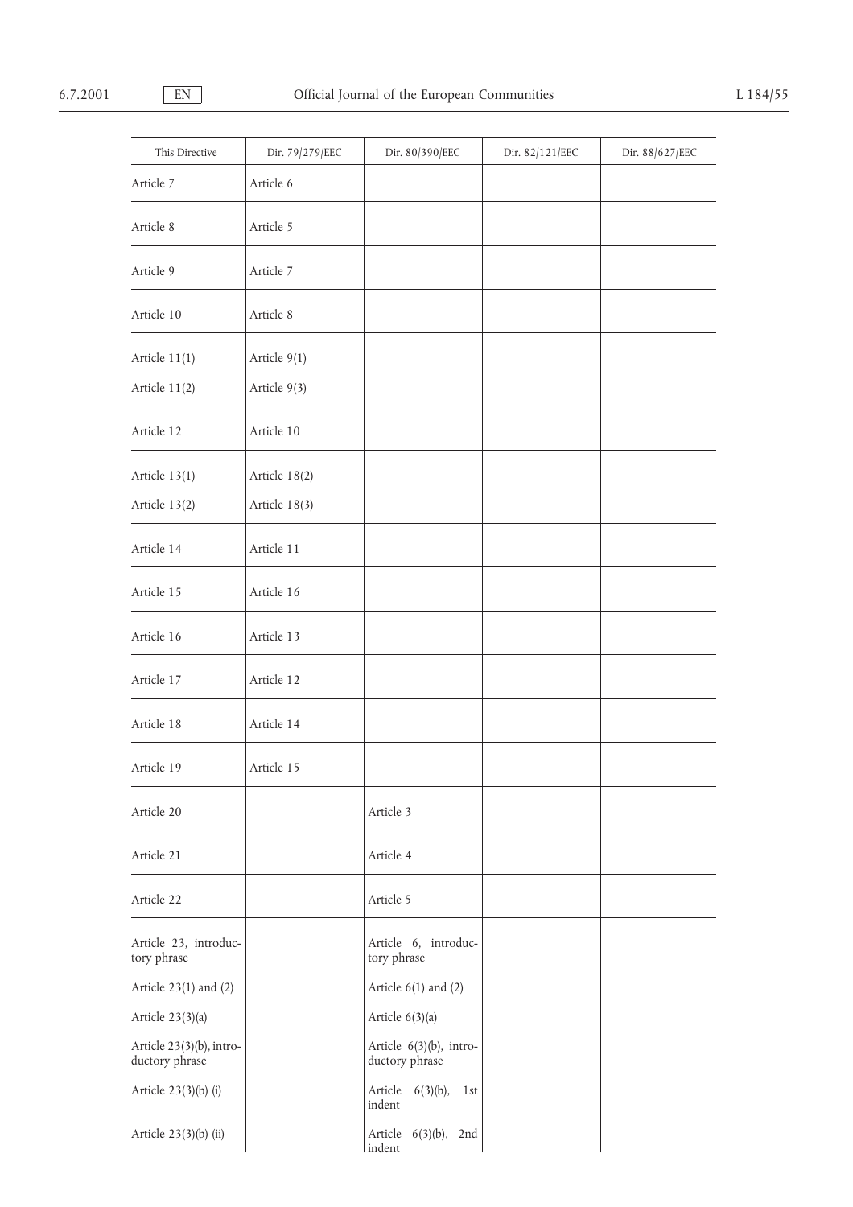| This Directive | Dir. 79/279/EEC | Dir. 80/390/EEC | Dir. 82/121/EEC | Dir. 88/627/EEC |
|---|---|---|---|---|
| Article 7 | Article 6 | | | |
| Article 8 | Article 5 | | | |
| Article 9 | Article 7 | | | |
| Article 10 | Article 8 | | | |
| Article 11(1) | Article 9(1) | | | |
| Article 11(2) | Article 9(3) | | | |
| Article 12 | Article 10 | | | |
| Article 13(1) | Article 18(2) | | | |
| Article 13(2) | Article 18(3) | | | |
| Article 14 | Article 11 | | | |
| Article 15 | Article 16 | | | |
| Article 16 | Article 13 | | | |
| Article 17 | Article 12 | | | |
| Article 18 | Article 14 | | | |
| Article 19 | Article 15 | | | |
| Article 20 | | Article 3 | | |
| Article 21 | | Article 4 | | |
| Article 22 | | Article 5 | | |
| Article 23, introductory phrase | | Article 6, introductory phrase | | |
| Article 23(1) and (2) | | Article 6(1) and (2) | | |
| Article 23(3)(a) | | Article 6(3)(a) | | |
| Article 23(3)(b), introductory phrase | | Article 6(3)(b), introductory phrase | | |
| Article 23(3)(b) (i) | | Article 6(3)(b), 1st indent | | |
| Article 23(3)(b) (ii) | | Article 6(3)(b), 2nd indent | | |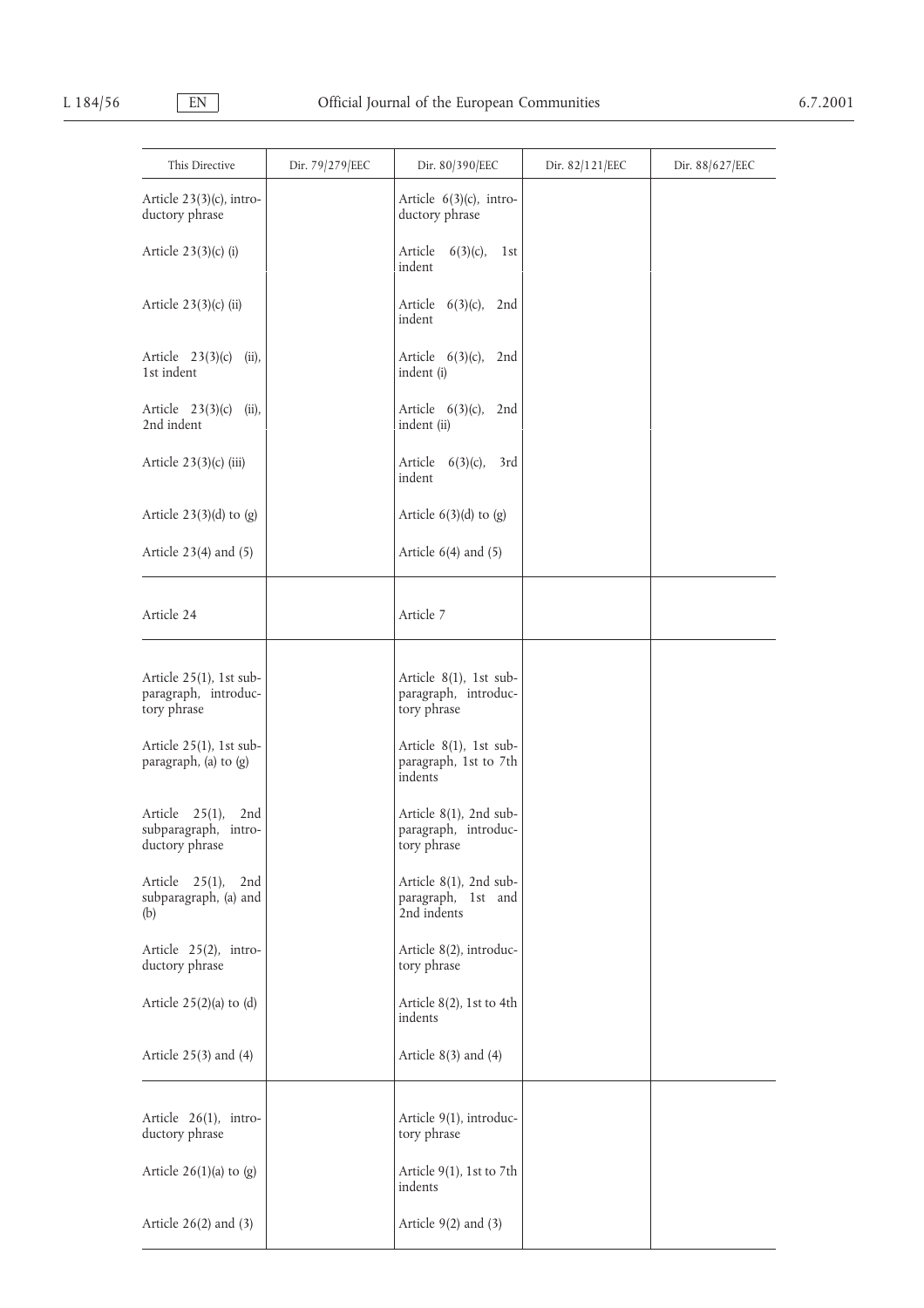| This Directive | Dir. 79/279/EEC | Dir. 80/390/EEC | Dir. 82/121/EEC | Dir. 88/627/EEC |
|---|---|---|---|---|
| Article 23(3)(c), introductory phrase | | Article 6(3)(c), introductory phrase | | |
| Article 23(3)(c) (i) | | Article 6(3)(c), 1st indent | | |
| Article 23(3)(c) (ii) | | Article 6(3)(c), 2nd indent | | |
| Article 23(3)(c) (ii), 1st indent | | Article 6(3)(c), 2nd indent (i) | | |
| Article 23(3)(c) (ii), 2nd indent | | Article 6(3)(c), 2nd indent (ii) | | |
| Article 23(3)(c) (iii) | | Article 6(3)(c), 3rd indent | | |
| Article 23(3)(d) to (g) | | Article 6(3)(d) to (g) | | |
| Article 23(4) and (5) | | Article 6(4) and (5) | | |
| Article 24 | | Article 7 | | |
| Article 25(1), 1st subparagraph, introductory phrase | | Article 8(1), 1st subparagraph, introductory phrase | | |
| Article 25(1), 1st subparagraph, (a) to (g) | | Article 8(1), 1st subparagraph, 1st to 7th indents | | |
| Article 25(1), 2nd subparagraph, introductory phrase | | Article 8(1), 2nd subparagraph, introductory phrase | | |
| Article 25(1), 2nd subparagraph, (a) and (b) | | Article 8(1), 2nd subparagraph, 1st and 2nd indents | | |
| Article 25(2), introductory phrase | | Article 8(2), introductory phrase | | |
| Article 25(2)(a) to (d) | | Article 8(2), 1st to 4th indents | | |
| Article 25(3) and (4) | | Article 8(3) and (4) | | |
| Article 26(1), introductory phrase | | Article 9(1), introductory phrase | | |
| Article 26(1)(a) to (g) | | Article 9(1), 1st to 7th indents | | |
| Article 26(2) and (3) | | Article 9(2) and (3) | | |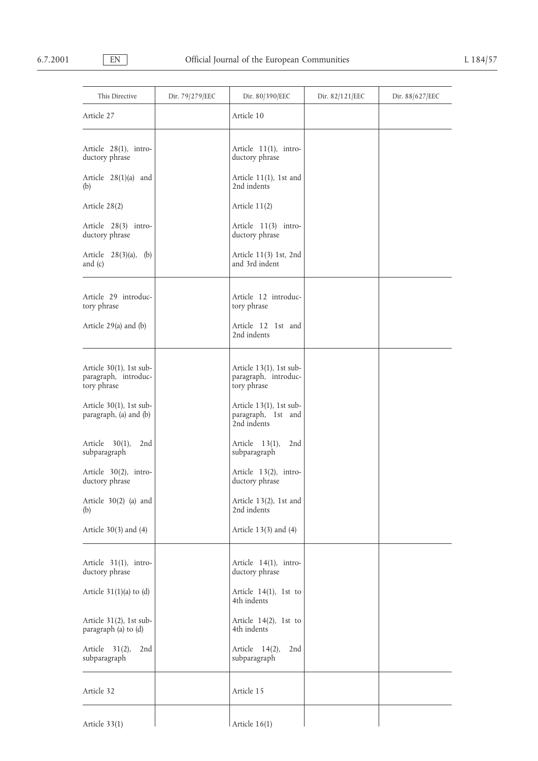| This Directive | Dir. 79/279/EEC | Dir. 80/390/EEC | Dir. 82/121/EEC | Dir. 88/627/EEC |
|---|---|---|---|---|
| Article 27 | | Article 10 | | |
| Article 28(1), introductory phrase | | Article 11(1), introductory phrase | | |
| Article 28(1)(a) and (b) | | Article 11(1), 1st and 2nd indents | | |
| Article 28(2) | | Article 11(2) | | |
| Article 28(3) introductory phrase | | Article 11(3) introductory phrase | | |
| Article 28(3)(a), (b) and (c) | | Article 11(3) 1st, 2nd and 3rd indent | | |
| Article 29 introductory phrase | | Article 12 introductory phrase | | |
| Article 29(a) and (b) | | Article 12 1st and 2nd indents | | |
| Article 30(1), 1st subparagraph, introductory phrase | | Article 13(1), 1st subparagraph, introductory phrase | | |
| Article 30(1), 1st subparagraph, (a) and (b) | | Article 13(1), 1st subparagraph, 1st and 2nd indents | | |
| Article 30(1), 2nd subparagraph | | Article 13(1), 2nd subparagraph | | |
| Article 30(2), introductory phrase | | Article 13(2), introductory phrase | | |
| Article 30(2) (a) and (b) | | Article 13(2), 1st and 2nd indents | | |
| Article 30(3) and (4) | | Article 13(3) and (4) | | |
| Article 31(1), introductory phrase | | Article 14(1), introductory phrase | | |
| Article 31(1)(a) to (d) | | Article 14(1), 1st to 4th indents | | |
| Article 31(2), 1st subparagraph (a) to (d) | | Article 14(2), 1st to 4th indents | | |
| Article 31(2), 2nd subparagraph | | Article 14(2), 2nd subparagraph | | |
| Article 32 | | Article 15 | | |
| Article 33(1) | | Article 16(1) | | |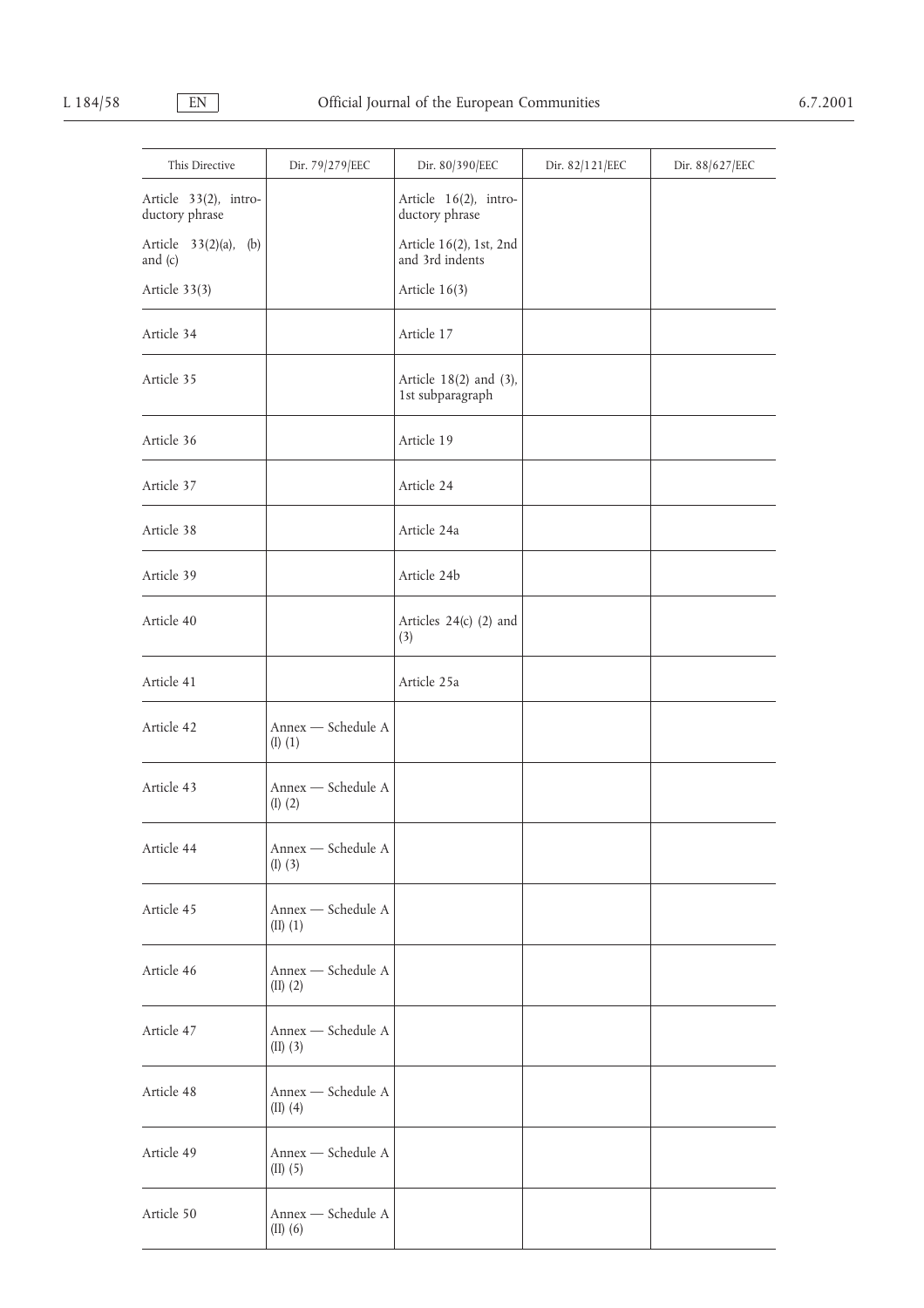| This Directive | Dir. 79/279/EEC | Dir. 80/390/EEC | Dir. 82/121/EEC | Dir. 88/627/EEC |
|---|---|---|---|---|
| Article 33(2), introductory phrase | | Article 16(2), introductory phrase | | |
| Article 33(2)(a), (b) and (c) | | Article 16(2), 1st, 2nd and 3rd indents | | |
| Article 33(3) | | Article 16(3) | | |
| Article 34 | | Article 17 | | |
| Article 35 | | Article 18(2) and (3), 1st subparagraph | | |
| Article 36 | | Article 19 | | |
| Article 37 | | Article 24 | | |
| Article 38 | | Article 24a | | |
| Article 39 | | Article 24b | | |
| Article 40 | | Articles 24(c) (2) and (3) | | |
| Article 41 | | Article 25a | | |
| Article 42 | Annex — Schedule A (I) (1) | | | |
| Article 43 | Annex — Schedule A (I) (2) | | | |
| Article 44 | Annex — Schedule A (I) (3) | | | |
| Article 45 | Annex — Schedule A (II) (1) | | | |
| Article 46 | Annex — Schedule A (II) (2) | | | |
| Article 47 | Annex — Schedule A (II) (3) | | | |
| Article 48 | Annex — Schedule A (II) (4) | | | |
| Article 49 | Annex — Schedule A (II) (5) | | | |
| Article 50 | Annex — Schedule A (II) (6) | | | |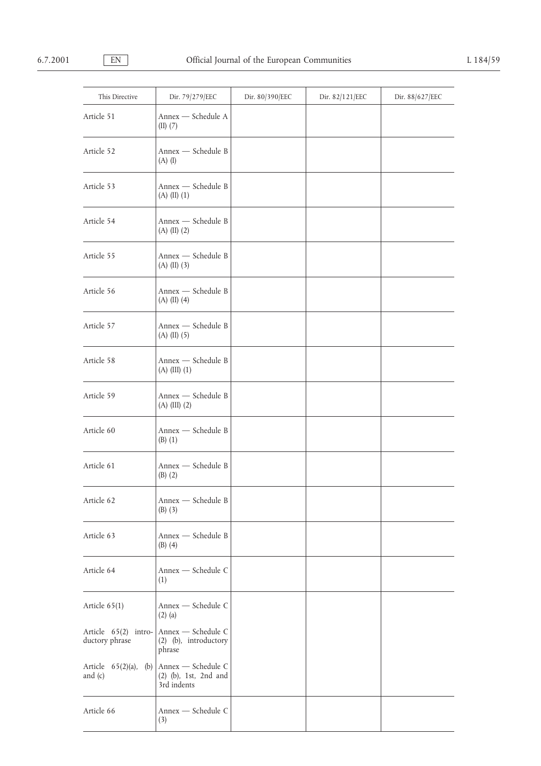| This Directive | Dir. 79/279/EEC | Dir. 80/390/EEC | Dir. 82/121/EEC | Dir. 88/627/EEC |
|---|---|---|---|---|
| Article 51 | Annex — Schedule A (II) (7) | | | |
| Article 52 | Annex — Schedule B (A) (I) | | | |
| Article 53 | Annex — Schedule B (A) (II) (1) | | | |
| Article 54 | Annex — Schedule B (A) (II) (2) | | | |
| Article 55 | Annex — Schedule B (A) (II) (3) | | | |
| Article 56 | Annex — Schedule B (A) (II) (4) | | | |
| Article 57 | Annex — Schedule B (A) (II) (5) | | | |
| Article 58 | Annex — Schedule B (A) (III) (1) | | | |
| Article 59 | Annex — Schedule B (A) (III) (2) | | | |
| Article 60 | Annex — Schedule B (B) (1) | | | |
| Article 61 | Annex — Schedule B (B) (2) | | | |
| Article 62 | Annex — Schedule B (B) (3) | | | |
| Article 63 | Annex — Schedule B (B) (4) | | | |
| Article 64 | Annex — Schedule C (1) | | | |
| Article 65(1)<br>Article 65(2) introductory phrase<br>Article 65(2)(a), (b) and (c) | Annex — Schedule C (2) (a)<br>Annex — Schedule C (2) (b), introductory phrase<br>Annex — Schedule C (2) (b), 1st, 2nd and 3rd indents | | | |
| Article 66 | Annex — Schedule C (3) | | | |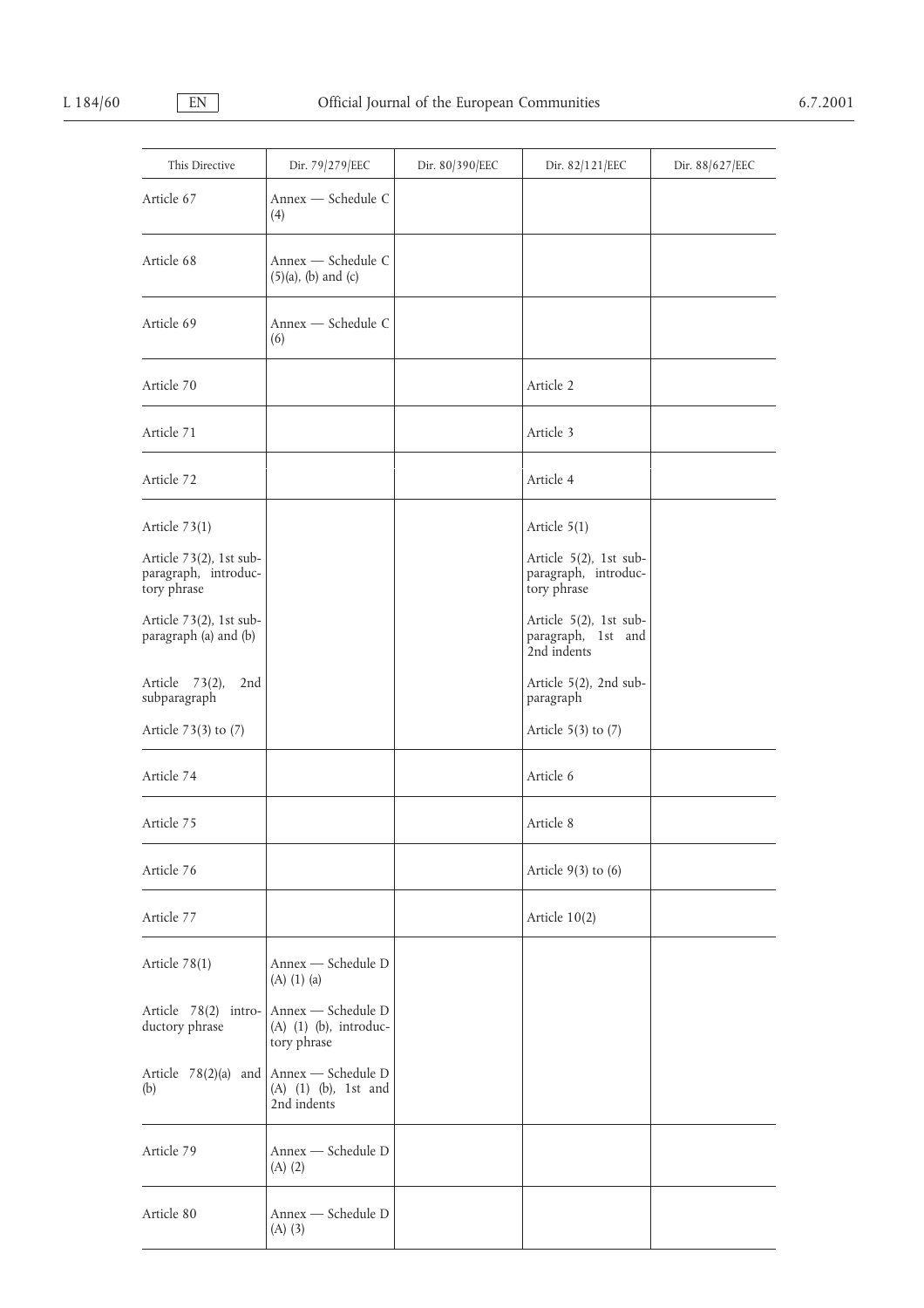| This Directive | Dir. 79/279/EEC | Dir. 80/390/EEC | Dir. 82/121/EEC | Dir. 88/627/EEC |
|---|---|---|---|---|
| Article 67 | Annex — Schedule C (4) | | | |
| Article 68 | Annex — Schedule C (5)(a), (b) and (c) | | | |
| Article 69 | Annex — Schedule C (6) | | | |
| Article 70 | | | Article 2 | |
| Article 71 | | | Article 3 | |
| Article 72 | | | Article 4 | |
| Article 73(1) | | | Article 5(1) | |
| Article 73(2), 1st subparagraph, introductory phrase | | | Article 5(2), 1st subparagraph, introductory phrase | |
| Article 73(2), 1st subparagraph (a) and (b) | | | Article 5(2), 1st subparagraph, 1st and 2nd indents | |
| Article 73(2), 2nd subparagraph | | | Article 5(2), 2nd subparagraph | |
| Article 73(3) to (7) | | | Article 5(3) to (7) | |
| Article 74 | | | Article 6 | |
| Article 75 | | | Article 8 | |
| Article 76 | | | Article 9(3) to (6) | |
| Article 77 | | | Article 10(2) | |
| Article 78(1) | Annex — Schedule D (A) (1) (a) | | | |
| Article 78(2) introductory phrase | Annex — Schedule D (A) (1) (b), introductory phrase | | | |
| Article 78(2)(a) and (b) | Annex — Schedule D (A) (1) (b), 1st and 2nd indents | | | |
| Article 79 | Annex — Schedule D (A) (2) | | | |
| Article 80 | Annex — Schedule D (A) (3) | | | |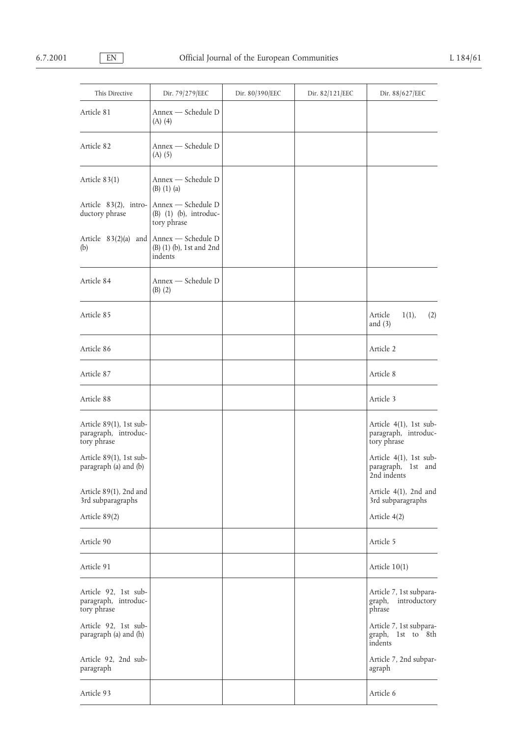| This Directive | Dir. 79/279/EEC | Dir. 80/390/EEC | Dir. 82/121/EEC | Dir. 88/627/EEC |
|---|---|---|---|---|
| Article 81 | Annex — Schedule D (A) (4) | | | |
| Article 82 | Annex — Schedule D (A) (5) | | | |
| Article 83(1) | Annex — Schedule D (B) (1) (a) | | | |
| Article 83(2), introductory phrase | Annex — Schedule D (B) (1) (b), introductory phrase | | | |
| Article 83(2)(a) and (b) | Annex — Schedule D (B) (1) (b), 1st and 2nd indents | | | |
| Article 84 | Annex — Schedule D (B) (2) | | | |
| Article 85 | | | | Article 1(1), (2) and (3) |
| Article 86 | | | | Article 2 |
| Article 87 | | | | Article 8 |
| Article 88 | | | | Article 3 |
| Article 89(1), 1st subparagraph, introductory phrase | | | | Article 4(1), 1st subparagraph, introductory phrase |
| Article 89(1), 1st subparagraph (a) and (b) | | | | Article 4(1), 1st subparagraph, 1st and 2nd indents |
| Article 89(1), 2nd and 3rd subparagraphs | | | | Article 4(1), 2nd and 3rd subparagraphs |
| Article 89(2) | | | | Article 4(2) |
| Article 90 | | | | Article 5 |
| Article 91 | | | | Article 10(1) |
| Article 92, 1st subparagraph, introductory phrase | | | | Article 7, 1st subparagraph, introductory phrase |
| Article 92, 1st subparagraph (a) and (h) | | | | Article 7, 1st subparagraph, 1st to 8th indents |
| Article 92, 2nd subparagraph | | | | Article 7, 2nd subparagraph |
| Article 93 | | | | Article 6 |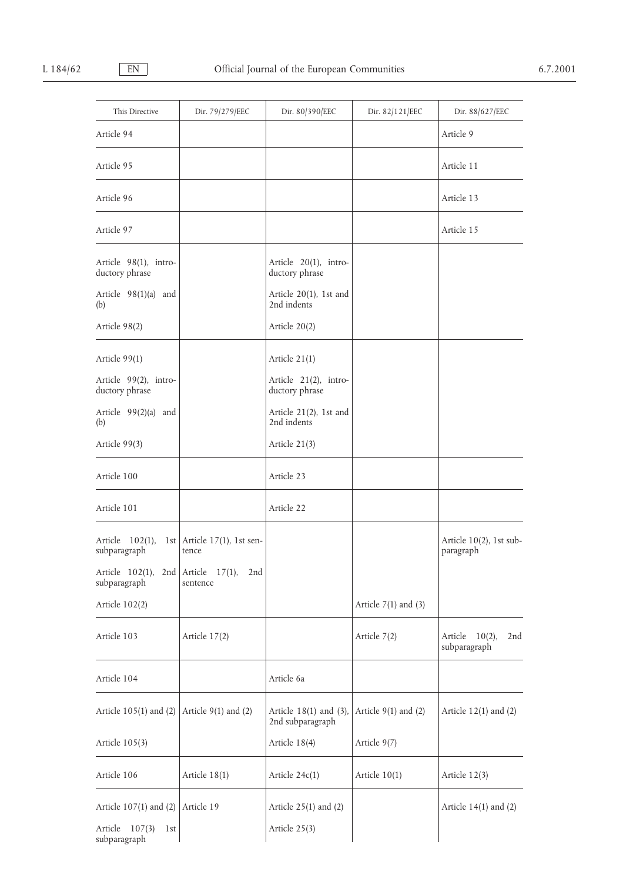| This Directive | Dir. 79/279/EEC | Dir. 80/390/EEC | Dir. 82/121/EEC | Dir. 88/627/EEC |
|---|---|---|---|---|
| Article 94 | | | | Article 9 |
| Article 95 | | | | Article 11 |
| Article 96 | | | | Article 13 |
| Article 97 | | | | Article 15 |
| Article 98(1), introductory phrase | | Article 20(1), introductory phrase | | |
| Article 98(1)(a) and (b) | | Article 20(1), 1st and 2nd indents | | |
| Article 98(2) | | Article 20(2) | | |
| Article 99(1) | | Article 21(1) | | |
| Article 99(2), introductory phrase | | Article 21(2), introductory phrase | | |
| Article 99(2)(a) and (b) | | Article 21(2), 1st and 2nd indents | | |
| Article 99(3) | | Article 21(3) | | |
| Article 100 | | Article 23 | | |
| Article 101 | | Article 22 | | |
| Article 102(1), 1st subparagraph | Article 17(1), 1st sentence | | | Article 10(2), 1st subparagraph |
| Article 102(1), 2nd subparagraph | Article 17(1), 2nd sentence | | | |
| Article 102(2) | | | Article 7(1) and (3) | |
| Article 103 | Article 17(2) | | Article 7(2) | Article 10(2), 2nd subparagraph |
| Article 104 | | Article 6a | | |
| Article 105(1) and (2) | Article 9(1) and (2) | Article 18(1) and (3), 2nd subparagraph | Article 9(1) and (2) | Article 12(1) and (2) |
| Article 105(3) | | Article 18(4) | Article 9(7) | |
| Article 106 | Article 18(1) | Article 24c(1) | Article 10(1) | Article 12(3) |
| Article 107(1) and (2) | Article 19 | Article 25(1) and (2) | | Article 14(1) and (2) |
| Article 107(3) 1st subparagraph | | Article 25(3) | | |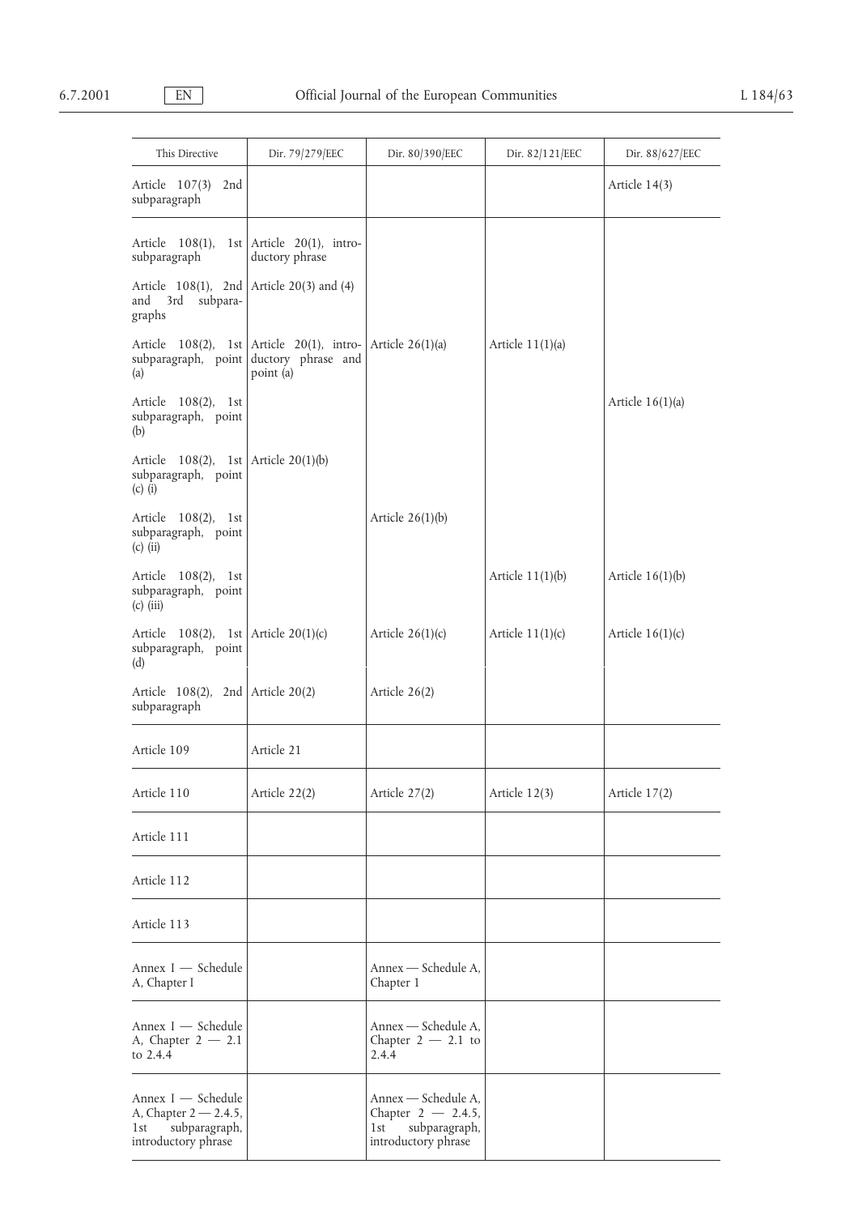| This Directive | Dir. 79/279/EEC | Dir. 80/390/EEC | Dir. 82/121/EEC | Dir. 88/627/EEC |
|---|---|---|---|---|
| Article 107(3) 2nd subparagraph | | | | Article 14(3) |
| Article 108(1), 1st subparagraph | Article 20(1), introductory phrase | | | |
| Article 108(1), 2nd and 3rd subparagraphs | Article 20(3) and (4) | | | |
| Article 108(2), 1st subparagraph, point (a) | Article 20(1), introductory phrase and point (a) | Article 26(1)(a) | Article 11(1)(a) | |
| Article 108(2), 1st subparagraph, point (b) | | | | Article 16(1)(a) |
| Article 108(2), 1st subparagraph, point (c) (i) | Article 20(1)(b) | | | |
| Article 108(2), 1st subparagraph, point (c) (ii) | | Article 26(1)(b) | | |
| Article 108(2), 1st subparagraph, point (c) (iii) | | | Article 11(1)(b) | Article 16(1)(b) |
| Article 108(2), 1st subparagraph, point (d) | Article 20(1)(c) | Article 26(1)(c) | Article 11(1)(c) | Article 16(1)(c) |
| Article 108(2), 2nd subparagraph | Article 20(2) | Article 26(2) | | |
| Article 109 | Article 21 | | | |
| Article 110 | Article 22(2) | Article 27(2) | Article 12(3) | Article 17(2) |
| Article 111 | | | | |
| Article 112 | | | | |
| Article 113 | | | | |
| Annex I — Schedule A, Chapter I | | Annex — Schedule A, Chapter 1 | | |
| Annex I — Schedule A, Chapter 2 — 2.1 to 2.4.4 | | Annex — Schedule A, Chapter 2 — 2.1 to 2.4.4 | | |
| Annex I — Schedule A, Chapter 2 — 2.4.5, 1st subparagraph, introductory phrase | | Annex — Schedule A, Chapter 2 — 2.4.5, 1st subparagraph, introductory phrase | | |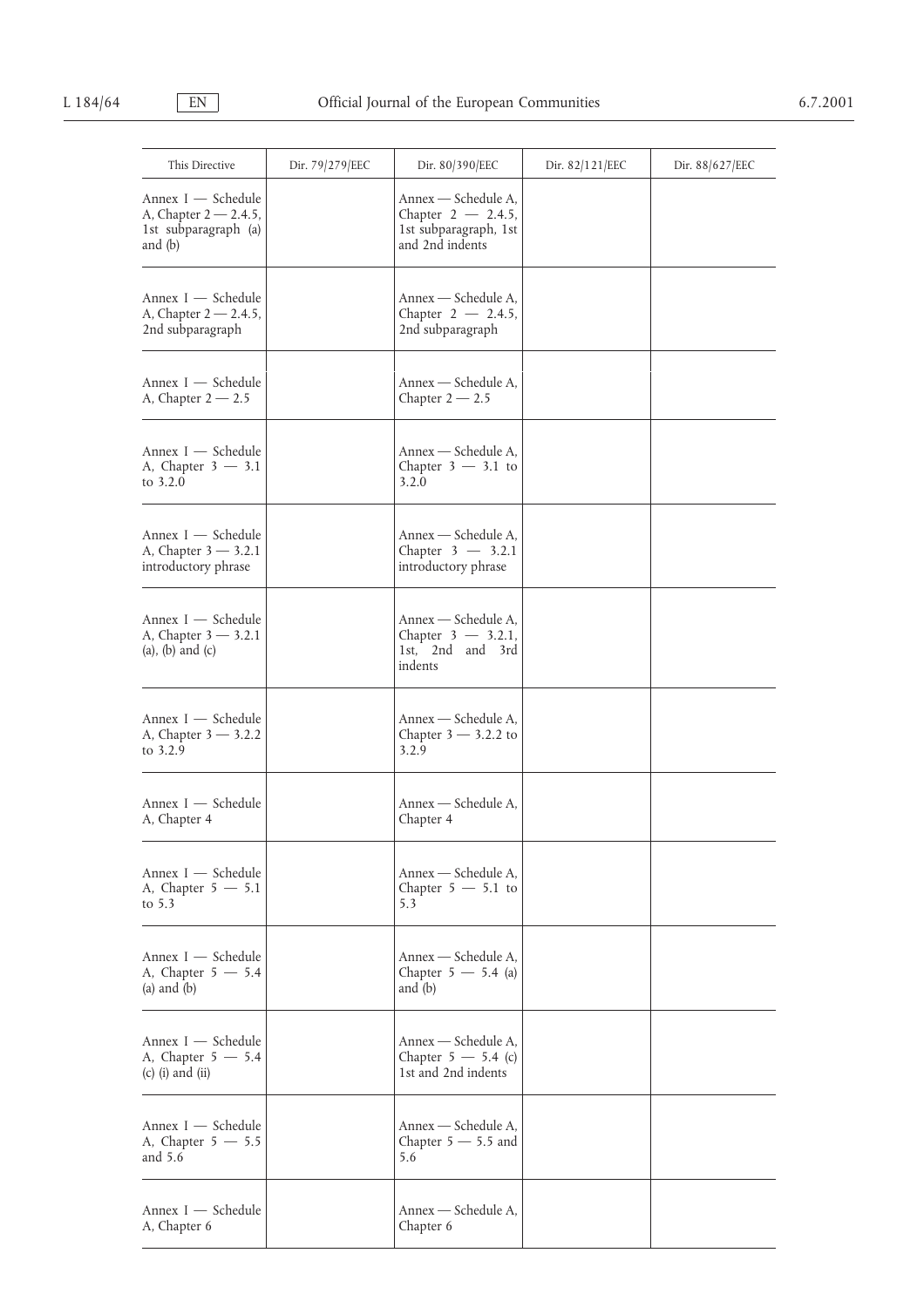| This Directive | Dir. 79/279/EEC | Dir. 80/390/EEC | Dir. 82/121/EEC | Dir. 88/627/EEC |
|---|---|---|---|---|
| Annex I — Schedule A, Chapter 2 — 2.4.5, 1st subparagraph (a) and (b) | | Annex — Schedule A, Chapter 2 — 2.4.5, 1st subparagraph, 1st and 2nd indents | | |
| Annex I — Schedule A, Chapter 2 — 2.4.5, 2nd subparagraph | | Annex — Schedule A, Chapter 2 — 2.4.5, 2nd subparagraph | | |
| Annex I — Schedule A, Chapter 2 — 2.5 | | Annex — Schedule A, Chapter 2 — 2.5 | | |
| Annex I — Schedule A, Chapter 3 — 3.1 to 3.2.0 | | Annex — Schedule A, Chapter 3 — 3.1 to 3.2.0 | | |
| Annex I — Schedule A, Chapter 3 — 3.2.1 introductory phrase | | Annex — Schedule A, Chapter 3 — 3.2.1 introductory phrase | | |
| Annex I — Schedule A, Chapter 3 — 3.2.1 (a), (b) and (c) | | Annex — Schedule A, Chapter 3 — 3.2.1, 1st, 2nd and 3rd indents | | |
| Annex I — Schedule A, Chapter 3 — 3.2.2 to 3.2.9 | | Annex — Schedule A, Chapter 3 — 3.2.2 to 3.2.9 | | |
| Annex I — Schedule A, Chapter 4 | | Annex — Schedule A, Chapter 4 | | |
| Annex I — Schedule A, Chapter 5 — 5.1 to 5.3 | | Annex — Schedule A, Chapter 5 — 5.1 to 5.3 | | |
| Annex I — Schedule A, Chapter 5 — 5.4 (a) and (b) | | Annex — Schedule A, Chapter 5 — 5.4 (a) and (b) | | |
| Annex I — Schedule A, Chapter 5 — 5.4 (c) (i) and (ii) | | Annex — Schedule A, Chapter 5 — 5.4 (c) 1st and 2nd indents | | |
| Annex I — Schedule A, Chapter 5 — 5.5 and 5.6 | | Annex — Schedule A, Chapter 5 — 5.5 and 5.6 | | |
| Annex I — Schedule A, Chapter 6 | | Annex — Schedule A, Chapter 6 | | |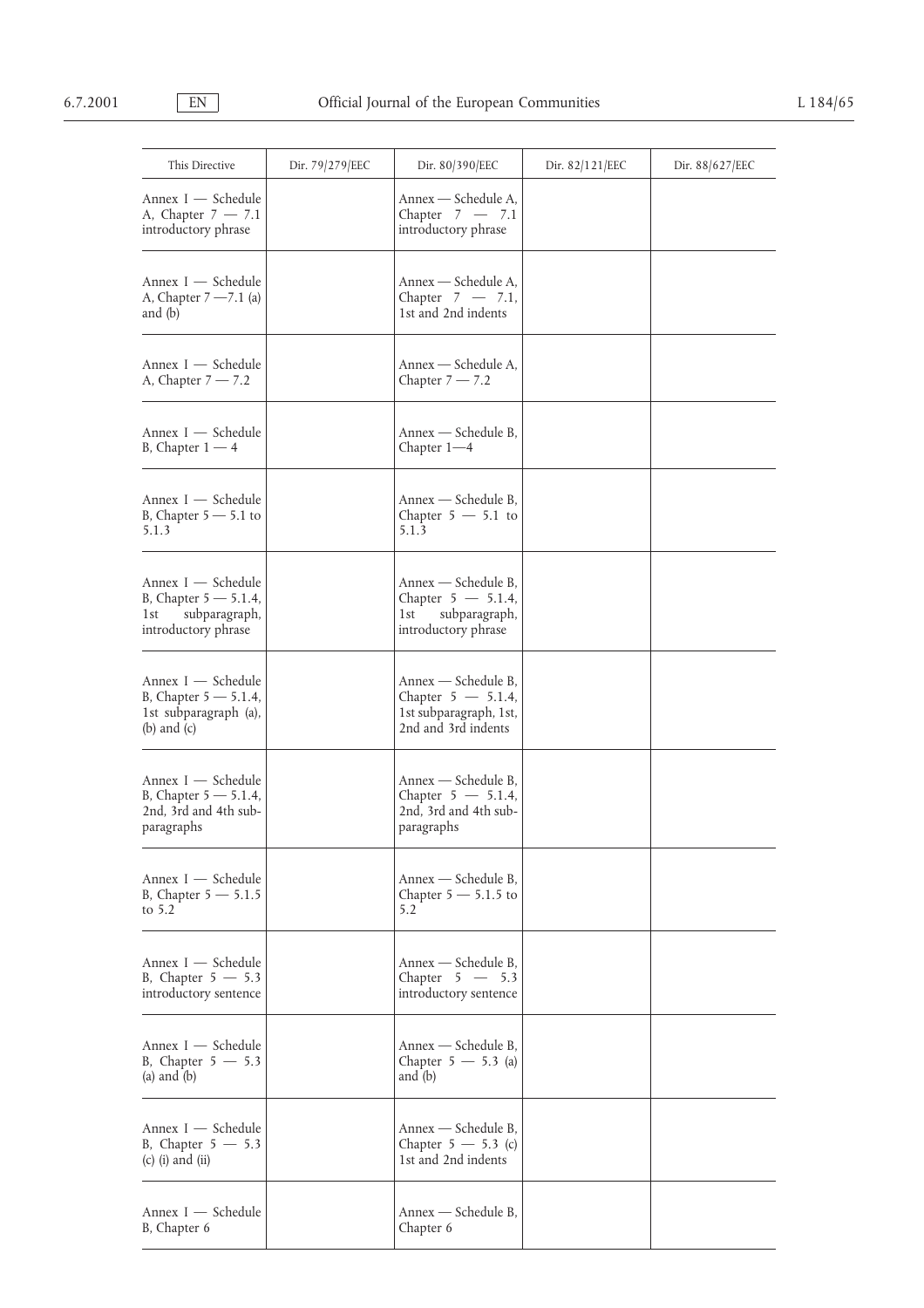| This Directive | Dir. 79/279/EEC | Dir. 80/390/EEC | Dir. 82/121/EEC | Dir. 88/627/EEC |
|---|---|---|---|---|
| Annex I — Schedule A, Chapter 7 — 7.1 introductory phrase | | Annex — Schedule A, Chapter 7 — 7.1 introductory phrase | | |
| Annex I — Schedule A, Chapter 7 —7.1 (a) and (b) | | Annex — Schedule A, Chapter 7 — 7.1, 1st and 2nd indents | | |
| Annex I — Schedule A, Chapter 7 — 7.2 | | Annex — Schedule A, Chapter 7 — 7.2 | | |
| Annex I — Schedule B, Chapter 1 — 4 | | Annex — Schedule B, Chapter 1—4 | | |
| Annex I — Schedule B, Chapter 5 — 5.1 to 5.1.3 | | Annex — Schedule B, Chapter 5 — 5.1 to 5.1.3 | | |
| Annex I — Schedule B, Chapter 5 — 5.1.4, 1st subparagraph, introductory phrase | | Annex — Schedule B, Chapter 5 — 5.1.4, 1st subparagraph, introductory phrase | | |
| Annex I — Schedule B, Chapter 5 — 5.1.4, 1st subparagraph (a), (b) and (c) | | Annex — Schedule B, Chapter 5 — 5.1.4, 1st subparagraph, 1st, 2nd and 3rd indents | | |
| Annex I — Schedule B, Chapter 5 — 5.1.4, 2nd, 3rd and 4th subparagraphs | | Annex — Schedule B, Chapter 5 — 5.1.4, 2nd, 3rd and 4th subparagraphs | | |
| Annex I — Schedule B, Chapter 5 — 5.1.5 to 5.2 | | Annex — Schedule B, Chapter 5 — 5.1.5 to 5.2 | | |
| Annex I — Schedule B, Chapter 5 — 5.3 introductory sentence | | Annex — Schedule B, Chapter 5 — 5.3 introductory sentence | | |
| Annex I — Schedule B, Chapter 5 — 5.3 (a) and (b) | | Annex — Schedule B, Chapter 5 — 5.3 (a) and (b) | | |
| Annex I — Schedule B, Chapter 5 — 5.3 (c) (i) and (ii) | | Annex — Schedule B, Chapter 5 — 5.3 (c) 1st and 2nd indents | | |
| Annex I — Schedule B, Chapter 6 | | Annex — Schedule B, Chapter 6 | | |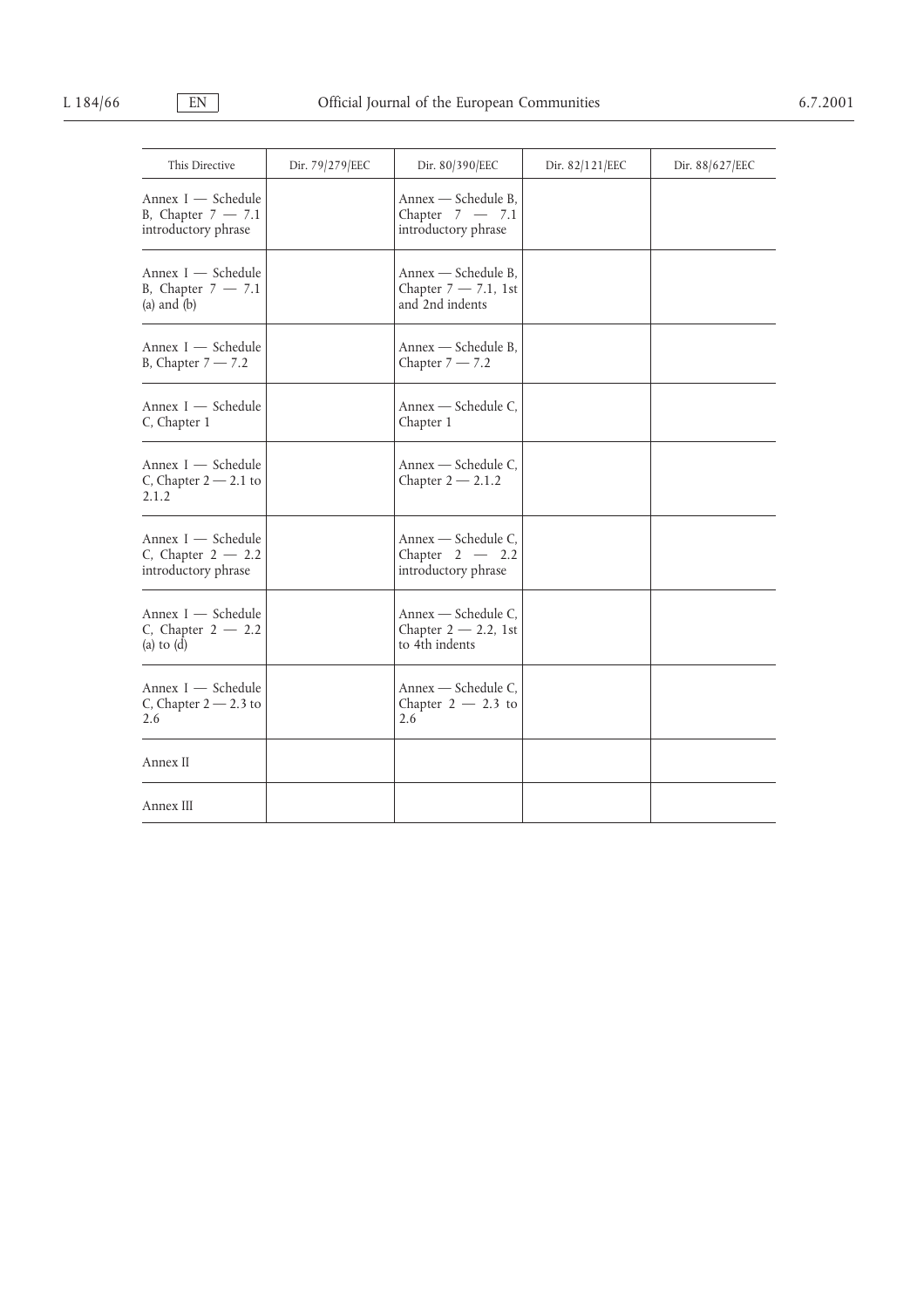| This Directive | Dir. 79/279/EEC | Dir. 80/390/EEC | Dir. 82/121/EEC | Dir. 88/627/EEC |
|---|---|---|---|---|
| Annex I — Schedule B, Chapter 7 — 7.1 introductory phrase | | Annex — Schedule B, Chapter 7 — 7.1 introductory phrase | | |
| Annex I — Schedule B, Chapter 7 — 7.1 (a) and (b) | | Annex — Schedule B, Chapter 7 — 7.1, 1st and 2nd indents | | |
| Annex I — Schedule B, Chapter 7 — 7.2 | | Annex — Schedule B, Chapter 7 — 7.2 | | |
| Annex I — Schedule C, Chapter 1 | | Annex — Schedule C, Chapter 1 | | |
| Annex I — Schedule C, Chapter 2 — 2.1 to 2.1.2 | | Annex — Schedule C, Chapter 2 — 2.1.2 | | |
| Annex I — Schedule C, Chapter 2 — 2.2 introductory phrase | | Annex — Schedule C, Chapter 2 — 2.2 introductory phrase | | |
| Annex I — Schedule C, Chapter 2 — 2.2 (a) to (d) | | Annex — Schedule C, Chapter 2 — 2.2, 1st to 4th indents | | |
| Annex I — Schedule C, Chapter 2 — 2.3 to 2.6 | | Annex — Schedule C, Chapter 2 — 2.3 to 2.6 | | |
| Annex II | | | | |
| Annex III | | | | |